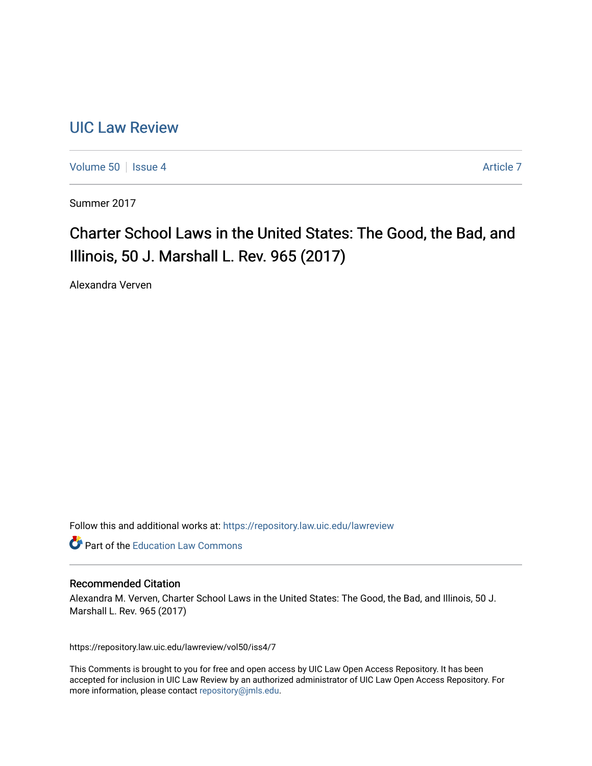# UIC Law Review

Volume 50 | Issue 4 | Article 7

Summer 2017

## Charter School Laws in the United States: The Good, the Bad, and Illinois, 50 J. Marshall L. Rev. 965 (2017)

Alexandra Verven

Follow this and additional works at: https://repository.law.uic.edu/lawreview

Part of the Education Law Commons

### Recommended Citation

Alexandra M. Verven, Charter School Laws in the United States: The Good, the Bad, and Illinois, 50 J. Marshall L. Rev. 965 (2017)

https://repository.law.uic.edu/lawreview/vol50/iss4/7

This Comments is brought to you for free and open access by UIC Law Open Access Repository. It has been accepted for inclusion in UIC Law Review by an authorized administrator of UIC Law Open Access Repository. For more information, please contact repository@jmls.edu.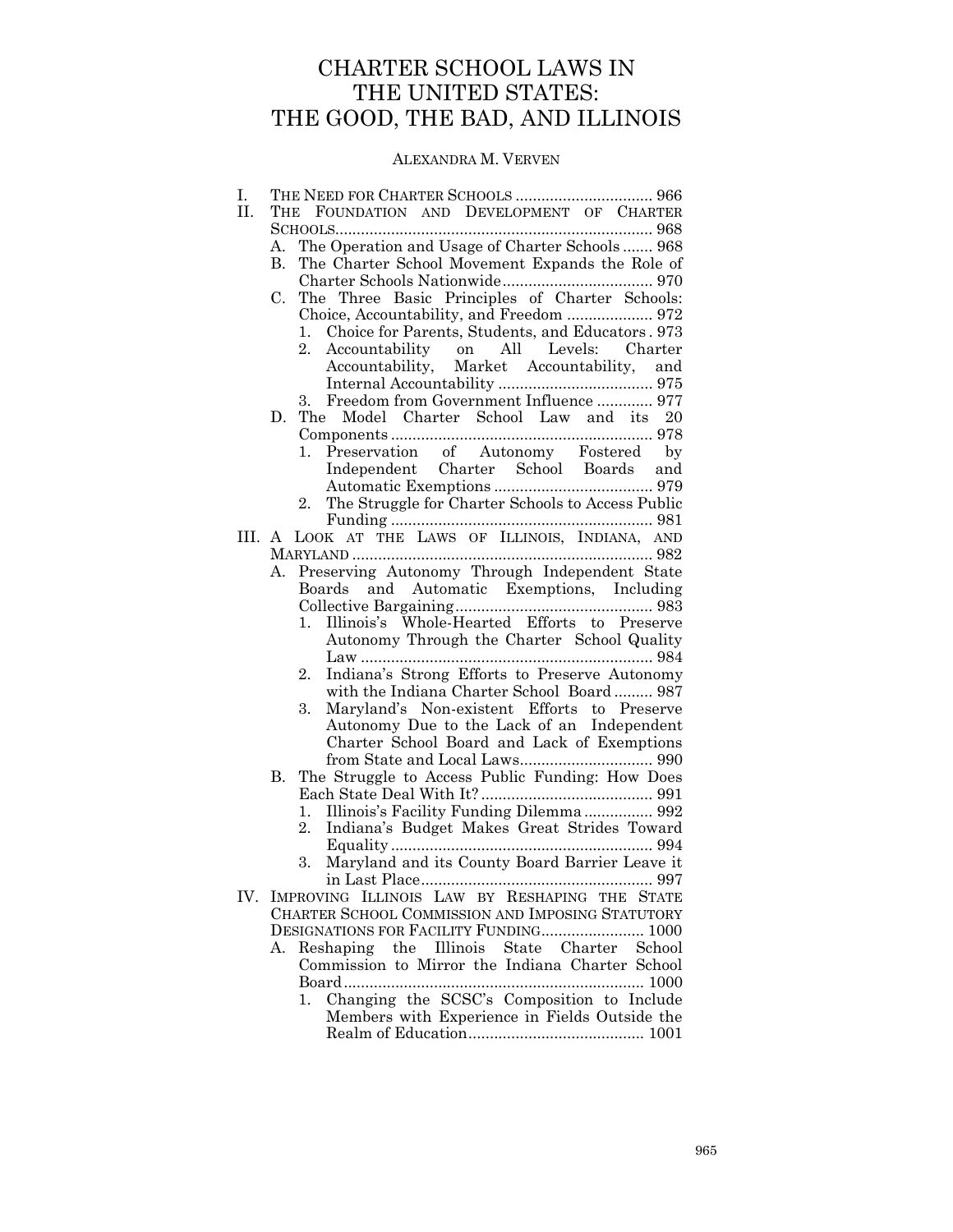# CHARTER SCHOOL LAWS IN THE UNITED STATES: THE GOOD, THE BAD, AND ILLINOIS

ALEXANDRA M. VERVEN

- I. THE NEED FOR CHARTER SCHOOLS ................................ 966
- II. THE FOUNDATION AND DEVELOPMENT OF CHARTER SCHOOLS......................................................................... 968
  - A. The Operation and Usage of Charter Schools ....... 968
  - B. The Charter School Movement Expands the Role of Charter Schools Nationwide................................... 970
  - C. The Three Basic Principles of Charter Schools: Choice, Accountability, and Freedom .................... 972
    - 1. Choice for Parents, Students, and Educators . 973
    - 2. Accountability on All Levels: Charter Accountability, Market Accountability, and Internal Accountability .................................... 975
    - 3. Freedom from Government Influence ............. 977
  - D. The Model Charter School Law and its 20 Components ............................................................. 978
    - 1. Preservation of Autonomy Fostered by Independent Charter School Boards and Automatic Exemptions ..................................... 979
    - 2. The Struggle for Charter Schools to Access Public Funding ............................................................ 981
- III. A LOOK AT THE LAWS OF ILLINOIS, INDIANA, AND MARYLAND ...................................................................... 982
  - A. Preserving Autonomy Through Independent State Boards and Automatic Exemptions, Including Collective Bargaining.............................................. 983
    - 1. Illinois's Whole-Hearted Efforts to Preserve Autonomy Through the Charter School Quality Law ................................................................... 984
    - 2. Indiana's Strong Efforts to Preserve Autonomy with the Indiana Charter School Board ......... 987
    - 3. Maryland's Non-existent Efforts to Preserve Autonomy Due to the Lack of an Independent Charter School Board and Lack of Exemptions from State and Local Laws............................... 990
  - B. The Struggle to Access Public Funding: How Does Each State Deal With It? ........................................ 991
    - 1. Illinois's Facility Funding Dilemma ................ 992
    - 2. Indiana's Budget Makes Great Strides Toward Equality ............................................................ 994
    - 3. Maryland and its County Board Barrier Leave it in Last Place...................................................... 997
- IV. IMPROVING ILLINOIS LAW BY RESHAPING THE STATE CHARTER SCHOOL COMMISSION AND IMPOSING STATUTORY DESIGNATIONS FOR FACILITY FUNDING........................ 1000
  - A. Reshaping the Illinois State Charter School Commission to Mirror the Indiana Charter School Board ..................................................................... 1000
    - 1. Changing the SCSC's Composition to Include Members with Experience in Fields Outside the Realm of Education......................................... 1001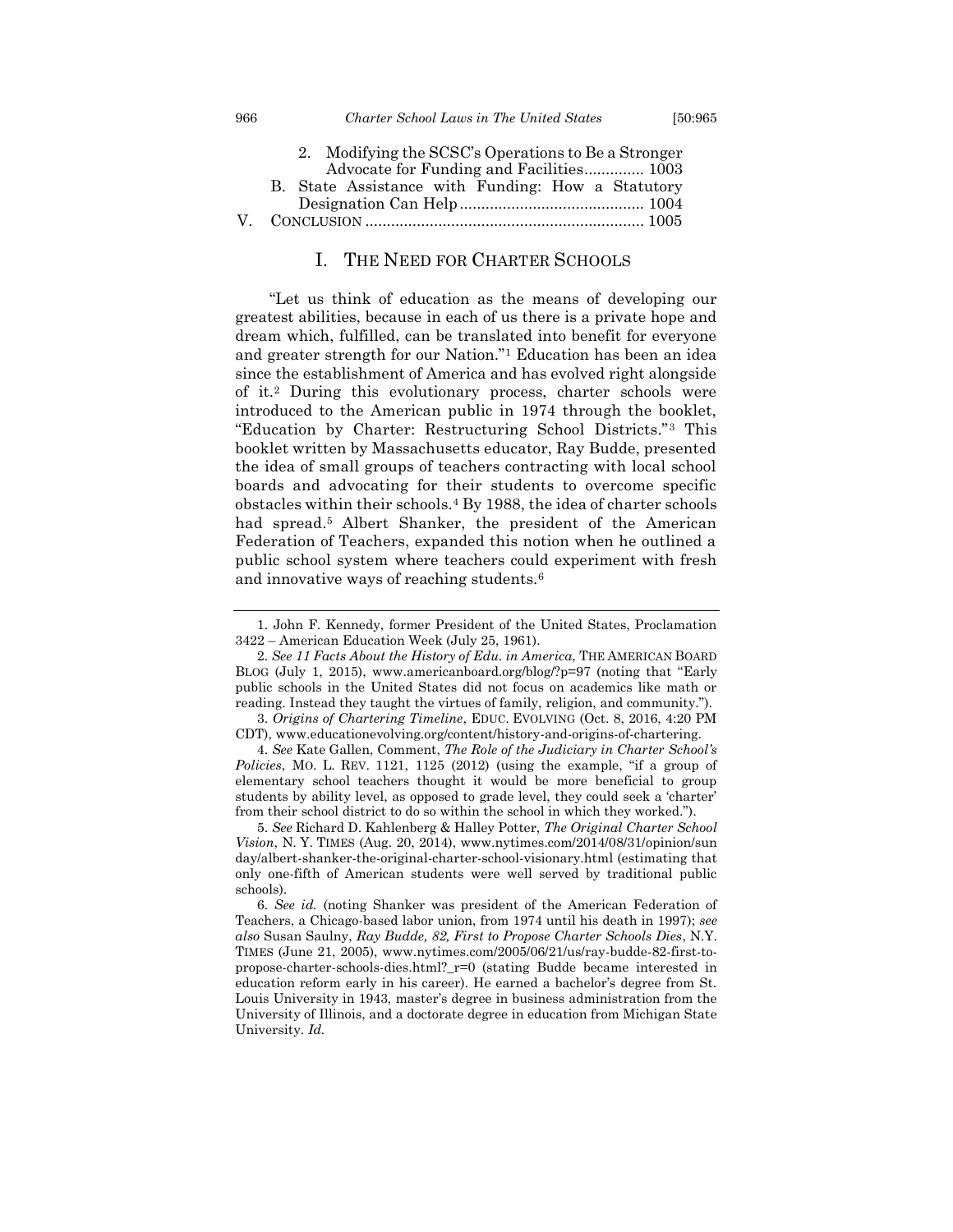2. Modifying the SCSC's Operations to Be a Stronger Advocate for Funding and Facilities.............. 1003

B. State Assistance with Funding: How a Statutory Designation Can Help........................................... 1004

V. CONCLUSION ................................................................. 1005

# I. THE NEED FOR CHARTER SCHOOLS

"Let us think of education as the means of developing our greatest abilities, because in each of us there is a private hope and dream which, fulfilled, can be translated into benefit for everyone and greater strength for our Nation."[1] Education has been an idea since the establishment of America and has evolved right alongside of it.[2] During this evolutionary process, charter schools were introduced to the American public in 1974 through the booklet, "Education by Charter: Restructuring School Districts."[3] This booklet written by Massachusetts educator, Ray Budde, presented the idea of small groups of teachers contracting with local school boards and advocating for their students to overcome specific obstacles within their schools.[4] By 1988, the idea of charter schools had spread.[5] Albert Shanker, the president of the American Federation of Teachers, expanded this notion when he outlined a public school system where teachers could experiment with fresh and innovative ways of reaching students.[6]

---

1. John F. Kennedy, former President of the United States, Proclamation 3422 – American Education Week (July 25, 1961).

2. *See 11 Facts About the History of Edu. in America*, THE AMERICAN BOARD BLOG (July 1, 2015), www.americanboard.org/blog/?p=97 (noting that "Early public schools in the United States did not focus on academics like math or reading. Instead they taught the virtues of family, religion, and community.").

3. *Origins of Chartering Timeline*, EDUC. EVOLVING (Oct. 8, 2016, 4:20 PM CDT), www.educationevolving.org/content/history-and-origins-of-chartering.

4. *See* Kate Gallen, Comment, *The Role of the Judiciary in Charter School's Policies*, MO. L. REV. 1121, 1125 (2012) (using the example, "if a group of elementary school teachers thought it would be more beneficial to group students by ability level, as opposed to grade level, they could seek a 'charter' from their school district to do so within the school in which they worked.").

5. *See* Richard D. Kahlenberg & Halley Potter, *The Original Charter School Vision*, N. Y. TIMES (Aug. 20, 2014), www.nytimes.com/2014/08/31/opinion/sunday/albert-shanker-the-original-charter-school-visionary.html (estimating that only one-fifth of American students were well served by traditional public schools).

6. *See id.* (noting Shanker was president of the American Federation of Teachers, a Chicago-based labor union, from 1974 until his death in 1997); *see also* Susan Saulny, *Ray Budde, 82, First to Propose Charter Schools Dies*, N.Y. TIMES (June 21, 2005), www.nytimes.com/2005/06/21/us/ray-budde-82-first-to-propose-charter-schools-dies.html?_r=0 (stating Budde became interested in education reform early in his career). He earned a bachelor's degree from St. Louis University in 1943, master's degree in business administration from the University of Illinois, and a doctorate degree in education from Michigan State University. *Id.*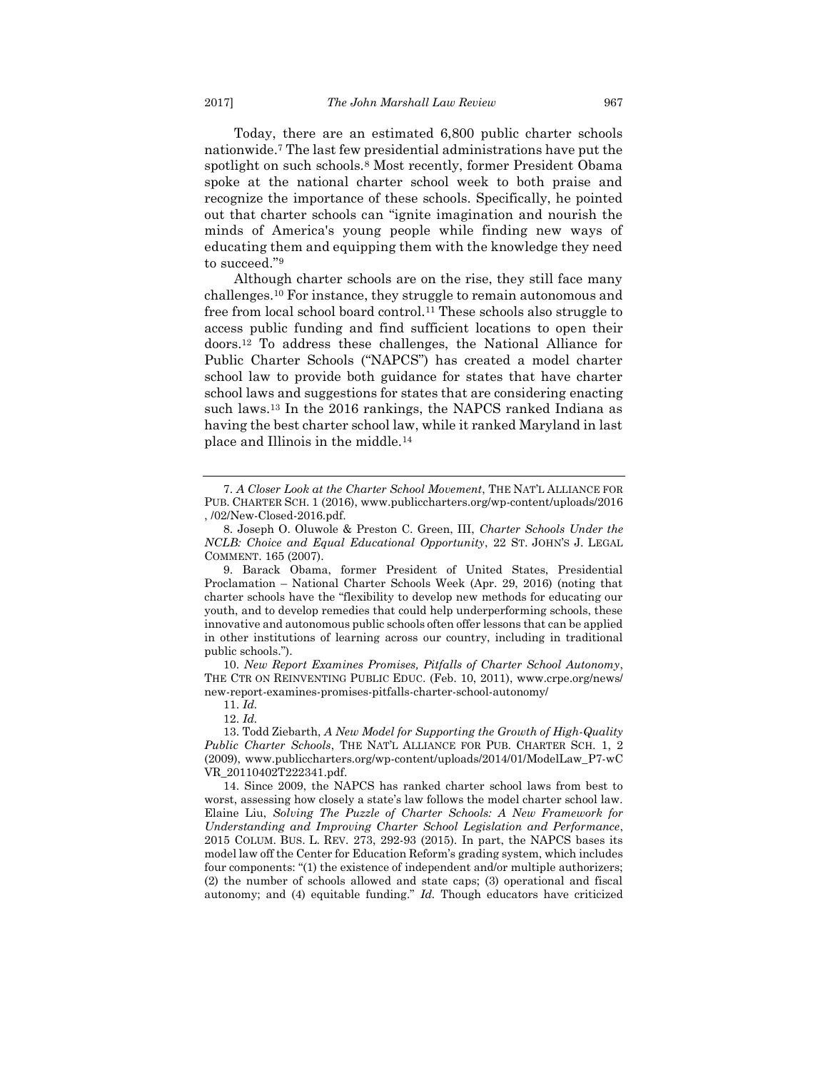Today, there are an estimated 6,800 public charter schools nationwide.[7] The last few presidential administrations have put the spotlight on such schools.[8] Most recently, former President Obama spoke at the national charter school week to both praise and recognize the importance of these schools. Specifically, he pointed out that charter schools can "ignite imagination and nourish the minds of America's young people while finding new ways of educating them and equipping them with the knowledge they need to succeed."[9]

Although charter schools are on the rise, they still face many challenges.[10] For instance, they struggle to remain autonomous and free from local school board control.[11] These schools also struggle to access public funding and find sufficient locations to open their doors.[12] To address these challenges, the National Alliance for Public Charter Schools ("NAPCS") has created a model charter school law to provide both guidance for states that have charter school laws and suggestions for states that are considering enacting such laws.[13] In the 2016 rankings, the NAPCS ranked Indiana as having the best charter school law, while it ranked Maryland in last place and Illinois in the middle.[14]

---

7. *A Closer Look at the Charter School Movement*, THE NAT'L ALLIANCE FOR PUB. CHARTER SCH. 1 (2016), www.publiccharters.org/wp-content/uploads/2016 , /02/New-Closed-2016.pdf.

8. Joseph O. Oluwole & Preston C. Green, III, *Charter Schools Under the NCLB: Choice and Equal Educational Opportunity*, 22 ST. JOHN'S J. LEGAL COMMENT. 165 (2007).

9. Barack Obama, former President of United States, Presidential Proclamation – National Charter Schools Week (Apr. 29, 2016) (noting that charter schools have the "flexibility to develop new methods for educating our youth, and to develop remedies that could help underperforming schools, these innovative and autonomous public schools often offer lessons that can be applied in other institutions of learning across our country, including in traditional public schools.").

10. *New Report Examines Promises, Pitfalls of Charter School Autonomy*, THE CTR ON REINVENTING PUBLIC EDUC. (Feb. 10, 2011), www.crpe.org/news/new-report-examines-promises-pitfalls-charter-school-autonomy/

11. *Id.*

12. *Id.*

13. Todd Ziebarth, *A New Model for Supporting the Growth of High-Quality Public Charter Schools*, THE NAT'L ALLIANCE FOR PUB. CHARTER SCH. 1, 2 (2009), www.publiccharters.org/wp-content/uploads/2014/01/ModelLaw_P7-wCVR_20110402T222341.pdf.

14. Since 2009, the NAPCS has ranked charter school laws from best to worst, assessing how closely a state's law follows the model charter school law. Elaine Liu, *Solving The Puzzle of Charter Schools: A New Framework for Understanding and Improving Charter School Legislation and Performance*, 2015 COLUM. BUS. L. REV. 273, 292-93 (2015). In part, the NAPCS bases its model law off the Center for Education Reform's grading system, which includes four components: "(1) the existence of independent and/or multiple authorizers; (2) the number of schools allowed and state caps; (3) operational and fiscal autonomy; and (4) equitable funding." *Id.* Though educators have criticized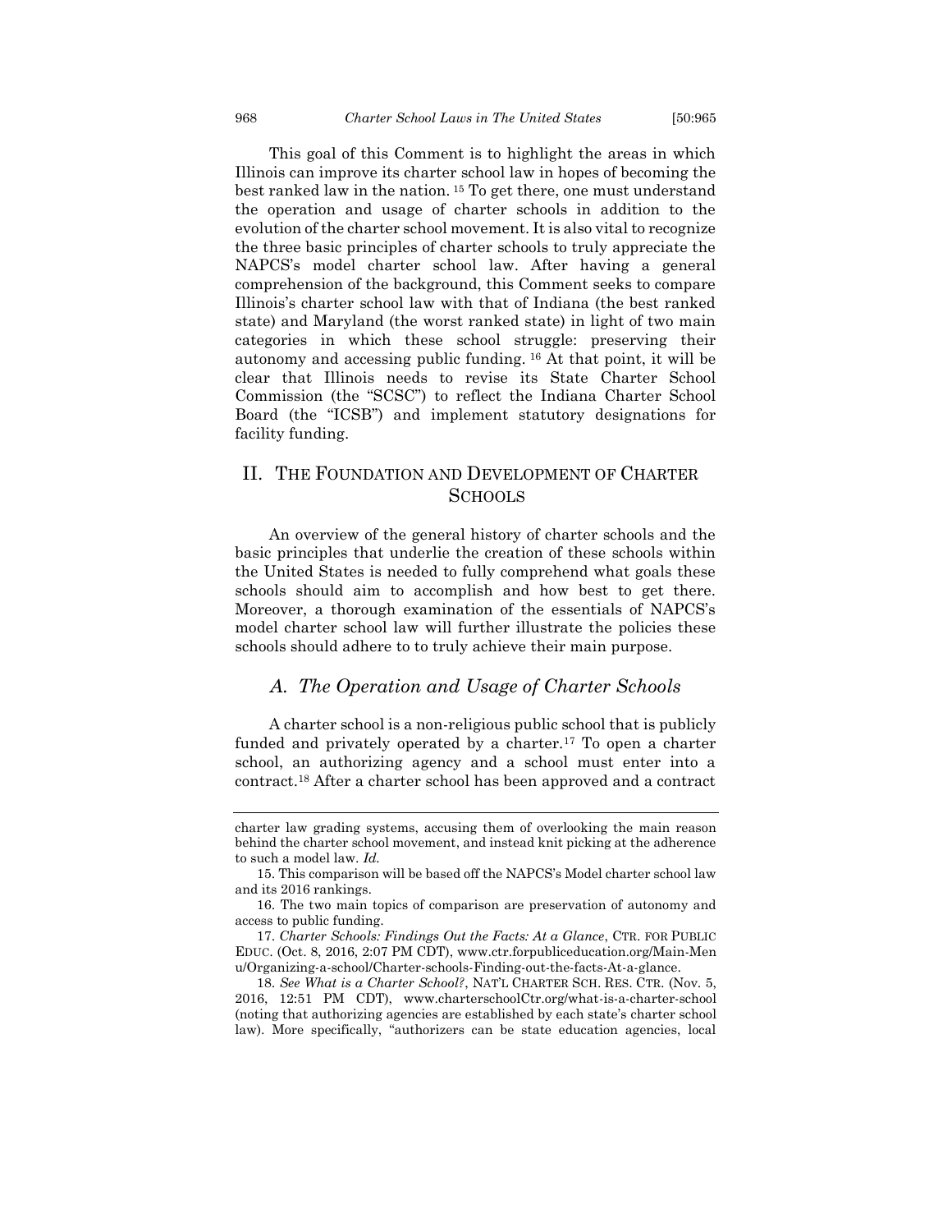This goal of this Comment is to highlight the areas in which Illinois can improve its charter school law in hopes of becoming the best ranked law in the nation. [15] To get there, one must understand the operation and usage of charter schools in addition to the evolution of the charter school movement. It is also vital to recognize the three basic principles of charter schools to truly appreciate the NAPCS's model charter school law. After having a general comprehension of the background, this Comment seeks to compare Illinois's charter school law with that of Indiana (the best ranked state) and Maryland (the worst ranked state) in light of two main categories in which these school struggle: preserving their autonomy and accessing public funding. [16] At that point, it will be clear that Illinois needs to revise its State Charter School Commission (the "SCSC") to reflect the Indiana Charter School Board (the "ICSB") and implement statutory designations for facility funding.

## II. THE FOUNDATION AND DEVELOPMENT OF CHARTER SCHOOLS

An overview of the general history of charter schools and the basic principles that underlie the creation of these schools within the United States is needed to fully comprehend what goals these schools should aim to accomplish and how best to get there. Moreover, a thorough examination of the essentials of NAPCS's model charter school law will further illustrate the policies these schools should adhere to to truly achieve their main purpose.

### *A. The Operation and Usage of Charter Schools*

A charter school is a non-religious public school that is publicly funded and privately operated by a charter.[17] To open a charter school, an authorizing agency and a school must enter into a contract.[18] After a charter school has been approved and a contract

---

charter law grading systems, accusing them of overlooking the main reason behind the charter school movement, and instead knit picking at the adherence to such a model law. *Id.*

15. This comparison will be based off the NAPCS's Model charter school law and its 2016 rankings.

16. The two main topics of comparison are preservation of autonomy and access to public funding.

17. *Charter Schools: Findings Out the Facts: At a Glance*, CTR. FOR PUBLIC EDUC. (Oct. 8, 2016, 2:07 PM CDT), www.ctr.forpubliceducation.org/Main-Menu/Organizing-a-school/Charter-schools-Finding-out-the-facts-At-a-glance.

18. *See What is a Charter School?*, NAT'L CHARTER SCH. RES. CTR. (Nov. 5, 2016, 12:51 PM CDT), www.charterschoolCtr.org/what-is-a-charter-school (noting that authorizing agencies are established by each state's charter school law). More specifically, "authorizers can be state education agencies, local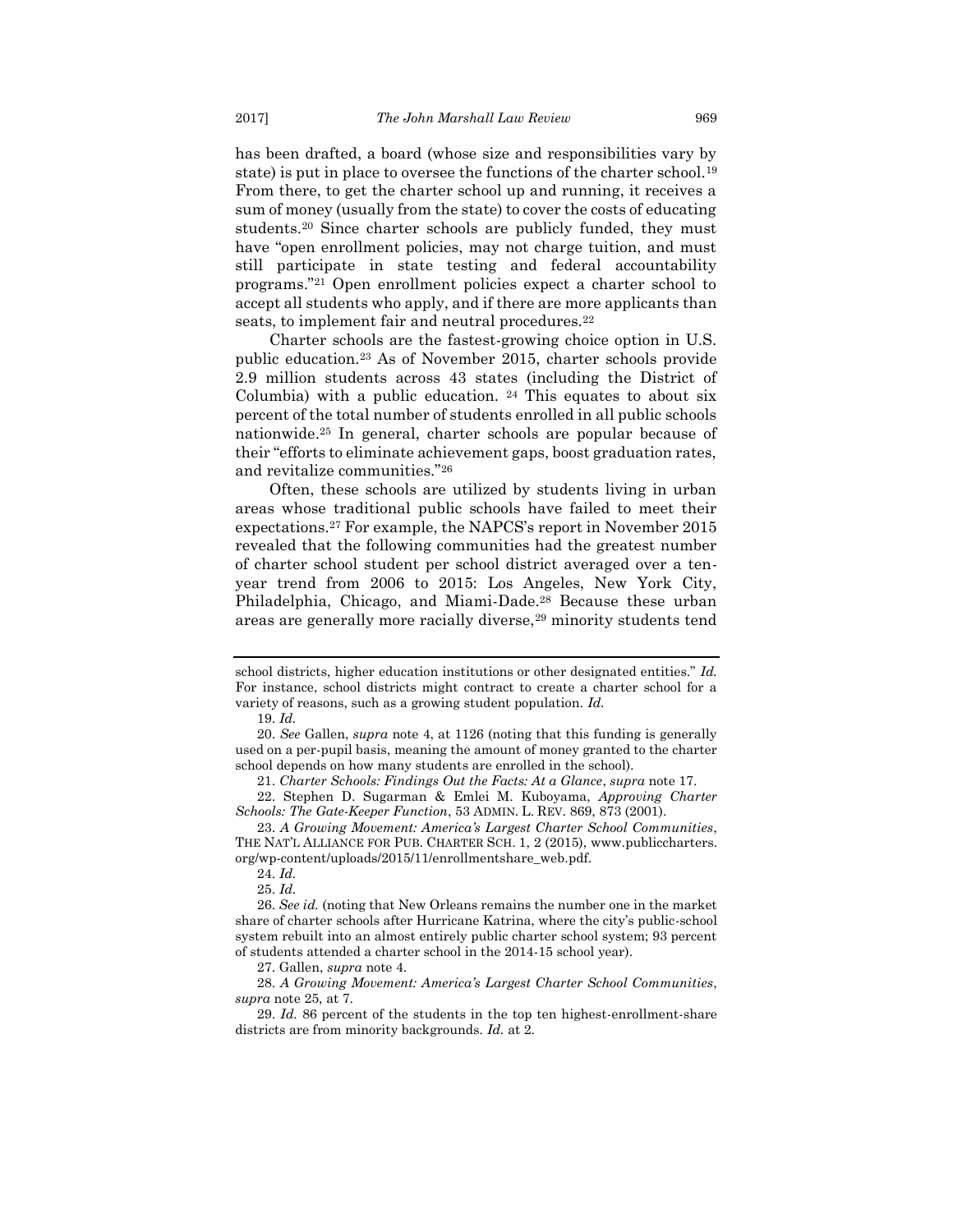has been drafted, a board (whose size and responsibilities vary by state) is put in place to oversee the functions of the charter school.[19] From there, to get the charter school up and running, it receives a sum of money (usually from the state) to cover the costs of educating students.[20] Since charter schools are publicly funded, they must have "open enrollment policies, may not charge tuition, and must still participate in state testing and federal accountability programs."[21] Open enrollment policies expect a charter school to accept all students who apply, and if there are more applicants than seats, to implement fair and neutral procedures.[22]

Charter schools are the fastest-growing choice option in U.S. public education.[23] As of November 2015, charter schools provide 2.9 million students across 43 states (including the District of Columbia) with a public education. [24] This equates to about six percent of the total number of students enrolled in all public schools nationwide.[25] In general, charter schools are popular because of their "efforts to eliminate achievement gaps, boost graduation rates, and revitalize communities."[26]

Often, these schools are utilized by students living in urban areas whose traditional public schools have failed to meet their expectations.[27] For example, the NAPCS's report in November 2015 revealed that the following communities had the greatest number of charter school student per school district averaged over a ten-year trend from 2006 to 2015: Los Angeles, New York City, Philadelphia, Chicago, and Miami-Dade.[28] Because these urban areas are generally more racially diverse,[29] minority students tend

---

school districts, higher education institutions or other designated entities." *Id.* For instance, school districts might contract to create a charter school for a variety of reasons, such as a growing student population. *Id.*

19. *Id.*

20. *See* Gallen, *supra* note 4, at 1126 (noting that this funding is generally used on a per-pupil basis, meaning the amount of money granted to the charter school depends on how many students are enrolled in the school).

21. *Charter Schools: Findings Out the Facts: At a Glance*, *supra* note 17.

22. Stephen D. Sugarman & Emlei M. Kuboyama, *Approving Charter Schools: The Gate-Keeper Function*, 53 ADMIN. L. REV. 869, 873 (2001).

23. *A Growing Movement: America's Largest Charter School Communities*, THE NAT'L ALLIANCE FOR PUB. CHARTER SCH. 1, 2 (2015), www.publiccharters.org/wp-content/uploads/2015/11/enrollmentshare_web.pdf.

24. *Id.*

25. *Id.*

26. *See id.* (noting that New Orleans remains the number one in the market share of charter schools after Hurricane Katrina, where the city's public-school system rebuilt into an almost entirely public charter school system; 93 percent of students attended a charter school in the 2014-15 school year).

27. Gallen, *supra* note 4.

28. *A Growing Movement: America's Largest Charter School Communities*, *supra* note 25, at 7.

29. *Id.* 86 percent of the students in the top ten highest-enrollment-share districts are from minority backgrounds. *Id.* at 2.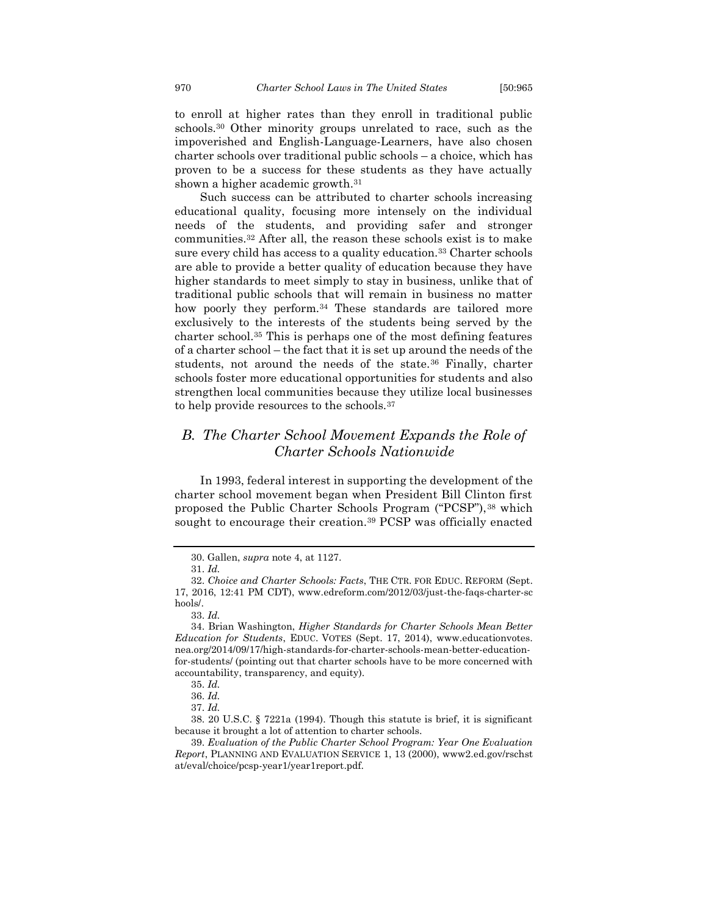to enroll at higher rates than they enroll in traditional public schools.[30] Other minority groups unrelated to race, such as the impoverished and English-Language-Learners, have also chosen charter schools over traditional public schools – a choice, which has proven to be a success for these students as they have actually shown a higher academic growth.[31]

Such success can be attributed to charter schools increasing educational quality, focusing more intensely on the individual needs of the students, and providing safer and stronger communities.[32] After all, the reason these schools exist is to make sure every child has access to a quality education.[33] Charter schools are able to provide a better quality of education because they have higher standards to meet simply to stay in business, unlike that of traditional public schools that will remain in business no matter how poorly they perform.[34] These standards are tailored more exclusively to the interests of the students being served by the charter school.[35] This is perhaps one of the most defining features of a charter school – the fact that it is set up around the needs of the students, not around the needs of the state.[36] Finally, charter schools foster more educational opportunities for students and also strengthen local communities because they utilize local businesses to help provide resources to the schools.[37]

## *B. The Charter School Movement Expands the Role of Charter Schools Nationwide*

In 1993, federal interest in supporting the development of the charter school movement began when President Bill Clinton first proposed the Public Charter Schools Program ("PCSP"),[38] which sought to encourage their creation.[39] PCSP was officially enacted

---

30. Gallen, *supra* note 4, at 1127.

31. *Id.*

32. *Choice and Charter Schools: Facts*, THE CTR. FOR EDUC. REFORM (Sept. 17, 2016, 12:41 PM CDT), www.edreform.com/2012/03/just-the-faqs-charter-schools/.

33. *Id.*

34. Brian Washington, *Higher Standards for Charter Schools Mean Better Education for Students*, EDUC. VOTES (Sept. 17, 2014), www.educationvotes.nea.org/2014/09/17/high-standards-for-charter-schools-mean-better-education-for-students/ (pointing out that charter schools have to be more concerned with accountability, transparency, and equity).

35. *Id.*

36. *Id.*

37. *Id.*

38. 20 U.S.C. § 7221a (1994). Though this statute is brief, it is significant because it brought a lot of attention to charter schools.

39. *Evaluation of the Public Charter School Program: Year One Evaluation Report*, PLANNING AND EVALUATION SERVICE 1, 13 (2000), www2.ed.gov/rschstat/eval/choice/pcsp-year1/year1report.pdf.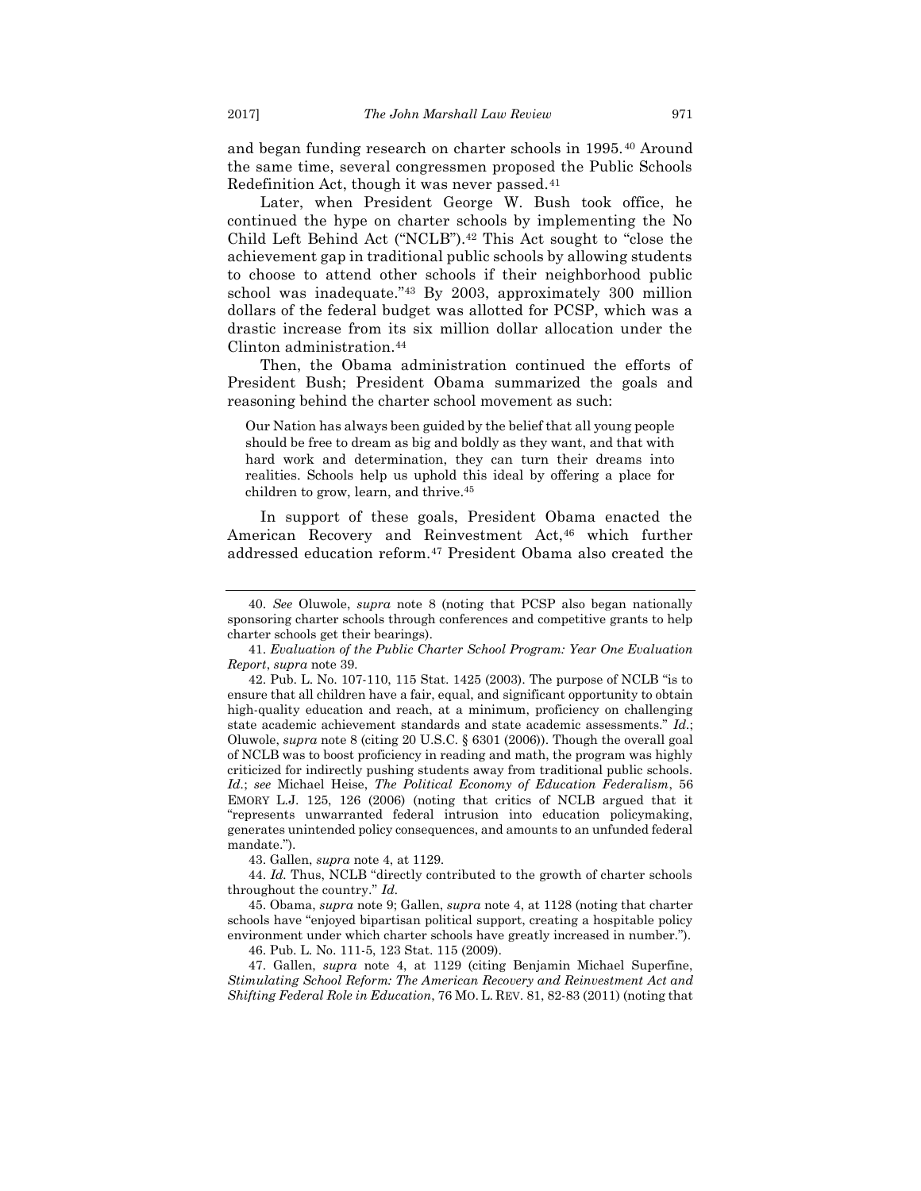and began funding research on charter schools in 1995.[40] Around the same time, several congressmen proposed the Public Schools Redefinition Act, though it was never passed.[41]

Later, when President George W. Bush took office, he continued the hype on charter schools by implementing the No Child Left Behind Act ("NCLB").[42] This Act sought to "close the achievement gap in traditional public schools by allowing students to choose to attend other schools if their neighborhood public school was inadequate."[43] By 2003, approximately 300 million dollars of the federal budget was allotted for PCSP, which was a drastic increase from its six million dollar allocation under the Clinton administration.[44]

Then, the Obama administration continued the efforts of President Bush; President Obama summarized the goals and reasoning behind the charter school movement as such:

> Our Nation has always been guided by the belief that all young people should be free to dream as big and boldly as they want, and that with hard work and determination, they can turn their dreams into realities. Schools help us uphold this ideal by offering a place for children to grow, learn, and thrive.[45]

In support of these goals, President Obama enacted the American Recovery and Reinvestment Act,[46] which further addressed education reform.[47] President Obama also created the

---

40. *See* Oluwole, *supra* note 8 (noting that PCSP also began nationally sponsoring charter schools through conferences and competitive grants to help charter schools get their bearings).

41. *Evaluation of the Public Charter School Program: Year One Evaluation Report*, *supra* note 39.

42. Pub. L. No. 107-110, 115 Stat. 1425 (2003). The purpose of NCLB "is to ensure that all children have a fair, equal, and significant opportunity to obtain high-quality education and reach, at a minimum, proficiency on challenging state academic achievement standards and state academic assessments." *Id.*; Oluwole, *supra* note 8 (citing 20 U.S.C. § 6301 (2006)). Though the overall goal of NCLB was to boost proficiency in reading and math, the program was highly criticized for indirectly pushing students away from traditional public schools. *Id.*; *see* Michael Heise, *The Political Economy of Education Federalism*, 56 EMORY L.J. 125, 126 (2006) (noting that critics of NCLB argued that it "represents unwarranted federal intrusion into education policymaking, generates unintended policy consequences, and amounts to an unfunded federal mandate.").

43. Gallen, *supra* note 4, at 1129.

44. *Id.* Thus, NCLB "directly contributed to the growth of charter schools throughout the country." *Id.*

45. Obama, *supra* note 9; Gallen, *supra* note 4, at 1128 (noting that charter schools have "enjoyed bipartisan political support, creating a hospitable policy environment under which charter schools have greatly increased in number.").

46. Pub. L. No. 111-5, 123 Stat. 115 (2009).

47. Gallen, *supra* note 4, at 1129 (citing Benjamin Michael Superfine, *Stimulating School Reform: The American Recovery and Reinvestment Act and Shifting Federal Role in Education*, 76 MO. L. REV. 81, 82-83 (2011) (noting that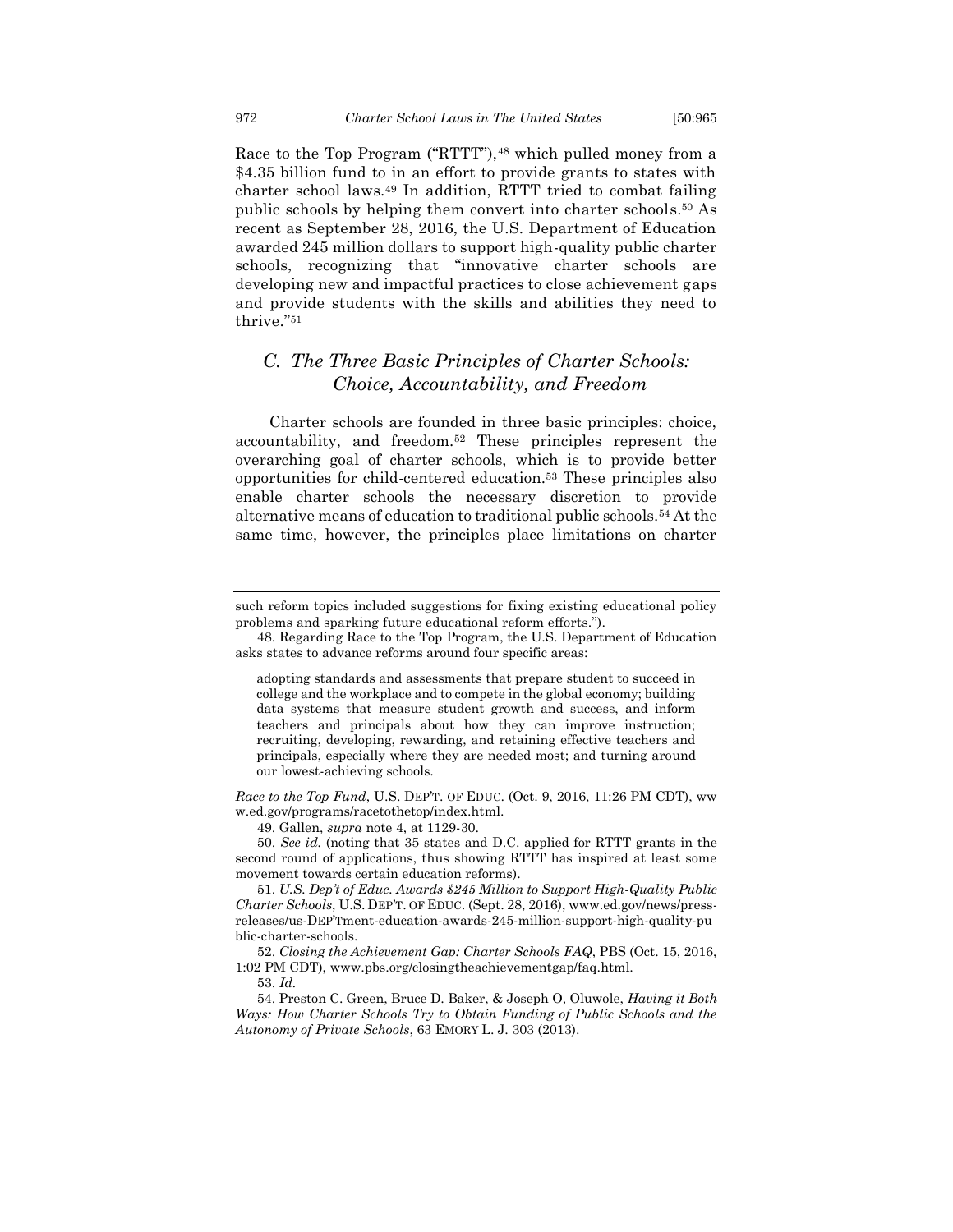Race to the Top Program ("RTTT"),[48] which pulled money from a $4.35 billion fund to in an effort to provide grants to states with charter school laws.[49] In addition, RTTT tried to combat failing public schools by helping them convert into charter schools.[50] As recent as September 28, 2016, the U.S. Department of Education awarded 245 million dollars to support high-quality public charter schools, recognizing that "innovative charter schools are developing new and impactful practices to close achievement gaps and provide students with the skills and abilities they need to thrive."[51]

## *C. The Three Basic Principles of Charter Schools: Choice, Accountability, and Freedom*

Charter schools are founded in three basic principles: choice, accountability, and freedom.[52] These principles represent the overarching goal of charter schools, which is to provide better opportunities for child-centered education.[53] These principles also enable charter schools the necessary discretion to provide alternative means of education to traditional public schools.[54] At the same time, however, the principles place limitations on charter

---

such reform topics included suggestions for fixing existing educational policy problems and sparking future educational reform efforts.").

48. Regarding Race to the Top Program, the U.S. Department of Education asks states to advance reforms around four specific areas:

> adopting standards and assessments that prepare student to succeed in college and the workplace and to compete in the global economy; building data systems that measure student growth and success, and inform teachers and principals about how they can improve instruction; recruiting, developing, rewarding, and retaining effective teachers and principals, especially where they are needed most; and turning around our lowest-achieving schools.

*Race to the Top Fund*, U.S. DEP'T. OF EDUC. (Oct. 9, 2016, 11:26 PM CDT), www.ed.gov/programs/racetothetop/index.html.

49. Gallen, *supra* note 4, at 1129-30.

50. *See id.* (noting that 35 states and D.C. applied for RTTT grants in the second round of applications, thus showing RTTT has inspired at least some movement towards certain education reforms).

51. *U.S. Dep't of Educ. Awards $245 Million to Support High-Quality Public Charter Schools*, U.S. DEP'T. OF EDUC. (Sept. 28, 2016), www.ed.gov/news/press-releases/us-DEP'Tment-education-awards-245-million-support-high-quality-public-charter-schools.

52. *Closing the Achievement Gap: Charter Schools FAQ*, PBS (Oct. 15, 2016, 1:02 PM CDT), www.pbs.org/closingtheachievementgap/faq.html.

53. *Id.*

54. Preston C. Green, Bruce D. Baker, & Joseph O, Oluwole, *Having it Both Ways: How Charter Schools Try to Obtain Funding of Public Schools and the Autonomy of Private Schools*, 63 EMORY L. J. 303 (2013).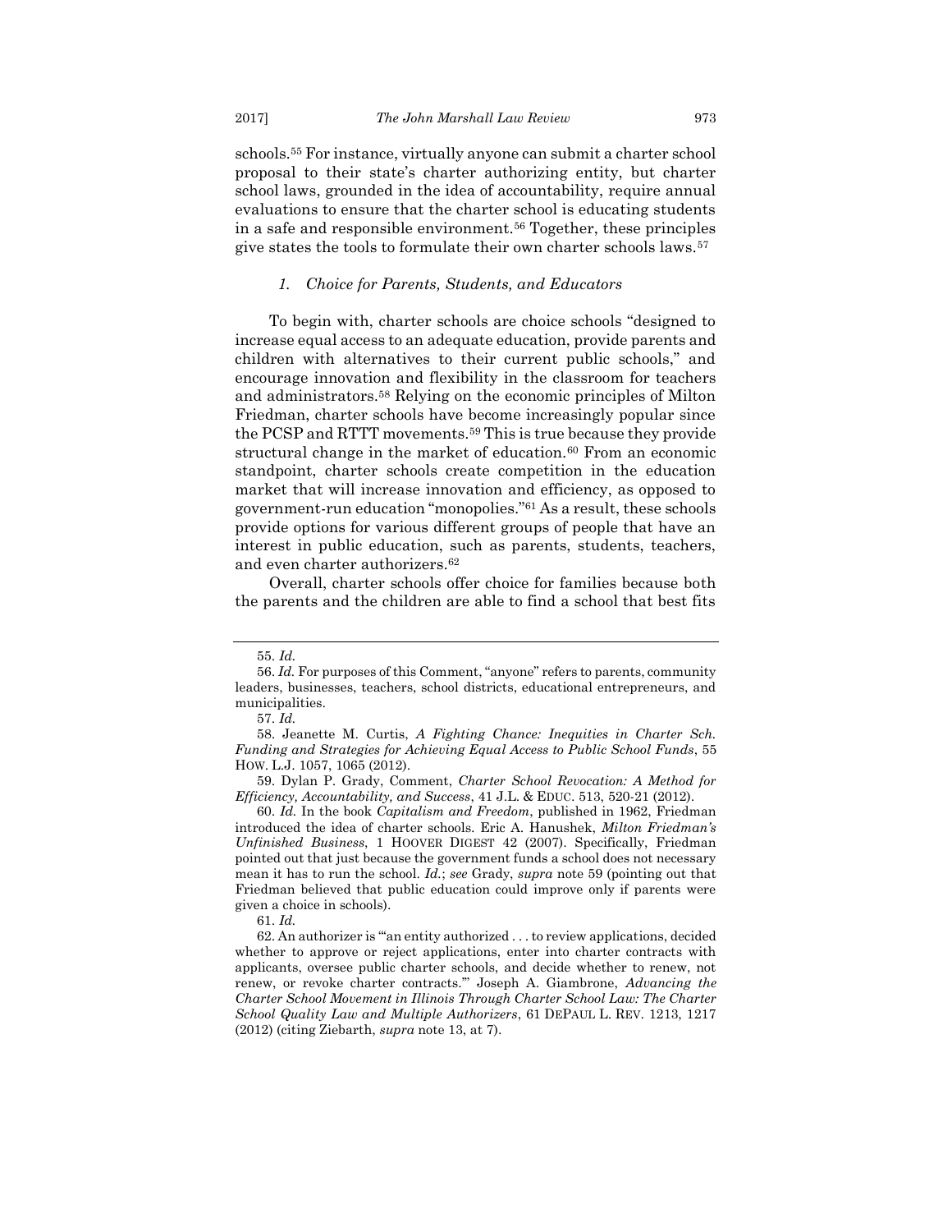schools.[55] For instance, virtually anyone can submit a charter school proposal to their state's charter authorizing entity, but charter school laws, grounded in the idea of accountability, require annual evaluations to ensure that the charter school is educating students in a safe and responsible environment.[56] Together, these principles give states the tools to formulate their own charter schools laws.[57]

### *1. Choice for Parents, Students, and Educators*

To begin with, charter schools are choice schools "designed to increase equal access to an adequate education, provide parents and children with alternatives to their current public schools," and encourage innovation and flexibility in the classroom for teachers and administrators.[58] Relying on the economic principles of Milton Friedman, charter schools have become increasingly popular since the PCSP and RTTT movements.[59] This is true because they provide structural change in the market of education.[60] From an economic standpoint, charter schools create competition in the education market that will increase innovation and efficiency, as opposed to government-run education "monopolies."[61] As a result, these schools provide options for various different groups of people that have an interest in public education, such as parents, students, teachers, and even charter authorizers.[62]

Overall, charter schools offer choice for families because both the parents and the children are able to find a school that best fits

---

55. *Id.*

56. *Id.* For purposes of this Comment, "anyone" refers to parents, community leaders, businesses, teachers, school districts, educational entrepreneurs, and municipalities.

57. *Id.*

58. Jeanette M. Curtis, *A Fighting Chance: Inequities in Charter Sch. Funding and Strategies for Achieving Equal Access to Public School Funds*, 55 HOW. L.J. 1057, 1065 (2012).

59. Dylan P. Grady, Comment, *Charter School Revocation: A Method for Efficiency, Accountability, and Success*, 41 J.L. & EDUC. 513, 520-21 (2012).

60. *Id.* In the book *Capitalism and Freedom*, published in 1962, Friedman introduced the idea of charter schools. Eric A. Hanushek, *Milton Friedman's Unfinished Business*, 1 HOOVER DIGEST 42 (2007). Specifically, Friedman pointed out that just because the government funds a school does not necessary mean it has to run the school. *Id.*; *see* Grady, *supra* note 59 (pointing out that Friedman believed that public education could improve only if parents were given a choice in schools).

61. *Id.*

62. An authorizer is "'an entity authorized . . . to review applications, decided whether to approve or reject applications, enter into charter contracts with applicants, oversee public charter schools, and decide whether to renew, not renew, or revoke charter contracts.'" Joseph A. Giambrone, *Advancing the Charter School Movement in Illinois Through Charter School Law: The Charter School Quality Law and Multiple Authorizers*, 61 DEPAUL L. REV. 1213, 1217 (2012) (citing Ziebarth, *supra* note 13, at 7).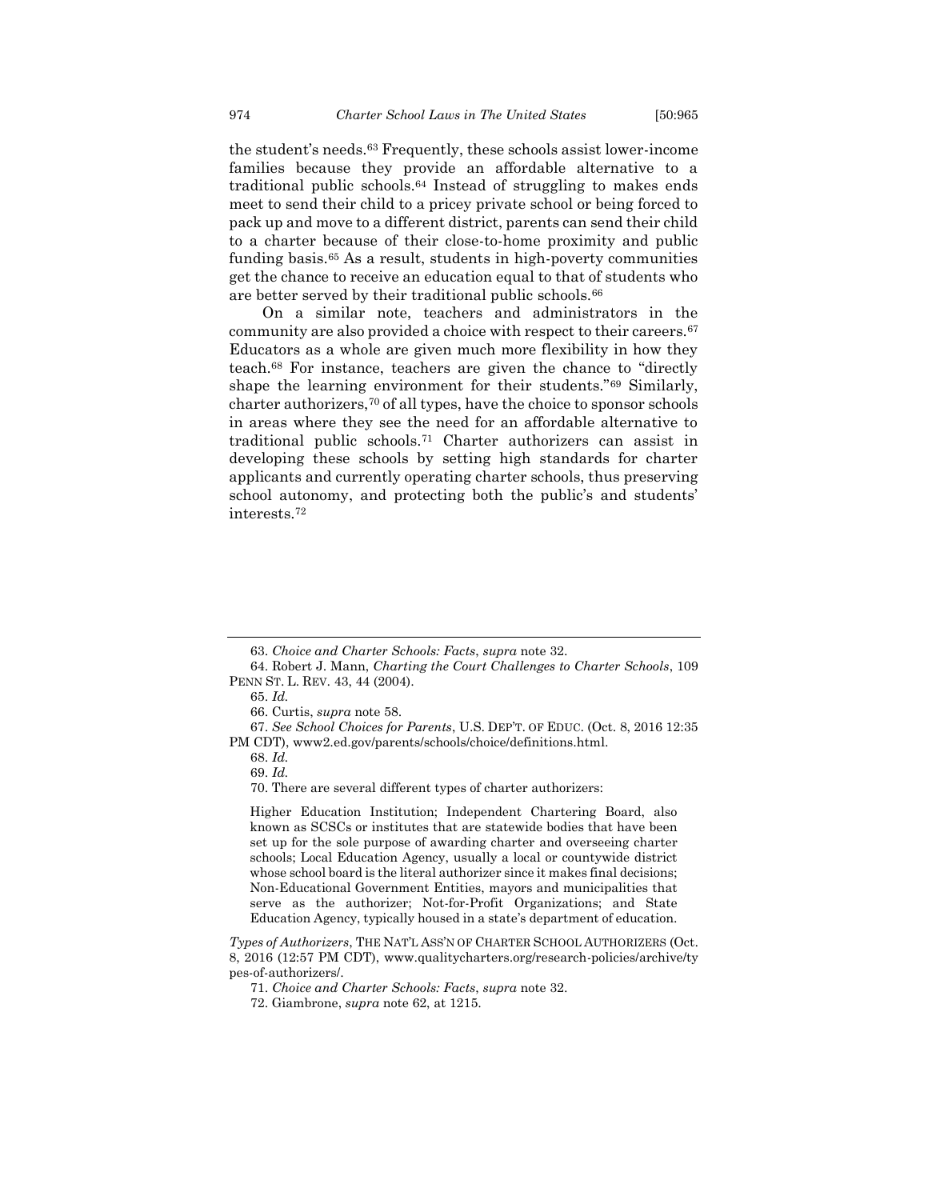the student's needs.[63] Frequently, these schools assist lower-income families because they provide an affordable alternative to a traditional public schools.[64] Instead of struggling to makes ends meet to send their child to a pricey private school or being forced to pack up and move to a different district, parents can send their child to a charter because of their close-to-home proximity and public funding basis.[65] As a result, students in high-poverty communities get the chance to receive an education equal to that of students who are better served by their traditional public schools.[66]

On a similar note, teachers and administrators in the community are also provided a choice with respect to their careers.[67] Educators as a whole are given much more flexibility in how they teach.[68] For instance, teachers are given the chance to "directly shape the learning environment for their students."[69] Similarly, charter authorizers,[70] of all types, have the choice to sponsor schools in areas where they see the need for an affordable alternative to traditional public schools.[71] Charter authorizers can assist in developing these schools by setting high standards for charter applicants and currently operating charter schools, thus preserving school autonomy, and protecting both the public's and students' interests.[72]

---

63. *Choice and Charter Schools: Facts*, *supra* note 32.

64. Robert J. Mann, *Charting the Court Challenges to Charter Schools*, 109 PENN ST. L. REV. 43, 44 (2004).

65. *Id.*

66. Curtis, *supra* note 58.

67. *See School Choices for Parents*, U.S. DEP'T. OF EDUC. (Oct. 8, 2016 12:35 PM CDT), www2.ed.gov/parents/schools/choice/definitions.html.

68. *Id.*

69. *Id.*

70. There are several different types of charter authorizers:

> Higher Education Institution; Independent Chartering Board, also known as SCSCs or institutes that are statewide bodies that have been set up for the sole purpose of awarding charter and overseeing charter schools; Local Education Agency, usually a local or countywide district whose school board is the literal authorizer since it makes final decisions; Non-Educational Government Entities, mayors and municipalities that serve as the authorizer; Not-for-Profit Organizations; and State Education Agency, typically housed in a state's department of education.

*Types of Authorizers*, THE NAT'L ASS'N OF CHARTER SCHOOL AUTHORIZERS (Oct. 8, 2016 (12:57 PM CDT), www.qualitycharters.org/research-policies/archive/types-of-authorizers/.

71. *Choice and Charter Schools: Facts*, *supra* note 32.

72. Giambrone, *supra* note 62, at 1215.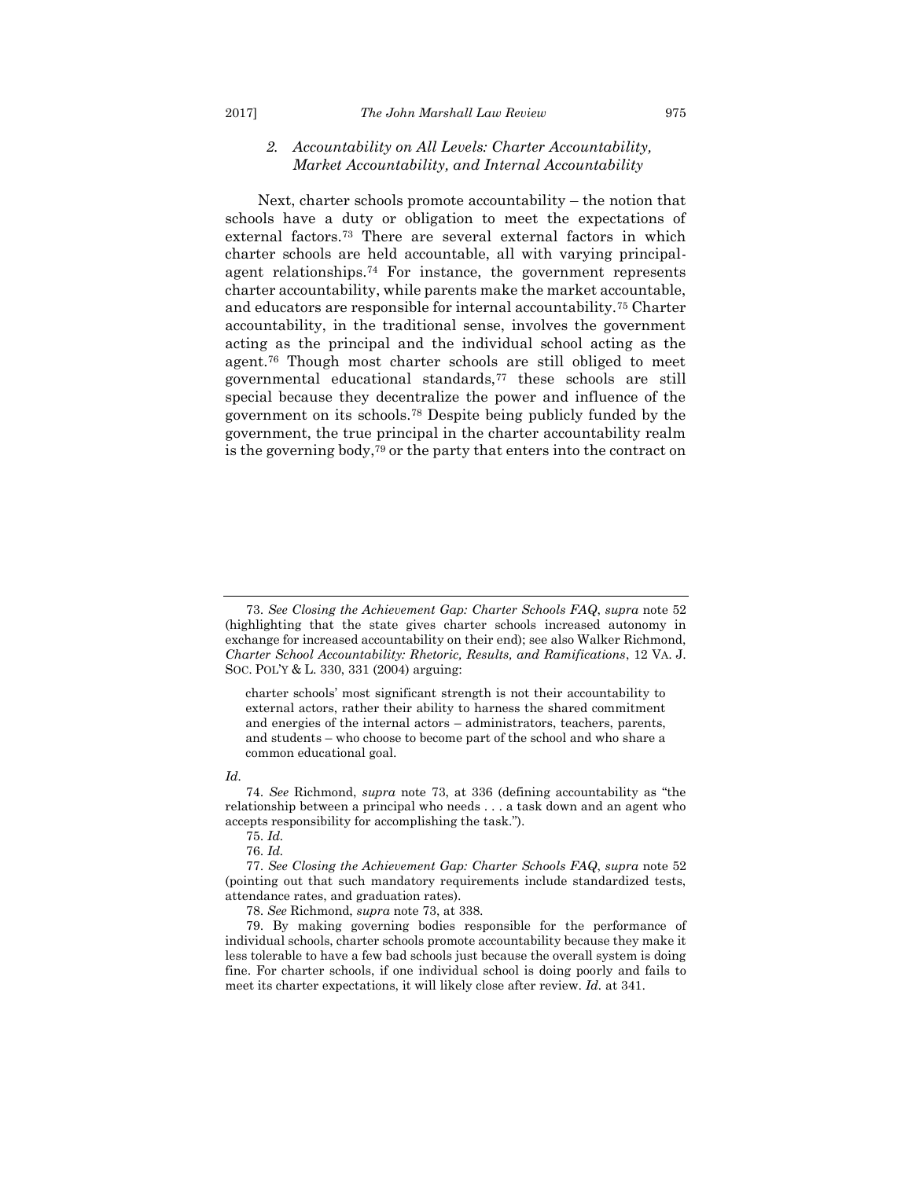### *2. Accountability on All Levels: Charter Accountability, Market Accountability, and Internal Accountability*

Next, charter schools promote accountability – the notion that schools have a duty or obligation to meet the expectations of external factors.[73] There are several external factors in which charter schools are held accountable, all with varying principal-agent relationships.[74] For instance, the government represents charter accountability, while parents make the market accountable, and educators are responsible for internal accountability.[75] Charter accountability, in the traditional sense, involves the government acting as the principal and the individual school acting as the agent.[76] Though most charter schools are still obliged to meet governmental educational standards,[77] these schools are still special because they decentralize the power and influence of the government on its schools.[78] Despite being publicly funded by the government, the true principal in the charter accountability realm is the governing body,[79] or the party that enters into the contract on

---

73. *See Closing the Achievement Gap: Charter Schools FAQ*, *supra* note 52 (highlighting that the state gives charter schools increased autonomy in exchange for increased accountability on their end); see also Walker Richmond, *Charter School Accountability: Rhetoric, Results, and Ramifications*, 12 VA. J. SOC. POL'Y & L. 330, 331 (2004) arguing:

> charter schools' most significant strength is not their accountability to external actors, rather their ability to harness the shared commitment and energies of the internal actors – administrators, teachers, parents, and students – who choose to become part of the school and who share a common educational goal.

*Id*.

74. *See* Richmond, *supra* note 73, at 336 (defining accountability as "the relationship between a principal who needs . . . a task down and an agent who accepts responsibility for accomplishing the task.").

75. *Id.*

76. *Id.*

77. *See Closing the Achievement Gap: Charter Schools FAQ*, *supra* note 52 (pointing out that such mandatory requirements include standardized tests, attendance rates, and graduation rates).

78. *See* Richmond, *supra* note 73, at 338.

79. By making governing bodies responsible for the performance of individual schools, charter schools promote accountability because they make it less tolerable to have a few bad schools just because the overall system is doing fine. For charter schools, if one individual school is doing poorly and fails to meet its charter expectations, it will likely close after review. *Id.* at 341.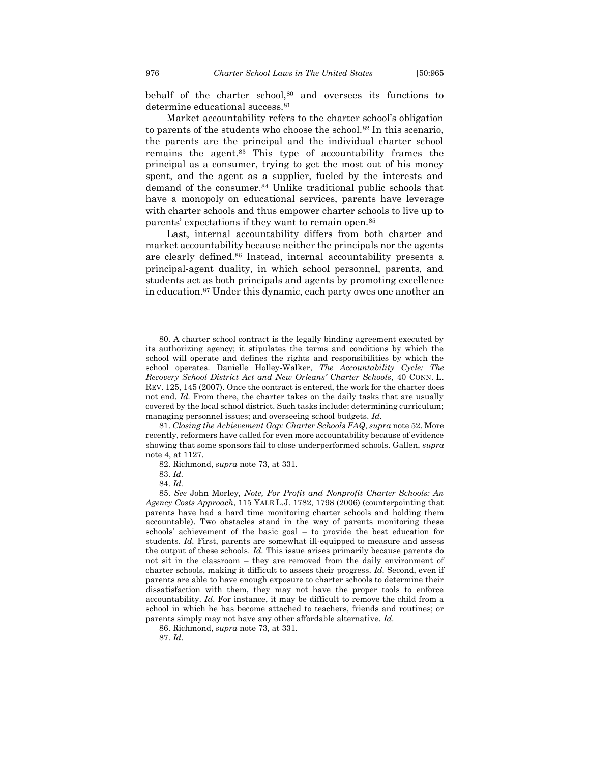behalf of the charter school,[80] and oversees its functions to determine educational success.[81]

Market accountability refers to the charter school's obligation to parents of the students who choose the school.[82] In this scenario, the parents are the principal and the individual charter school remains the agent.[83] This type of accountability frames the principal as a consumer, trying to get the most out of his money spent, and the agent as a supplier, fueled by the interests and demand of the consumer.[84] Unlike traditional public schools that have a monopoly on educational services, parents have leverage with charter schools and thus empower charter schools to live up to parents' expectations if they want to remain open.[85]

Last, internal accountability differs from both charter and market accountability because neither the principals nor the agents are clearly defined.[86] Instead, internal accountability presents a principal-agent duality, in which school personnel, parents, and students act as both principals and agents by promoting excellence in education.[87] Under this dynamic, each party owes one another an

---

80. A charter school contract is the legally binding agreement executed by its authorizing agency; it stipulates the terms and conditions by which the school will operate and defines the rights and responsibilities by which the school operates. Danielle Holley-Walker, *The Accountability Cycle: The Recovery School District Act and New Orleans' Charter Schools*, 40 CONN. L. REV. 125, 145 (2007). Once the contract is entered, the work for the charter does not end. *Id.* From there, the charter takes on the daily tasks that are usually covered by the local school district. Such tasks include: determining curriculum; managing personnel issues; and overseeing school budgets. *Id.*

81. *Closing the Achievement Gap: Charter Schools FAQ*, *supra* note 52. More recently, reformers have called for even more accountability because of evidence showing that some sponsors fail to close underperformed schools. Gallen, *supra* note 4, at 1127.

82. Richmond, *supra* note 73, at 331.

83. *Id.*

84. *Id.*

85. *See* John Morley*, Note, For Profit and Nonprofit Charter Schools: An Agency Costs Approach*, 115 YALE L.J. 1782, 1798 (2006) (counterpointing that parents have had a hard time monitoring charter schools and holding them accountable). Two obstacles stand in the way of parents monitoring these schools' achievement of the basic goal – to provide the best education for students. *Id.* First, parents are somewhat ill-equipped to measure and assess the output of these schools. *Id.* This issue arises primarily because parents do not sit in the classroom – they are removed from the daily environment of charter schools, making it difficult to assess their progress. *Id.* Second, even if parents are able to have enough exposure to charter schools to determine their dissatisfaction with them, they may not have the proper tools to enforce accountability. *Id.* For instance, it may be difficult to remove the child from a school in which he has become attached to teachers, friends and routines; or parents simply may not have any other affordable alternative. *Id.*

86. Richmond, *supra* note 73, at 331.

87. *Id.*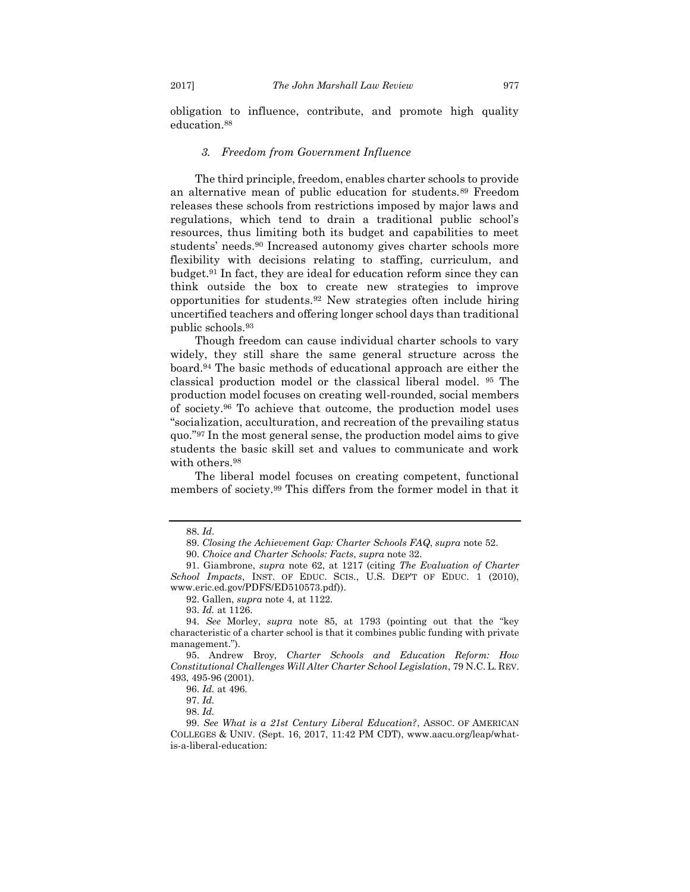obligation to influence, contribute, and promote high quality education.[88]

### *3. Freedom from Government Influence*

The third principle, freedom, enables charter schools to provide an alternative mean of public education for students.[89] Freedom releases these schools from restrictions imposed by major laws and regulations, which tend to drain a traditional public school's resources, thus limiting both its budget and capabilities to meet students' needs.[90] Increased autonomy gives charter schools more flexibility with decisions relating to staffing, curriculum, and budget.[91] In fact, they are ideal for education reform since they can think outside the box to create new strategies to improve opportunities for students.[92] New strategies often include hiring uncertified teachers and offering longer school days than traditional public schools.[93]

Though freedom can cause individual charter schools to vary widely, they still share the same general structure across the board.[94] The basic methods of educational approach are either the classical production model or the classical liberal model. [95] The production model focuses on creating well-rounded, social members of society.[96] To achieve that outcome, the production model uses "socialization, acculturation, and recreation of the prevailing status quo."[97] In the most general sense, the production model aims to give students the basic skill set and values to communicate and work with others.[98]

The liberal model focuses on creating competent, functional members of society.[99] This differs from the former model in that it

---

88. *Id.*

89. *Closing the Achievement Gap: Charter Schools FAQ*, *supra* note 52.

90. *Choice and Charter Schools: Facts*, *supra* note 32.

91. Giambrone, *supra* note 62, at 1217 (citing *The Evaluation of Charter School Impacts*, INST. OF EDUC. SCIS., U.S. DEP'T OF EDUC. 1 (2010), www.eric.ed.gov/PDFS/ED510573.pdf)).

92. Gallen, *supra* note 4, at 1122.

93. *Id.* at 1126.

94. *See* Morley, *supra* note 85, at 1793 (pointing out that the "key characteristic of a charter school is that it combines public funding with private management.").

95. Andrew Broy, *Charter Schools and Education Reform: How Constitutional Challenges Will Alter Charter School Legislation*, 79 N.C. L. REV. 493, 495-96 (2001).

96. *Id.* at 496.

97. *Id.*

98. *Id.*

99. *See What is a 21st Century Liberal Education?*, ASSOC. OF AMERICAN COLLEGES & UNIV. (Sept. 16, 2017, 11:42 PM CDT), www.aacu.org/leap/what-is-a-liberal-education: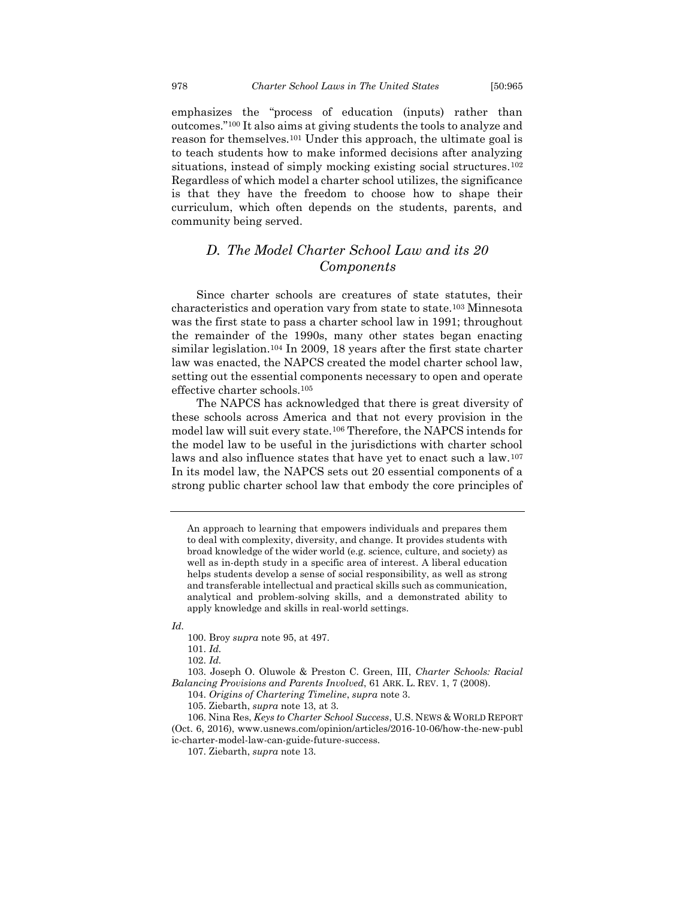emphasizes the "process of education (inputs) rather than outcomes."[100] It also aims at giving students the tools to analyze and reason for themselves.[101] Under this approach, the ultimate goal is to teach students how to make informed decisions after analyzing situations, instead of simply mocking existing social structures.[102] Regardless of which model a charter school utilizes, the significance is that they have the freedom to choose how to shape their curriculum, which often depends on the students, parents, and community being served.

## *D. The Model Charter School Law and its 20 Components*

Since charter schools are creatures of state statutes, their characteristics and operation vary from state to state.[103] Minnesota was the first state to pass a charter school law in 1991; throughout the remainder of the 1990s, many other states began enacting similar legislation.[104] In 2009, 18 years after the first state charter law was enacted, the NAPCS created the model charter school law, setting out the essential components necessary to open and operate effective charter schools.[105]

The NAPCS has acknowledged that there is great diversity of these schools across America and that not every provision in the model law will suit every state.[106] Therefore, the NAPCS intends for the model law to be useful in the jurisdictions with charter school laws and also influence states that have yet to enact such a law.[107] In its model law, the NAPCS sets out 20 essential components of a strong public charter school law that embody the core principles of

---

> An approach to learning that empowers individuals and prepares them to deal with complexity, diversity, and change. It provides students with broad knowledge of the wider world (e.g. science, culture, and society) as well as in-depth study in a specific area of interest. A liberal education helps students develop a sense of social responsibility, as well as strong and transferable intellectual and practical skills such as communication, analytical and problem-solving skills, and a demonstrated ability to apply knowledge and skills in real-world settings.

*Id.*

100. Broy *supra* note 95, at 497.

101. *Id.*

102. *Id.*

103. Joseph O. Oluwole & Preston C. Green, III, *Charter Schools: Racial Balancing Provisions and Parents Involved*, 61 ARK. L. REV. 1, 7 (2008).

104. *Origins of Chartering Timeline*, *supra* note 3.

105. Ziebarth, *supra* note 13, at 3.

106. Nina Res, *Keys to Charter School Success*, U.S. NEWS & WORLD REPORT (Oct. 6, 2016), www.usnews.com/opinion/articles/2016-10-06/how-the-new-public-charter-model-law-can-guide-future-success.

107. Ziebarth, *supra* note 13.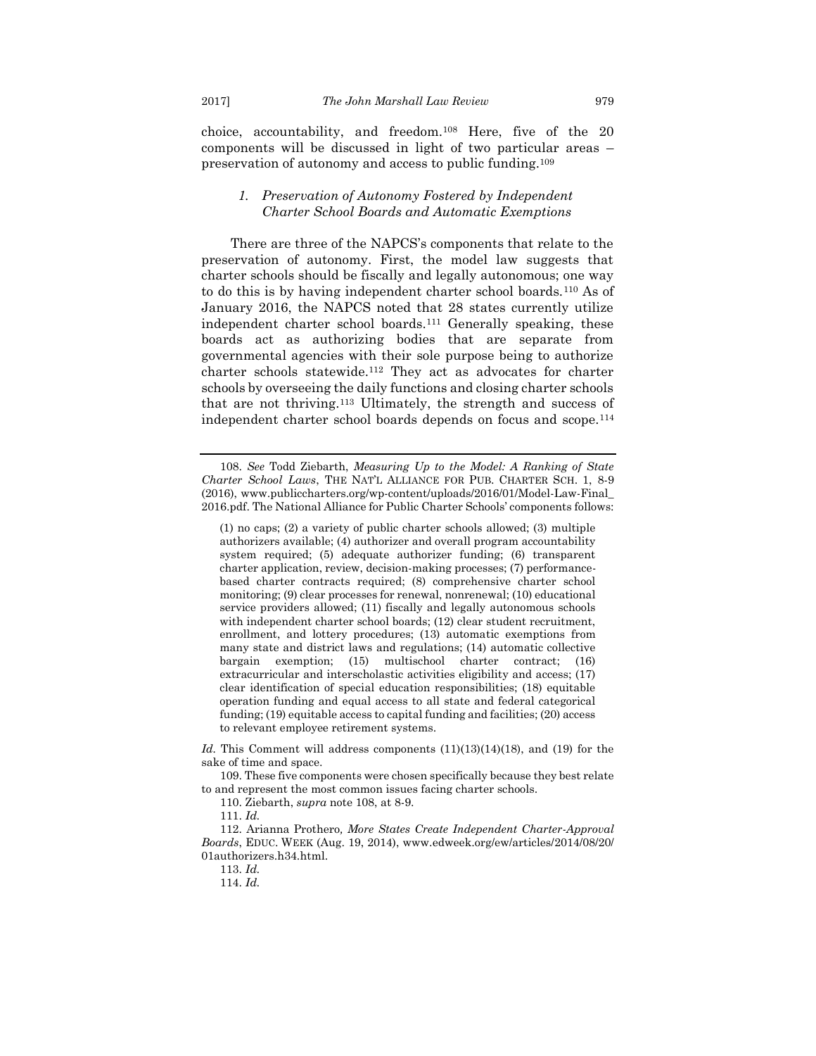choice, accountability, and freedom.[108] Here, five of the 20 components will be discussed in light of two particular areas – preservation of autonomy and access to public funding.[109]

### *1. Preservation of Autonomy Fostered by Independent Charter School Boards and Automatic Exemptions*

There are three of the NAPCS's components that relate to the preservation of autonomy. First, the model law suggests that charter schools should be fiscally and legally autonomous; one way to do this is by having independent charter school boards.[110] As of January 2016, the NAPCS noted that 28 states currently utilize independent charter school boards.[111] Generally speaking, these boards act as authorizing bodies that are separate from governmental agencies with their sole purpose being to authorize charter schools statewide.[112] They act as advocates for charter schools by overseeing the daily functions and closing charter schools that are not thriving.[113] Ultimately, the strength and success of independent charter school boards depends on focus and scope.[114]

---

108. *See* Todd Ziebarth, *Measuring Up to the Model: A Ranking of State Charter School Laws*, THE NAT'L ALLIANCE FOR PUB. CHARTER SCH. 1, 8-9 (2016), www.publiccharters.org/wp-content/uploads/2016/01/Model-Law-Final_2016.pdf. The National Alliance for Public Charter Schools' components follows:

> (1) no caps; (2) a variety of public charter schools allowed; (3) multiple authorizers available; (4) authorizer and overall program accountability system required; (5) adequate authorizer funding; (6) transparent charter application, review, decision-making processes; (7) performance-based charter contracts required; (8) comprehensive charter school monitoring; (9) clear processes for renewal, nonrenewal; (10) educational service providers allowed; (11) fiscally and legally autonomous schools with independent charter school boards; (12) clear student recruitment, enrollment, and lottery procedures; (13) automatic exemptions from many state and district laws and regulations; (14) automatic collective bargain exemption; (15) multischool charter contract; (16) extracurricular and interscholastic activities eligibility and access; (17) clear identification of special education responsibilities; (18) equitable operation funding and equal access to all state and federal categorical funding; (19) equitable access to capital funding and facilities; (20) access to relevant employee retirement systems.

*Id*. This Comment will address components (11)(13)(14)(18), and (19) for the sake of time and space.

109. These five components were chosen specifically because they best relate to and represent the most common issues facing charter schools.

110. Ziebarth, *supra* note 108, at 8-9.

111. *Id.*

112. Arianna Prothero*, More States Create Independent Charter-Approval Boards*, EDUC. WEEK (Aug. 19, 2014), www.edweek.org/ew/articles/2014/08/20/01authorizers.h34.html.

113. *Id.*

114. *Id.*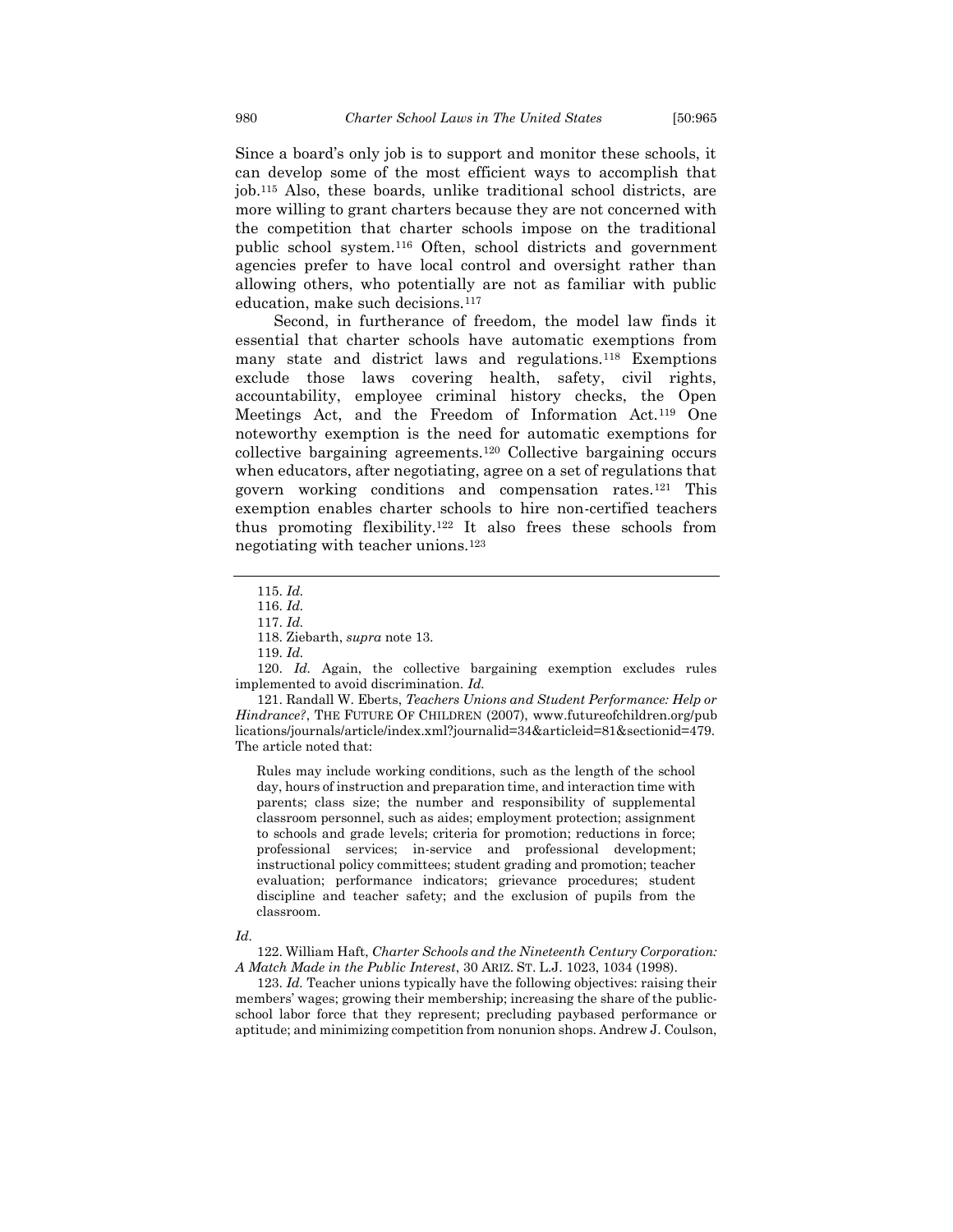Since a board's only job is to support and monitor these schools, it can develop some of the most efficient ways to accomplish that job.[115] Also, these boards, unlike traditional school districts, are more willing to grant charters because they are not concerned with the competition that charter schools impose on the traditional public school system.[116] Often, school districts and government agencies prefer to have local control and oversight rather than allowing others, who potentially are not as familiar with public education, make such decisions.[117]

Second, in furtherance of freedom, the model law finds it essential that charter schools have automatic exemptions from many state and district laws and regulations.[118] Exemptions exclude those laws covering health, safety, civil rights, accountability, employee criminal history checks, the Open Meetings Act, and the Freedom of Information Act.[119] One noteworthy exemption is the need for automatic exemptions for collective bargaining agreements.[120] Collective bargaining occurs when educators, after negotiating, agree on a set of regulations that govern working conditions and compensation rates.[121] This exemption enables charter schools to hire non-certified teachers thus promoting flexibility.[122] It also frees these schools from negotiating with teacher unions.[123]

---

115. *Id.*

116. *Id.*

117. *Id.*

118. Ziebarth, *supra* note 13.

119. *Id.*

120. *Id.* Again, the collective bargaining exemption excludes rules implemented to avoid discrimination. *Id.*

121. Randall W. Eberts, *Teachers Unions and Student Performance: Help or Hindrance?*, THE FUTURE OF CHILDREN (2007), www.futureofchildren.org/publications/journals/article/index.xml?journalid=34&articleid=81&sectionid=479. The article noted that:

> Rules may include working conditions, such as the length of the school day, hours of instruction and preparation time, and interaction time with parents; class size; the number and responsibility of supplemental classroom personnel, such as aides; employment protection; assignment to schools and grade levels; criteria for promotion; reductions in force; professional services; in-service and professional development; instructional policy committees; student grading and promotion; teacher evaluation; performance indicators; grievance procedures; student discipline and teacher safety; and the exclusion of pupils from the classroom.

*Id.*

122. William Haft, *Charter Schools and the Nineteenth Century Corporation: A Match Made in the Public Interest*, 30 ARIZ. ST. L.J. 1023, 1034 (1998).

123. *Id.* Teacher unions typically have the following objectives: raising their members' wages; growing their membership; increasing the share of the public-school labor force that they represent; precluding paybased performance or aptitude; and minimizing competition from nonunion shops. Andrew J. Coulson,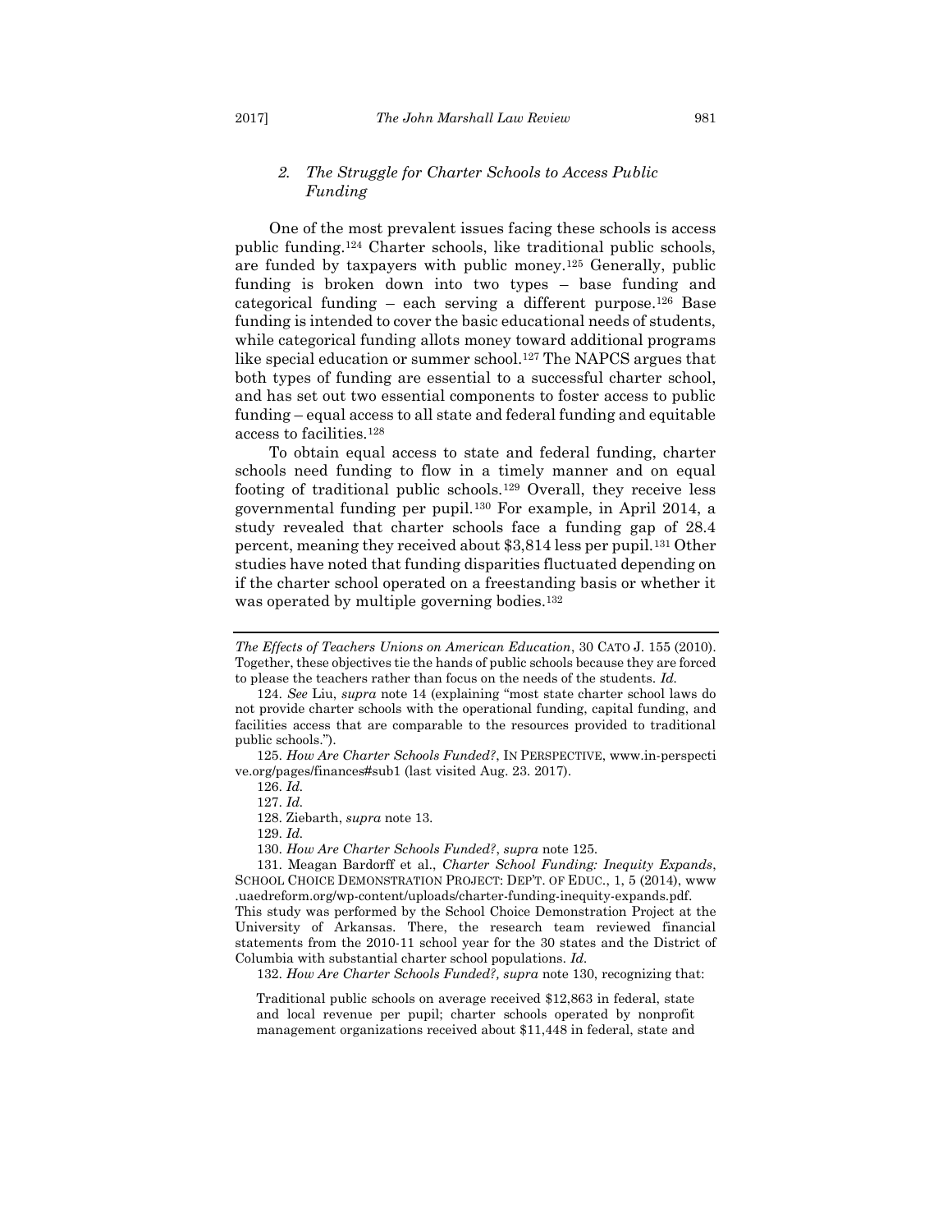### 2. *The Struggle for Charter Schools to Access Public Funding*

One of the most prevalent issues facing these schools is access public funding.[124] Charter schools, like traditional public schools, are funded by taxpayers with public money.[125] Generally, public funding is broken down into two types – base funding and categorical funding – each serving a different purpose.[126] Base funding is intended to cover the basic educational needs of students, while categorical funding allots money toward additional programs like special education or summer school.[127] The NAPCS argues that both types of funding are essential to a successful charter school, and has set out two essential components to foster access to public funding – equal access to all state and federal funding and equitable access to facilities.[128]

To obtain equal access to state and federal funding, charter schools need funding to flow in a timely manner and on equal footing of traditional public schools.[129] Overall, they receive less governmental funding per pupil.[130] For example, in April 2014, a study revealed that charter schools face a funding gap of 28.4 percent, meaning they received about $3,814 less per pupil.[131] Other studies have noted that funding disparities fluctuated depending on if the charter school operated on a freestanding basis or whether it was operated by multiple governing bodies.[132]

---

*The Effects of Teachers Unions on American Education*, 30 CATO J. 155 (2010). Together, these objectives tie the hands of public schools because they are forced to please the teachers rather than focus on the needs of the students. *Id.*

124. *See* Liu, *supra* note 14 (explaining "most state charter school laws do not provide charter schools with the operational funding, capital funding, and facilities access that are comparable to the resources provided to traditional public schools.").

125. *How Are Charter Schools Funded?*, IN PERSPECTIVE, www.in-perspective.org/pages/finances#sub1 (last visited Aug. 23. 2017).

126. *Id.*

127. *Id.*

128. Ziebarth, *supra* note 13.

129. *Id.*

130. *How Are Charter Schools Funded?*, *supra* note 125.

131. Meagan Bardorff et al., *Charter School Funding: Inequity Expands*, SCHOOL CHOICE DEMONSTRATION PROJECT: DEP'T. OF EDUC., 1, 5 (2014), www.uaedreform.org/wp-content/uploads/charter-funding-inequity-expands.pdf. This study was performed by the School Choice Demonstration Project at the University of Arkansas. There, the research team reviewed financial statements from the 2010-11 school year for the 30 states and the District of Columbia with substantial charter school populations. *Id.*

132. *How Are Charter Schools Funded?, supra* note 130, recognizing that:

> Traditional public schools on average received $12,863 in federal, state and local revenue per pupil; charter schools operated by nonprofit management organizations received about $11,448 in federal, state and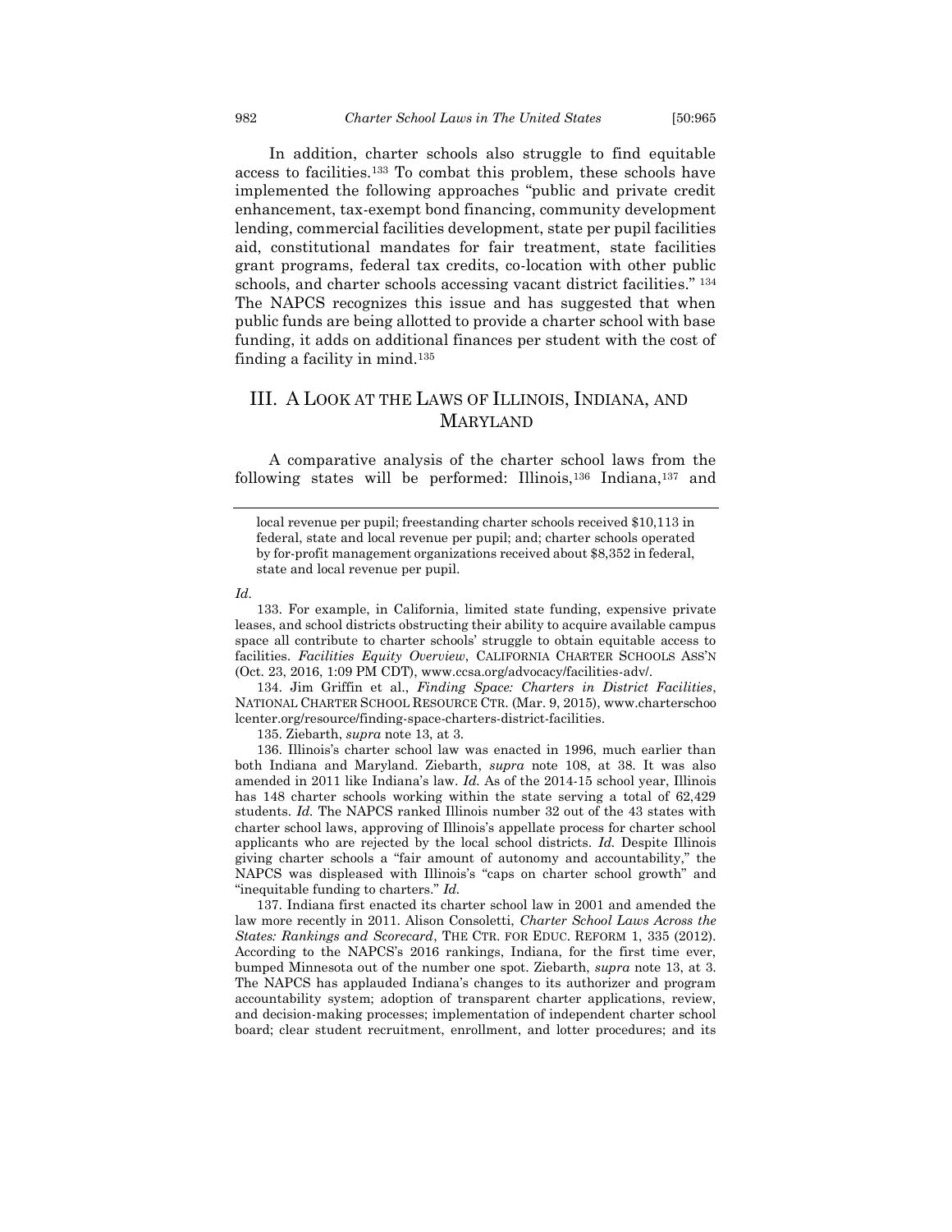In addition, charter schools also struggle to find equitable access to facilities.[133] To combat this problem, these schools have implemented the following approaches "public and private credit enhancement, tax-exempt bond financing, community development lending, commercial facilities development, state per pupil facilities aid, constitutional mandates for fair treatment, state facilities grant programs, federal tax credits, co-location with other public schools, and charter schools accessing vacant district facilities."[134] The NAPCS recognizes this issue and has suggested that when public funds are being allotted to provide a charter school with base funding, it adds on additional finances per student with the cost of finding a facility in mind.[135]

## III. A LOOK AT THE LAWS OF ILLINOIS, INDIANA, AND MARYLAND

A comparative analysis of the charter school laws from the following states will be performed: Illinois,[136] Indiana,[137] and

> local revenue per pupil; freestanding charter schools received $10,113 in federal, state and local revenue per pupil; and; charter schools operated by for-profit management organizations received about $8,352 in federal, state and local revenue per pupil.

*Id.*

133. For example, in California, limited state funding, expensive private leases, and school districts obstructing their ability to acquire available campus space all contribute to charter schools' struggle to obtain equitable access to facilities. *Facilities Equity Overview*, CALIFORNIA CHARTER SCHOOLS ASS'N (Oct. 23, 2016, 1:09 PM CDT), www.ccsa.org/advocacy/facilities-adv/.

134. Jim Griffin et al., *Finding Space: Charters in District Facilities*, NATIONAL CHARTER SCHOOL RESOURCE CTR. (Mar. 9, 2015), www.charterschoolcenter.org/resource/finding-space-charters-district-facilities.

135. Ziebarth, *supra* note 13, at 3.

136. Illinois's charter school law was enacted in 1996, much earlier than both Indiana and Maryland. Ziebarth, *supra* note 108, at 38. It was also amended in 2011 like Indiana's law. *Id.* As of the 2014-15 school year, Illinois has 148 charter schools working within the state serving a total of 62,429 students. *Id.* The NAPCS ranked Illinois number 32 out of the 43 states with charter school laws, approving of Illinois's appellate process for charter school applicants who are rejected by the local school districts. *Id.* Despite Illinois giving charter schools a "fair amount of autonomy and accountability," the NAPCS was displeased with Illinois's "caps on charter school growth" and "inequitable funding to charters." *Id.*

137. Indiana first enacted its charter school law in 2001 and amended the law more recently in 2011. Alison Consoletti, *Charter School Laws Across the States: Rankings and Scorecard*, THE CTR. FOR EDUC. REFORM 1, 335 (2012). According to the NAPCS's 2016 rankings, Indiana, for the first time ever, bumped Minnesota out of the number one spot. Ziebarth, *supra* note 13, at 3. The NAPCS has applauded Indiana's changes to its authorizer and program accountability system; adoption of transparent charter applications, review, and decision-making processes; implementation of independent charter school board; clear student recruitment, enrollment, and lotter procedures; and its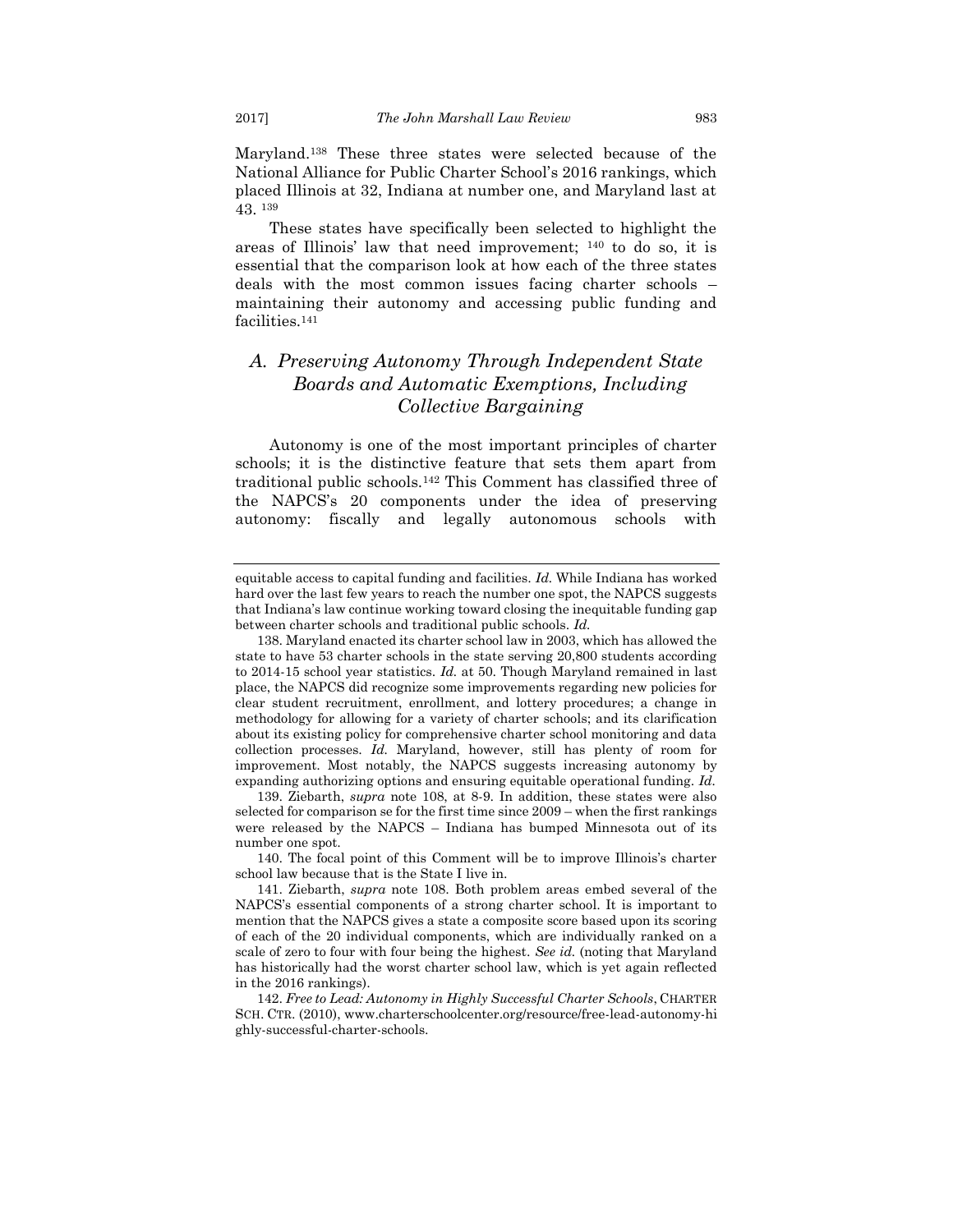Maryland.[138] These three states were selected because of the National Alliance for Public Charter School's 2016 rankings, which placed Illinois at 32, Indiana at number one, and Maryland last at 43. [139]

These states have specifically been selected to highlight the areas of Illinois' law that need improvement; [140] to do so, it is essential that the comparison look at how each of the three states deals with the most common issues facing charter schools – maintaining their autonomy and accessing public funding and facilities.[141]

## *A. Preserving Autonomy Through Independent State Boards and Automatic Exemptions, Including Collective Bargaining*

Autonomy is one of the most important principles of charter schools; it is the distinctive feature that sets them apart from traditional public schools.[142] This Comment has classified three of the NAPCS's 20 components under the idea of preserving autonomy: fiscally and legally autonomous schools with

---

equitable access to capital funding and facilities. *Id.* While Indiana has worked hard over the last few years to reach the number one spot, the NAPCS suggests that Indiana's law continue working toward closing the inequitable funding gap between charter schools and traditional public schools. *Id.*

138. Maryland enacted its charter school law in 2003, which has allowed the state to have 53 charter schools in the state serving 20,800 students according to 2014-15 school year statistics. *Id.* at 50. Though Maryland remained in last place, the NAPCS did recognize some improvements regarding new policies for clear student recruitment, enrollment, and lottery procedures; a change in methodology for allowing for a variety of charter schools; and its clarification about its existing policy for comprehensive charter school monitoring and data collection processes. *Id.* Maryland, however, still has plenty of room for improvement. Most notably, the NAPCS suggests increasing autonomy by expanding authorizing options and ensuring equitable operational funding. *Id.*

139. Ziebarth, *supra* note 108, at 8-9. In addition, these states were also selected for comparison se for the first time since 2009 – when the first rankings were released by the NAPCS – Indiana has bumped Minnesota out of its number one spot.

140. The focal point of this Comment will be to improve Illinois's charter school law because that is the State I live in.

141. Ziebarth, *supra* note 108. Both problem areas embed several of the NAPCS's essential components of a strong charter school. It is important to mention that the NAPCS gives a state a composite score based upon its scoring of each of the 20 individual components, which are individually ranked on a scale of zero to four with four being the highest. *See id.* (noting that Maryland has historically had the worst charter school law, which is yet again reflected in the 2016 rankings).

142. *Free to Lead: Autonomy in Highly Successful Charter Schools*, CHARTER SCH. CTR. (2010), www.charterschoolcenter.org/resource/free-lead-autonomy-highly-successful-charter-schools.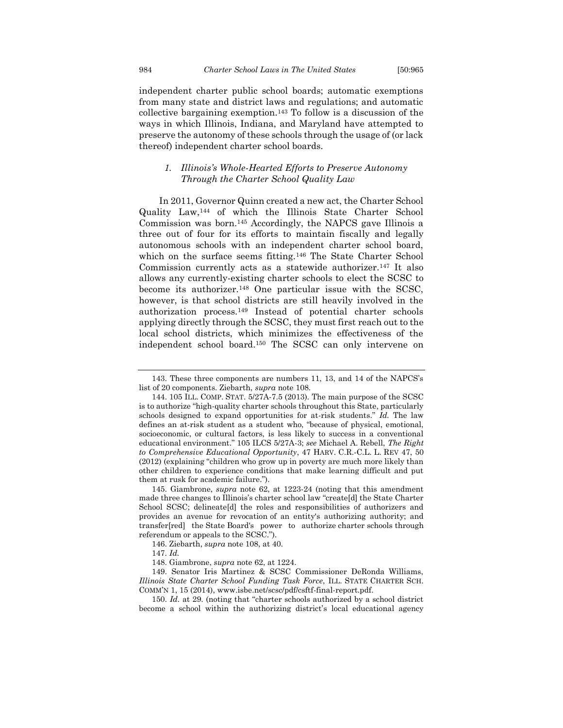independent charter public school boards; automatic exemptions from many state and district laws and regulations; and automatic collective bargaining exemption.[143] To follow is a discussion of the ways in which Illinois, Indiana, and Maryland have attempted to preserve the autonomy of these schools through the usage of (or lack thereof) independent charter school boards.

### *1. Illinois's Whole-Hearted Efforts to Preserve Autonomy Through the Charter School Quality Law*

In 2011, Governor Quinn created a new act, the Charter School Quality Law,[144] of which the Illinois State Charter School Commission was born.[145] Accordingly, the NAPCS gave Illinois a three out of four for its efforts to maintain fiscally and legally autonomous schools with an independent charter school board, which on the surface seems fitting.[146] The State Charter School Commission currently acts as a statewide authorizer.[147] It also allows any currently-existing charter schools to elect the SCSC to become its authorizer.[148] One particular issue with the SCSC, however, is that school districts are still heavily involved in the authorization process.[149] Instead of potential charter schools applying directly through the SCSC, they must first reach out to the local school districts, which minimizes the effectiveness of the independent school board.[150] The SCSC can only intervene on

---

143. These three components are numbers 11, 13, and 14 of the NAPCS's list of 20 components. Ziebarth, *supra* note 108.

144. 105 ILL. COMP. STAT. 5/27A-7.5 (2013). The main purpose of the SCSC is to authorize "high-quality charter schools throughout this State, particularly schools designed to expand opportunities for at-risk students." *Id.* The law defines an at-risk student as a student who, "because of physical, emotional, socioeconomic, or cultural factors, is less likely to success in a conventional educational environment." 105 ILCS 5/27A-3; *see* Michael A. Rebell, *The Right to Comprehensive Educational Opportunity*, 47 HARV. C.R.-C.L. L. REV 47, 50 (2012) (explaining "children who grow up in poverty are much more likely than other children to experience conditions that make learning difficult and put them at rusk for academic failure.").

145. Giambrone, *supra* note 62, at 1223-24 (noting that this amendment made three changes to Illinois's charter school law "create[d] the State Charter School SCSC; delineate[d] the roles and responsibilities of authorizers and provides an avenue for revocation of an entity's authorizing authority; and transfer[red] the State Board's power to authorize charter schools through referendum or appeals to the SCSC.").

146. Ziebarth, *supra* note 108, at 40.

147. *Id.*

148. Giambrone, *supra* note 62, at 1224.

149. Senator Iris Martinez & SCSC Commissioner DeRonda Williams, *Illinois State Charter School Funding Task Force*, ILL. STATE CHARTER SCH. COMM'N 1, 15 (2014), www.isbe.net/scsc/pdf/csftf-final-report.pdf.

150. *Id.* at 29. (noting that "charter schools authorized by a school district become a school within the authorizing district's local educational agency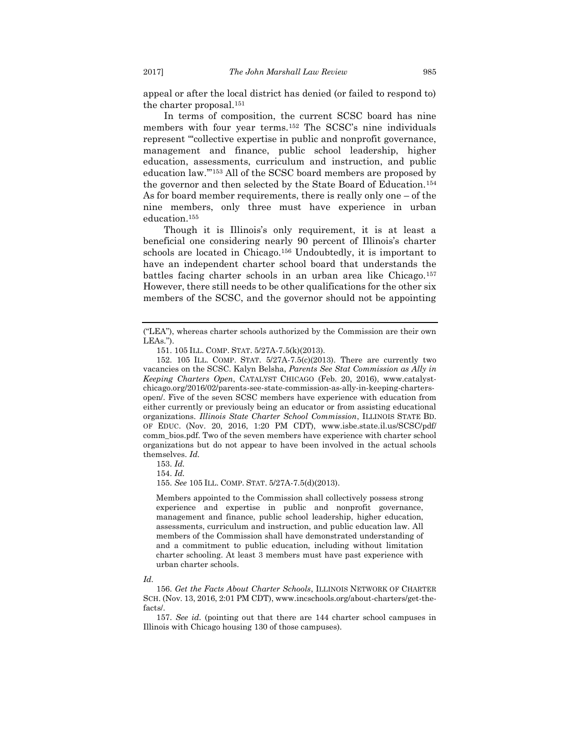appeal or after the local district has denied (or failed to respond to) the charter proposal.[151]

In terms of composition, the current SCSC board has nine members with four year terms.[152] The SCSC's nine individuals represent "'collective expertise in public and nonprofit governance, management and finance, public school leadership, higher education, assessments, curriculum and instruction, and public education law.'"[153] All of the SCSC board members are proposed by the governor and then selected by the State Board of Education.[154] As for board member requirements, there is really only one – of the nine members, only three must have experience in urban education.[155]

Though it is Illinois's only requirement, it is at least a beneficial one considering nearly 90 percent of Illinois's charter schools are located in Chicago.[156] Undoubtedly, it is important to have an independent charter school board that understands the battles facing charter schools in an urban area like Chicago.[157] However, there still needs to be other qualifications for the other six members of the SCSC, and the governor should not be appointing

---

("LEA"), whereas charter schools authorized by the Commission are their own LEAs.").

151. 105 ILL. COMP. STAT. 5/27A-7.5(k)(2013).

152. 105 ILL. COMP. STAT. 5/27A-7.5(c)(2013). There are currently two vacancies on the SCSC. Kalyn Belsha, *Parents See Stat Commission as Ally in Keeping Charters Open*, CATALYST CHICAGO (Feb. 20, 2016), www.catalyst-chicago.org/2016/02/parents-see-state-commission-as-ally-in-keeping-charters-open/. Five of the seven SCSC members have experience with education from either currently or previously being an educator or from assisting educational organizations. *Illinois State Charter School Commission*, ILLINOIS STATE BD. OF EDUC. (Nov. 20, 2016, 1:20 PM CDT), www.isbe.state.il.us/SCSC/pdf/comm_bios.pdf. Two of the seven members have experience with charter school organizations but do not appear to have been involved in the actual schools themselves. *Id.*

153. *Id.*

154. *Id.*

155. *See* 105 ILL. COMP. STAT. 5/27A-7.5(d)(2013).

> Members appointed to the Commission shall collectively possess strong experience and expertise in public and nonprofit governance, management and finance, public school leadership, higher education, assessments, curriculum and instruction, and public education law. All members of the Commission shall have demonstrated understanding of and a commitment to public education, including without limitation charter schooling. At least 3 members must have past experience with urban charter schools.

*Id.*

156. *Get the Facts About Charter Schools*, ILLINOIS NETWORK OF CHARTER SCH. (Nov. 13, 2016, 2:01 PM CDT), www.incschools.org/about-charters/get-the-facts/.

157. *See id.* (pointing out that there are 144 charter school campuses in Illinois with Chicago housing 130 of those campuses).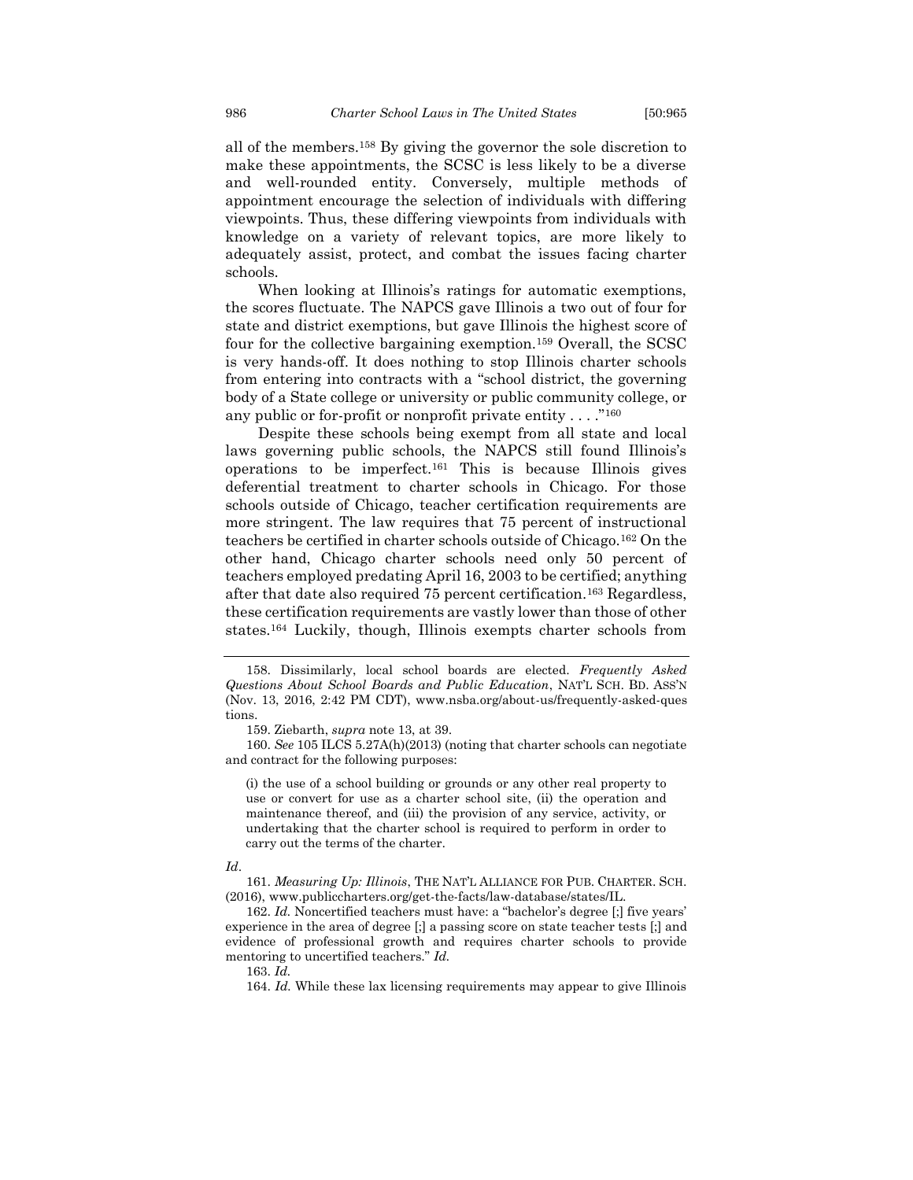all of the members.[158] By giving the governor the sole discretion to make these appointments, the SCSC is less likely to be a diverse and well-rounded entity. Conversely, multiple methods of appointment encourage the selection of individuals with differing viewpoints. Thus, these differing viewpoints from individuals with knowledge on a variety of relevant topics, are more likely to adequately assist, protect, and combat the issues facing charter schools.

When looking at Illinois's ratings for automatic exemptions, the scores fluctuate. The NAPCS gave Illinois a two out of four for state and district exemptions, but gave Illinois the highest score of four for the collective bargaining exemption.[159] Overall, the SCSC is very hands-off. It does nothing to stop Illinois charter schools from entering into contracts with a "school district, the governing body of a State college or university or public community college, or any public or for-profit or nonprofit private entity . . . ."[160]

Despite these schools being exempt from all state and local laws governing public schools, the NAPCS still found Illinois's operations to be imperfect.[161] This is because Illinois gives deferential treatment to charter schools in Chicago. For those schools outside of Chicago, teacher certification requirements are more stringent. The law requires that 75 percent of instructional teachers be certified in charter schools outside of Chicago.[162] On the other hand, Chicago charter schools need only 50 percent of teachers employed predating April 16, 2003 to be certified; anything after that date also required 75 percent certification.[163] Regardless, these certification requirements are vastly lower than those of other states.[164] Luckily, though, Illinois exempts charter schools from

---

158. Dissimilarly, local school boards are elected. *Frequently Asked Questions About School Boards and Public Education*, NAT'L SCH. BD. ASS'N (Nov. 13, 2016, 2:42 PM CDT), www.nsba.org/about-us/frequently-asked-questions.

159. Ziebarth, *supra* note 13, at 39.

160. *See* 105 ILCS 5.27A(h)(2013) (noting that charter schools can negotiate and contract for the following purposes:

> (i) the use of a school building or grounds or any other real property to use or convert for use as a charter school site, (ii) the operation and maintenance thereof, and (iii) the provision of any service, activity, or undertaking that the charter school is required to perform in order to carry out the terms of the charter.

*Id*.

161. *Measuring Up: Illinois*, THE NAT'L ALLIANCE FOR PUB. CHARTER. SCH. (2016), www.publiccharters.org/get-the-facts/law-database/states/IL.

162. *Id.* Noncertified teachers must have: a "bachelor's degree [;] five years' experience in the area of degree [;] a passing score on state teacher tests [;] and evidence of professional growth and requires charter schools to provide mentoring to uncertified teachers." *Id.*

163. *Id.*

164. *Id.* While these lax licensing requirements may appear to give Illinois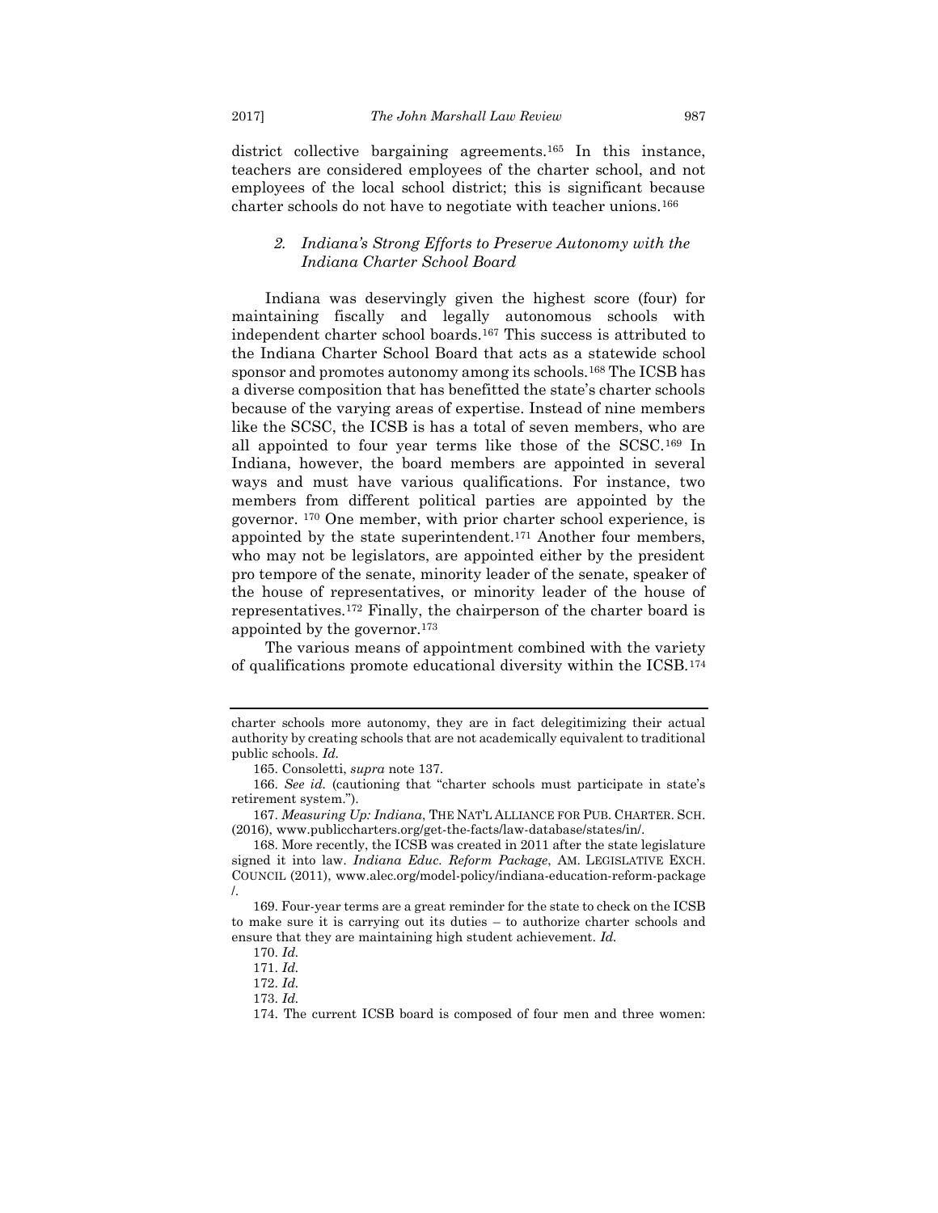district collective bargaining agreements.[165] In this instance, teachers are considered employees of the charter school, and not employees of the local school district; this is significant because charter schools do not have to negotiate with teacher unions.[166]

### *2. Indiana's Strong Efforts to Preserve Autonomy with the Indiana Charter School Board*

Indiana was deservingly given the highest score (four) for maintaining fiscally and legally autonomous schools with independent charter school boards.[167] This success is attributed to the Indiana Charter School Board that acts as a statewide school sponsor and promotes autonomy among its schools.[168] The ICSB has a diverse composition that has benefitted the state's charter schools because of the varying areas of expertise. Instead of nine members like the SCSC, the ICSB is has a total of seven members, who are all appointed to four year terms like those of the SCSC.[169] In Indiana, however, the board members are appointed in several ways and must have various qualifications. For instance, two members from different political parties are appointed by the governor. [170] One member, with prior charter school experience, is appointed by the state superintendent.[171] Another four members, who may not be legislators, are appointed either by the president pro tempore of the senate, minority leader of the senate, speaker of the house of representatives, or minority leader of the house of representatives.[172] Finally, the chairperson of the charter board is appointed by the governor.[173]

The various means of appointment combined with the variety of qualifications promote educational diversity within the ICSB.[174]

---

charter schools more autonomy, they are in fact delegitimizing their actual authority by creating schools that are not academically equivalent to traditional public schools. *Id.*

165. Consoletti, *supra* note 137.

166. *See id.* (cautioning that "charter schools must participate in state's retirement system.").

167. *Measuring Up: Indiana*, THE NAT'L ALLIANCE FOR PUB. CHARTER. SCH. (2016), www.publiccharters.org/get-the-facts/law-database/states/in/.

168. More recently, the ICSB was created in 2011 after the state legislature signed it into law. *Indiana Educ. Reform Package*, AM. LEGISLATIVE EXCH. COUNCIL (2011), www.alec.org/model-policy/indiana-education-reform-package/.

169. Four-year terms are a great reminder for the state to check on the ICSB to make sure it is carrying out its duties – to authorize charter schools and ensure that they are maintaining high student achievement. *Id.*

170. *Id.*

171. *Id.*

172. *Id.*

173. *Id.*

174. The current ICSB board is composed of four men and three women: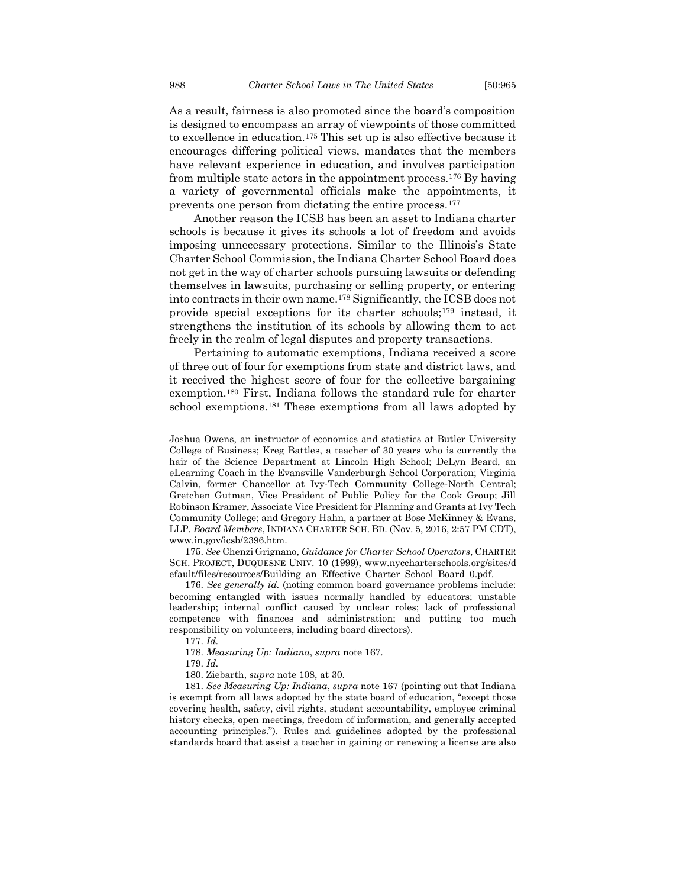As a result, fairness is also promoted since the board's composition is designed to encompass an array of viewpoints of those committed to excellence in education.[175] This set up is also effective because it encourages differing political views, mandates that the members have relevant experience in education, and involves participation from multiple state actors in the appointment process.[176] By having a variety of governmental officials make the appointments, it prevents one person from dictating the entire process.[177]

Another reason the ICSB has been an asset to Indiana charter schools is because it gives its schools a lot of freedom and avoids imposing unnecessary protections. Similar to the Illinois's State Charter School Commission, the Indiana Charter School Board does not get in the way of charter schools pursuing lawsuits or defending themselves in lawsuits, purchasing or selling property, or entering into contracts in their own name.[178] Significantly, the ICSB does not provide special exceptions for its charter schools;[179] instead, it strengthens the institution of its schools by allowing them to act freely in the realm of legal disputes and property transactions.

Pertaining to automatic exemptions, Indiana received a score of three out of four for exemptions from state and district laws, and it received the highest score of four for the collective bargaining exemption.[180] First, Indiana follows the standard rule for charter school exemptions.[181] These exemptions from all laws adopted by

---

Joshua Owens, an instructor of economics and statistics at Butler University College of Business; Kreg Battles, a teacher of 30 years who is currently the hair of the Science Department at Lincoln High School; DeLyn Beard, an eLearning Coach in the Evansville Vanderburgh School Corporation; Virginia Calvin, former Chancellor at Ivy-Tech Community College-North Central; Gretchen Gutman, Vice President of Public Policy for the Cook Group; Jill Robinson Kramer, Associate Vice President for Planning and Grants at Ivy Tech Community College; and Gregory Hahn, a partner at Bose McKinney & Evans, LLP. *Board Members*, INDIANA CHARTER SCH. BD. (Nov. 5, 2016, 2:57 PM CDT), www.in.gov/icsb/2396.htm.

175. *See* Chenzi Grignano, *Guidance for Charter School Operators*, CHARTER SCH. PROJECT, DUQUESNE UNIV. 10 (1999), www.nyccharterschools.org/sites/default/files/resources/Building_an_Effective_Charter_School_Board_0.pdf.

176. *See generally id.* (noting common board governance problems include: becoming entangled with issues normally handled by educators; unstable leadership; internal conflict caused by unclear roles; lack of professional competence with finances and administration; and putting too much responsibility on volunteers, including board directors).

177. *Id.*

178. *Measuring Up: Indiana*, *supra* note 167.

179. *Id.*

180. Ziebarth, *supra* note 108, at 30.

181. *See Measuring Up: Indiana*, *supra* note 167 (pointing out that Indiana is exempt from all laws adopted by the state board of education, "except those covering health, safety, civil rights, student accountability, employee criminal history checks, open meetings, freedom of information, and generally accepted accounting principles."). Rules and guidelines adopted by the professional standards board that assist a teacher in gaining or renewing a license are also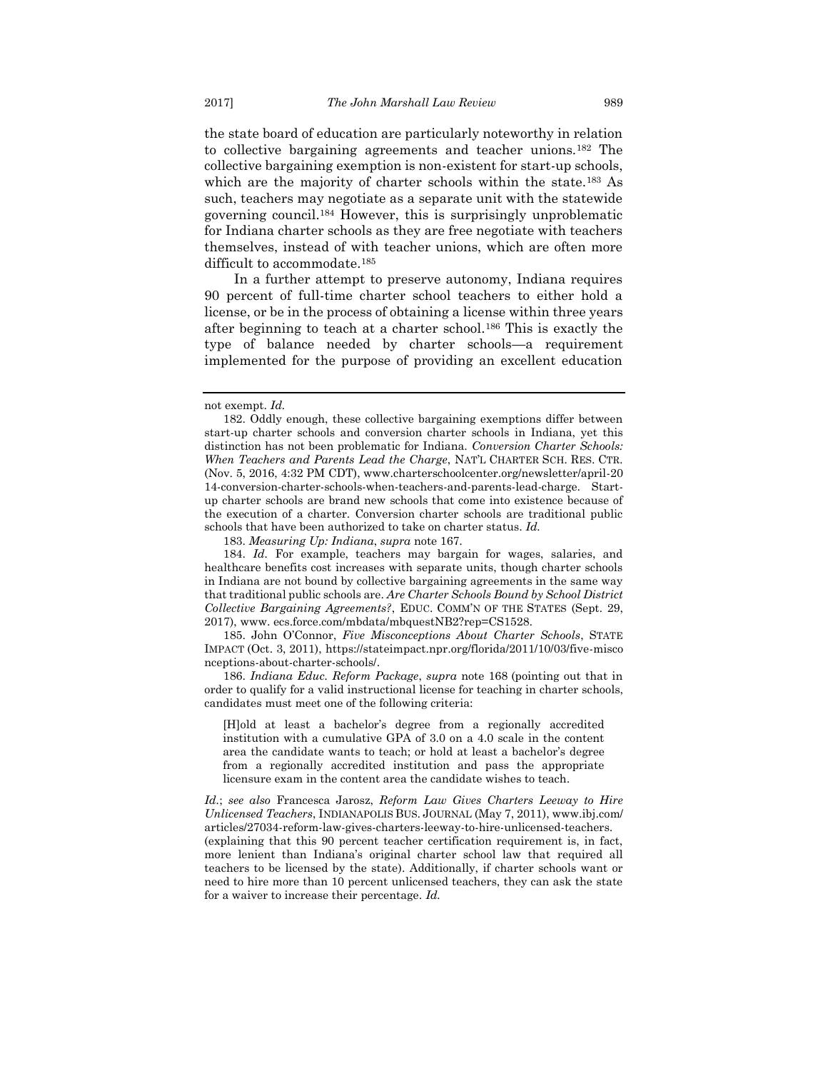the state board of education are particularly noteworthy in relation to collective bargaining agreements and teacher unions.[182] The collective bargaining exemption is non-existent for start-up schools, which are the majority of charter schools within the state.[183] As such, teachers may negotiate as a separate unit with the statewide governing council.[184] However, this is surprisingly unproblematic for Indiana charter schools as they are free negotiate with teachers themselves, instead of with teacher unions, which are often more difficult to accommodate.[185]

In a further attempt to preserve autonomy, Indiana requires 90 percent of full-time charter school teachers to either hold a license, or be in the process of obtaining a license within three years after beginning to teach at a charter school.[186] This is exactly the type of balance needed by charter schools—a requirement implemented for the purpose of providing an excellent education

---

not exempt. *Id.*

182. Oddly enough, these collective bargaining exemptions differ between start-up charter schools and conversion charter schools in Indiana, yet this distinction has not been problematic for Indiana. *Conversion Charter Schools: When Teachers and Parents Lead the Charge*, NAT'L CHARTER SCH. RES. CTR. (Nov. 5, 2016, 4:32 PM CDT), www.charterschoolcenter.org/newsletter/april-2014-conversion-charter-schools-when-teachers-and-parents-lead-charge. Start-up charter schools are brand new schools that come into existence because of the execution of a charter. Conversion charter schools are traditional public schools that have been authorized to take on charter status. *Id.*

183. *Measuring Up: Indiana*, *supra* note 167.

184. *Id.* For example, teachers may bargain for wages, salaries, and healthcare benefits cost increases with separate units, though charter schools in Indiana are not bound by collective bargaining agreements in the same way that traditional public schools are. *Are Charter Schools Bound by School District Collective Bargaining Agreements?*, EDUC. COMM'N OF THE STATES (Sept. 29, 2017), www. ecs.force.com/mbdata/mbquestNB2?rep=CS1528.

185. John O'Connor, *Five Misconceptions About Charter Schools*, STATE IMPACT (Oct. 3, 2011), https://stateimpact.npr.org/florida/2011/10/03/five-misconceptions-about-charter-schools/.

186. *Indiana Educ. Reform Package*, *supra* note 168 (pointing out that in order to qualify for a valid instructional license for teaching in charter schools, candidates must meet one of the following criteria:

> [H]old at least a bachelor's degree from a regionally accredited institution with a cumulative GPA of 3.0 on a 4.0 scale in the content area the candidate wants to teach; or hold at least a bachelor's degree from a regionally accredited institution and pass the appropriate licensure exam in the content area the candidate wishes to teach.

*Id.*; *see also* Francesca Jarosz, *Reform Law Gives Charters Leeway to Hire Unlicensed Teachers*, INDIANAPOLIS BUS. JOURNAL (May 7, 2011), www.ibj.com/articles/27034-reform-law-gives-charters-leeway-to-hire-unlicensed-teachers. (explaining that this 90 percent teacher certification requirement is, in fact, more lenient than Indiana's original charter school law that required all teachers to be licensed by the state). Additionally, if charter schools want or need to hire more than 10 percent unlicensed teachers, they can ask the state for a waiver to increase their percentage. *Id.*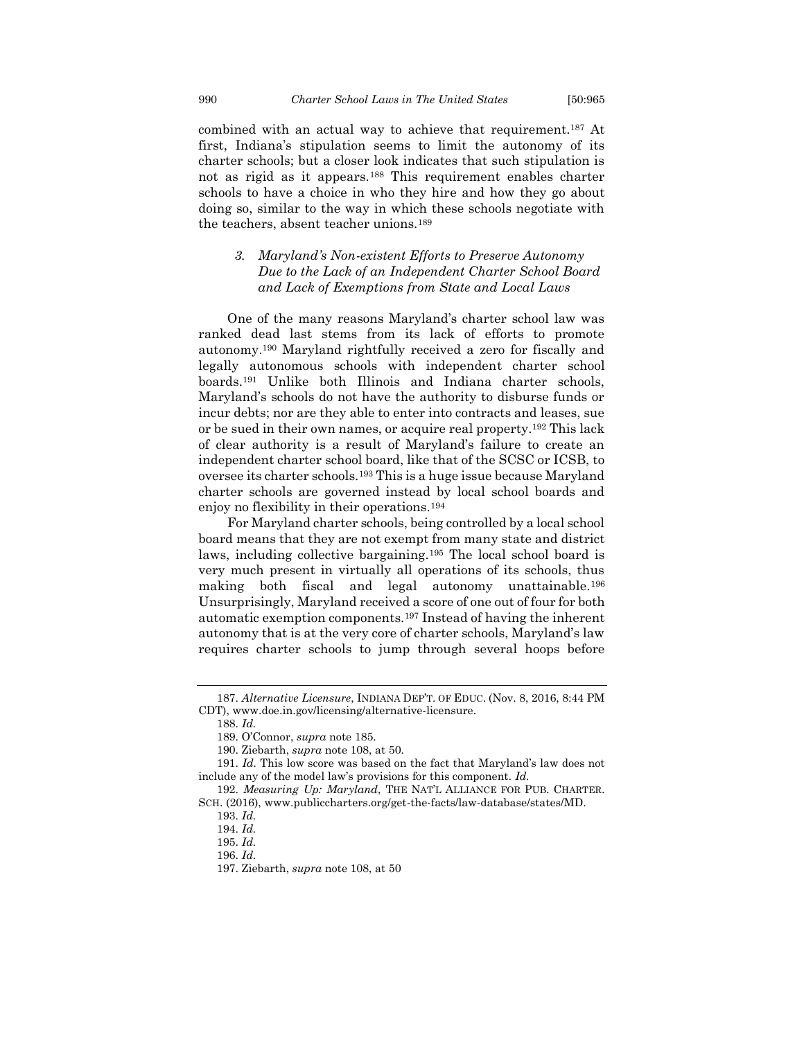combined with an actual way to achieve that requirement.[187] At first, Indiana's stipulation seems to limit the autonomy of its charter schools; but a closer look indicates that such stipulation is not as rigid as it appears.[188] This requirement enables charter schools to have a choice in who they hire and how they go about doing so, similar to the way in which these schools negotiate with the teachers, absent teacher unions.[189]

### *3. Maryland's Non-existent Efforts to Preserve Autonomy Due to the Lack of an Independent Charter School Board and Lack of Exemptions from State and Local Laws*

One of the many reasons Maryland's charter school law was ranked dead last stems from its lack of efforts to promote autonomy.[190] Maryland rightfully received a zero for fiscally and legally autonomous schools with independent charter school boards.[191] Unlike both Illinois and Indiana charter schools, Maryland's schools do not have the authority to disburse funds or incur debts; nor are they able to enter into contracts and leases, sue or be sued in their own names, or acquire real property.[192] This lack of clear authority is a result of Maryland's failure to create an independent charter school board, like that of the SCSC or ICSB, to oversee its charter schools.[193] This is a huge issue because Maryland charter schools are governed instead by local school boards and enjoy no flexibility in their operations.[194]

For Maryland charter schools, being controlled by a local school board means that they are not exempt from many state and district laws, including collective bargaining.[195] The local school board is very much present in virtually all operations of its schools, thus making both fiscal and legal autonomy unattainable.[196] Unsurprisingly, Maryland received a score of one out of four for both automatic exemption components.[197] Instead of having the inherent autonomy that is at the very core of charter schools, Maryland's law requires charter schools to jump through several hoops before

---

187. *Alternative Licensure*, INDIANA DEP'T. OF EDUC. (Nov. 8, 2016, 8:44 PM CDT), www.doe.in.gov/licensing/alternative-licensure.

188. *Id.*

189. O'Connor, *supra* note 185.

190. Ziebarth, *supra* note 108, at 50.

191. *Id.* This low score was based on the fact that Maryland's law does not include any of the model law's provisions for this component. *Id.*

192. *Measuring Up: Maryland*, THE NAT'L ALLIANCE FOR PUB. CHARTER. SCH. (2016), www.publiccharters.org/get-the-facts/law-database/states/MD.

193. *Id.*

194. *Id.*

195. *Id.*

196. *Id.*

197. Ziebarth, *supra* note 108, at 50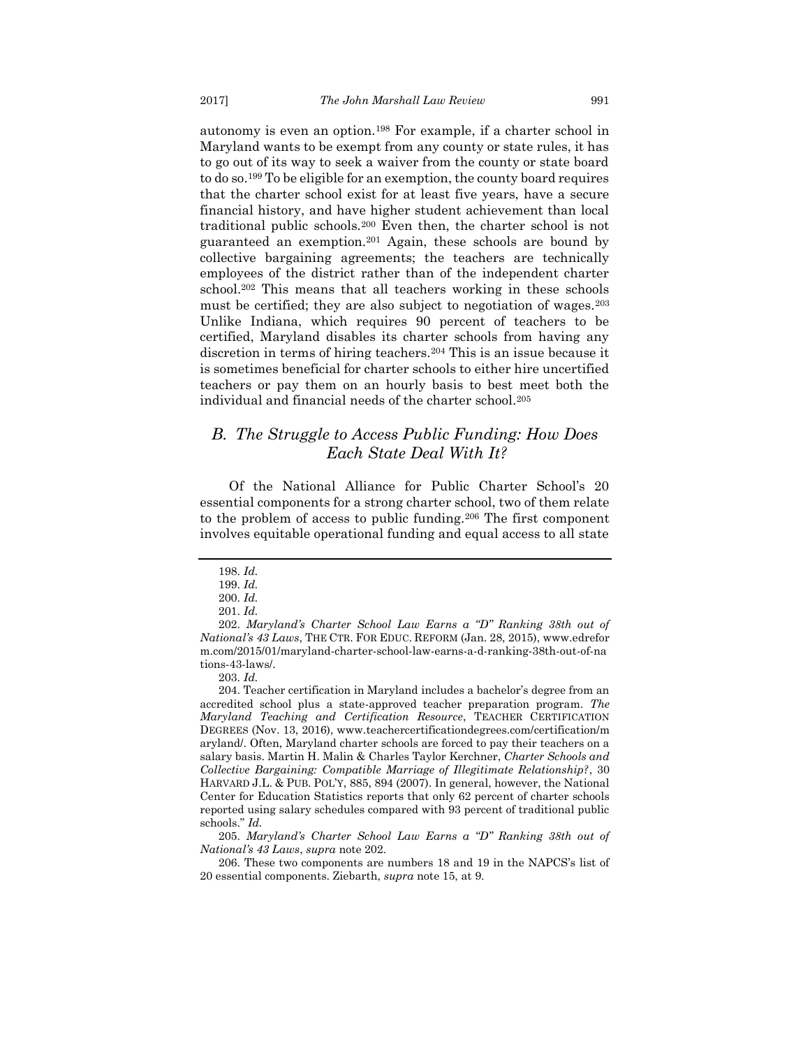autonomy is even an option.[198] For example, if a charter school in Maryland wants to be exempt from any county or state rules, it has to go out of its way to seek a waiver from the county or state board to do so.[199] To be eligible for an exemption, the county board requires that the charter school exist for at least five years, have a secure financial history, and have higher student achievement than local traditional public schools.[200] Even then, the charter school is not guaranteed an exemption.[201] Again, these schools are bound by collective bargaining agreements; the teachers are technically employees of the district rather than of the independent charter school.[202] This means that all teachers working in these schools must be certified; they are also subject to negotiation of wages.[203] Unlike Indiana, which requires 90 percent of teachers to be certified, Maryland disables its charter schools from having any discretion in terms of hiring teachers.[204] This is an issue because it is sometimes beneficial for charter schools to either hire uncertified teachers or pay them on an hourly basis to best meet both the individual and financial needs of the charter school.[205]

## *B. The Struggle to Access Public Funding: How Does Each State Deal With It?*

Of the National Alliance for Public Charter School's 20 essential components for a strong charter school, two of them relate to the problem of access to public funding.[206] The first component involves equitable operational funding and equal access to all state

---

198. *Id.*

199. *Id.*

200. *Id.*

201. *Id.*

202. *Maryland's Charter School Law Earns a "D" Ranking 38th out of National's 43 Laws*, THE CTR. FOR EDUC. REFORM (Jan. 28, 2015), www.edreform.com/2015/01/maryland-charter-school-law-earns-a-d-ranking-38th-out-of-nations-43-laws/.

203. *Id.*

204. Teacher certification in Maryland includes a bachelor's degree from an accredited school plus a state-approved teacher preparation program. *The Maryland Teaching and Certification Resource*, TEACHER CERTIFICATION DEGREES (Nov. 13, 2016), www.teachercertificationdegrees.com/certification/maryland/. Often, Maryland charter schools are forced to pay their teachers on a salary basis. Martin H. Malin & Charles Taylor Kerchner, *Charter Schools and Collective Bargaining: Compatible Marriage of Illegitimate Relationship?*, 30 HARVARD J.L. & PUB. POL'Y, 885, 894 (2007). In general, however, the National Center for Education Statistics reports that only 62 percent of charter schools reported using salary schedules compared with 93 percent of traditional public schools." *Id.*

205. *Maryland's Charter School Law Earns a "D" Ranking 38th out of National's 43 Laws*, *supra* note 202.

206. These two components are numbers 18 and 19 in the NAPCS's list of 20 essential components. Ziebarth, *supra* note 15, at 9.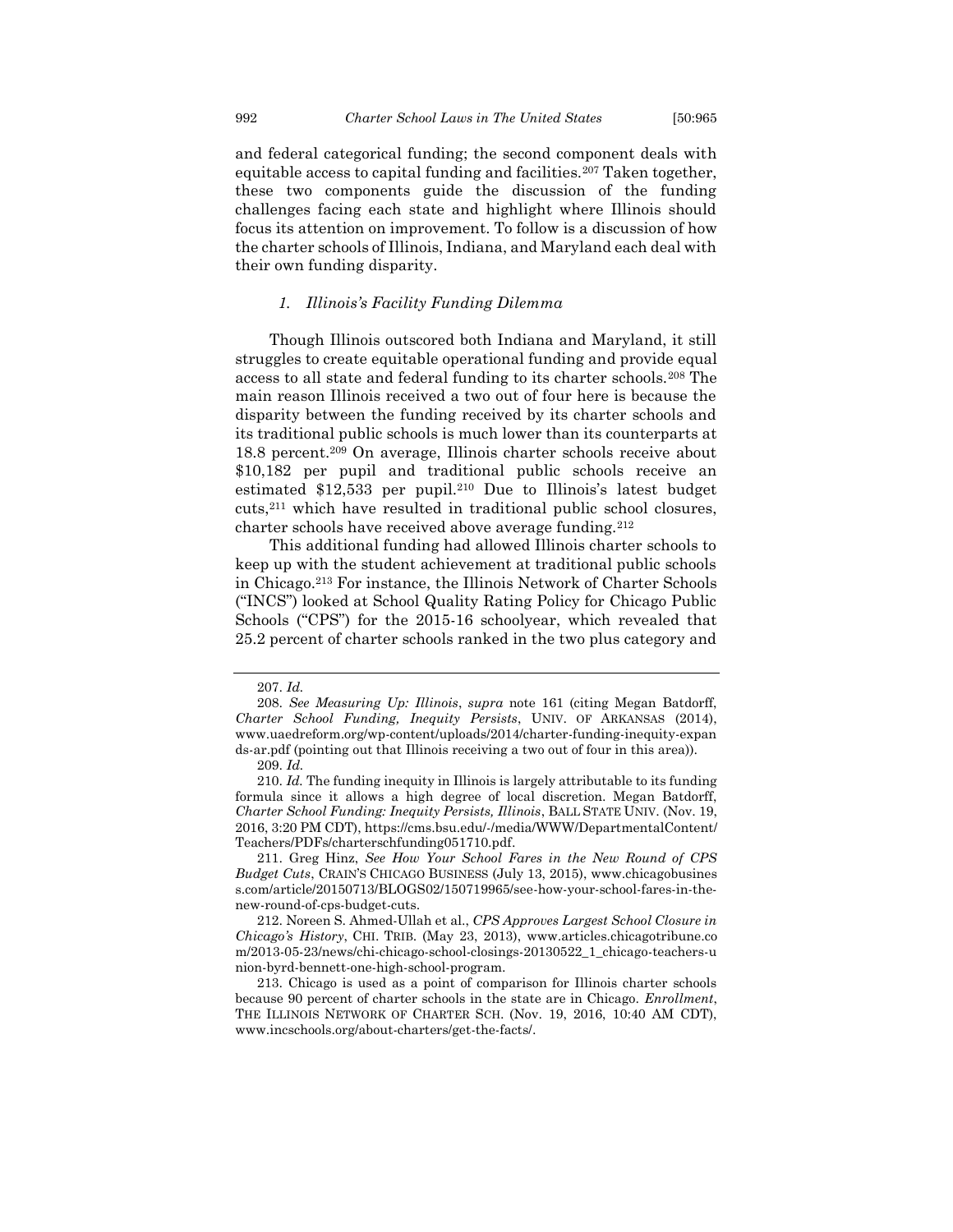and federal categorical funding; the second component deals with equitable access to capital funding and facilities.[207] Taken together, these two components guide the discussion of the funding challenges facing each state and highlight where Illinois should focus its attention on improvement. To follow is a discussion of how the charter schools of Illinois, Indiana, and Maryland each deal with their own funding disparity.

### *1. Illinois's Facility Funding Dilemma*

Though Illinois outscored both Indiana and Maryland, it still struggles to create equitable operational funding and provide equal access to all state and federal funding to its charter schools.[208] The main reason Illinois received a two out of four here is because the disparity between the funding received by its charter schools and its traditional public schools is much lower than its counterparts at 18.8 percent.[209] On average, Illinois charter schools receive about \$10,182 per pupil and traditional public schools receive an estimated \$12,533 per pupil.[210] Due to Illinois's latest budget cuts,[211] which have resulted in traditional public school closures, charter schools have received above average funding.[212]

This additional funding had allowed Illinois charter schools to keep up with the student achievement at traditional public schools in Chicago.[213] For instance, the Illinois Network of Charter Schools ("INCS") looked at School Quality Rating Policy for Chicago Public Schools ("CPS") for the 2015-16 schoolyear, which revealed that 25.2 percent of charter schools ranked in the two plus category and

---

207. *Id.*

208. *See Measuring Up: Illinois*, *supra* note 161 (citing Megan Batdorff, *Charter School Funding, Inequity Persists*, UNIV. OF ARKANSAS (2014), www.uaedreform.org/wp-content/uploads/2014/charter-funding-inequity-expands-ar.pdf (pointing out that Illinois receiving a two out of four in this area)).

209. *Id.*

210. *Id.* The funding inequity in Illinois is largely attributable to its funding formula since it allows a high degree of local discretion. Megan Batdorff, *Charter School Funding: Inequity Persists, Illinois*, BALL STATE UNIV. (Nov. 19, 2016, 3:20 PM CDT), https://cms.bsu.edu/-/media/WWW/DepartmentalContent/Teachers/PDFs/charterschfunding051710.pdf.

211. Greg Hinz, *See How Your School Fares in the New Round of CPS Budget Cuts*, CRAIN'S CHICAGO BUSINESS (July 13, 2015), www.chicagobusiness.com/article/20150713/BLOGS02/150719965/see-how-your-school-fares-in-the-new-round-of-cps-budget-cuts.

212. Noreen S. Ahmed-Ullah et al., *CPS Approves Largest School Closure in Chicago's History*, CHI. TRIB. (May 23, 2013), www.articles.chicagotribune.com/2013-05-23/news/chi-chicago-school-closings-20130522_1_chicago-teachers-union-byrd-bennett-one-high-school-program.

213. Chicago is used as a point of comparison for Illinois charter schools because 90 percent of charter schools in the state are in Chicago. *Enrollment*, THE ILLINOIS NETWORK OF CHARTER SCH. (Nov. 19, 2016, 10:40 AM CDT), www.incschools.org/about-charters/get-the-facts/.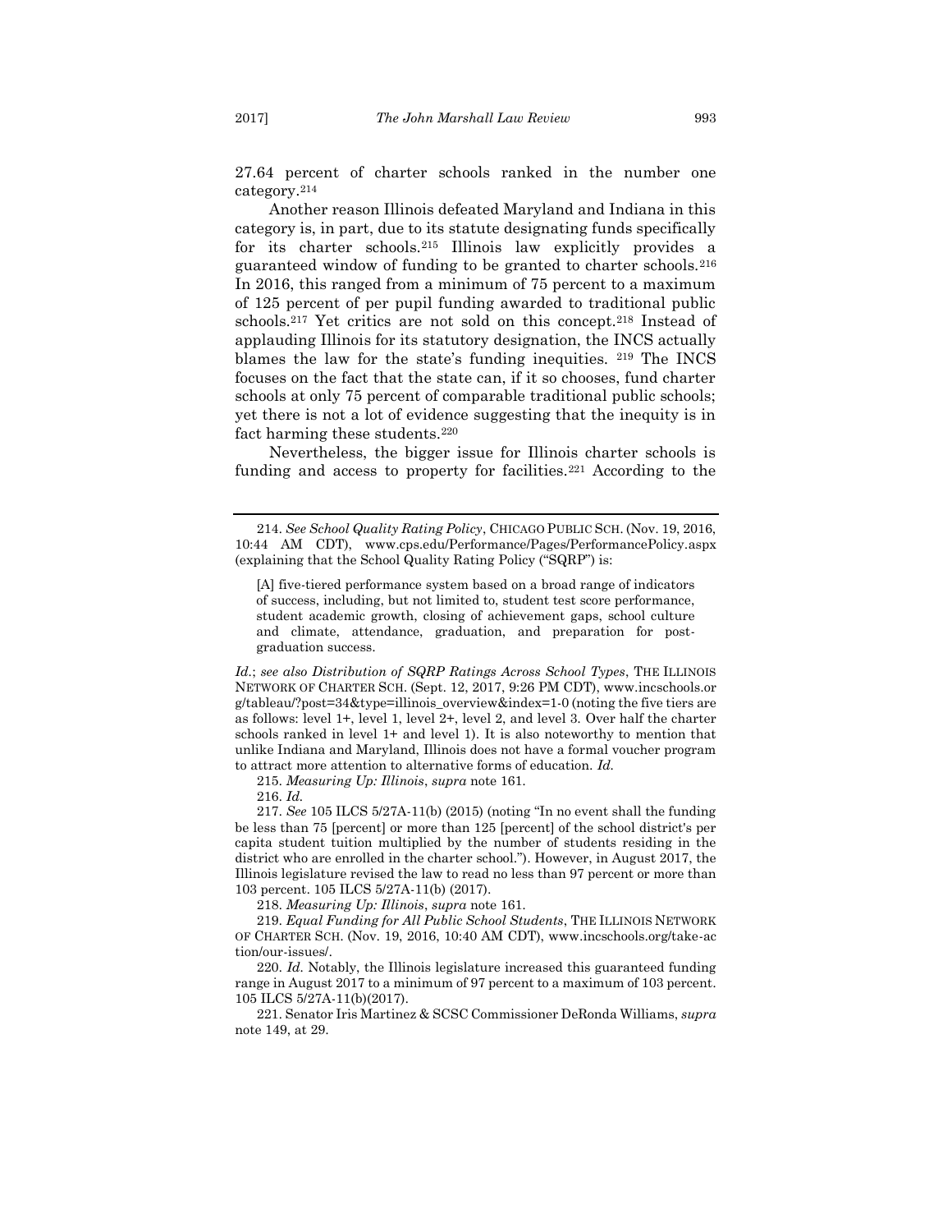27.64 percent of charter schools ranked in the number one category.[214]

Another reason Illinois defeated Maryland and Indiana in this category is, in part, due to its statute designating funds specifically for its charter schools.[215] Illinois law explicitly provides a guaranteed window of funding to be granted to charter schools.[216] In 2016, this ranged from a minimum of 75 percent to a maximum of 125 percent of per pupil funding awarded to traditional public schools.[217] Yet critics are not sold on this concept.[218] Instead of applauding Illinois for its statutory designation, the INCS actually blames the law for the state's funding inequities. [219] The INCS focuses on the fact that the state can, if it so chooses, fund charter schools at only 75 percent of comparable traditional public schools; yet there is not a lot of evidence suggesting that the inequity is in fact harming these students.[220]

Nevertheless, the bigger issue for Illinois charter schools is funding and access to property for facilities.[221] According to the

---

214. *See School Quality Rating Policy*, CHICAGO PUBLIC SCH. (Nov. 19, 2016, 10:44 AM CDT), www.cps.edu/Performance/Pages/PerformancePolicy.aspx (explaining that the School Quality Rating Policy ("SQRP") is:

> [A] five-tiered performance system based on a broad range of indicators of success, including, but not limited to, student test score performance, student academic growth, closing of achievement gaps, school culture and climate, attendance, graduation, and preparation for post-graduation success.

*Id*.; *see also Distribution of SQRP Ratings Across School Types*, THE ILLINOIS NETWORK OF CHARTER SCH. (Sept. 12, 2017, 9:26 PM CDT), www.incschools.org/tableau/?post=34&type=illinois_overview&index=1-0 (noting the five tiers are as follows: level 1+, level 1, level 2+, level 2, and level 3. Over half the charter schools ranked in level 1+ and level 1). It is also noteworthy to mention that unlike Indiana and Maryland, Illinois does not have a formal voucher program to attract more attention to alternative forms of education. *Id.*

215. *Measuring Up: Illinois*, *supra* note 161.

216. *Id.*

217. *See* 105 ILCS 5/27A-11(b) (2015) (noting "In no event shall the funding be less than 75 [percent] or more than 125 [percent] of the school district's per capita student tuition multiplied by the number of students residing in the district who are enrolled in the charter school."). However, in August 2017, the Illinois legislature revised the law to read no less than 97 percent or more than 103 percent. 105 ILCS 5/27A-11(b) (2017).

218. *Measuring Up: Illinois*, *supra* note 161.

219. *Equal Funding for All Public School Students*, THE ILLINOIS NETWORK OF CHARTER SCH. (Nov. 19, 2016, 10:40 AM CDT), www.incschools.org/take-action/our-issues/.

220. *Id.* Notably, the Illinois legislature increased this guaranteed funding range in August 2017 to a minimum of 97 percent to a maximum of 103 percent. 105 ILCS 5/27A-11(b)(2017).

221. Senator Iris Martinez & SCSC Commissioner DeRonda Williams, *supra* note 149, at 29.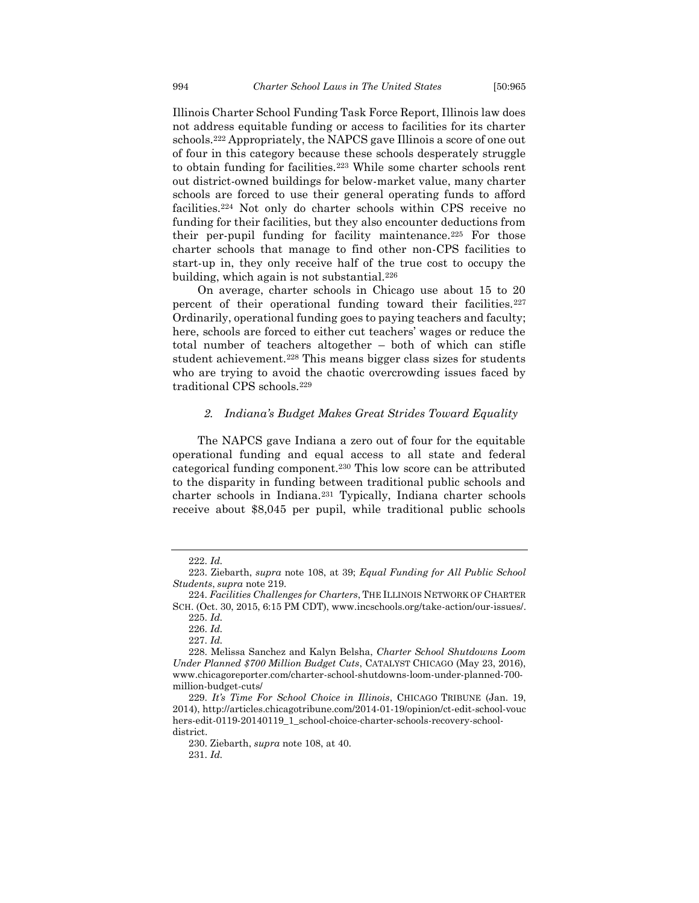Illinois Charter School Funding Task Force Report, Illinois law does not address equitable funding or access to facilities for its charter schools.[222] Appropriately, the NAPCS gave Illinois a score of one out of four in this category because these schools desperately struggle to obtain funding for facilities.[223] While some charter schools rent out district-owned buildings for below-market value, many charter schools are forced to use their general operating funds to afford facilities.[224] Not only do charter schools within CPS receive no funding for their facilities, but they also encounter deductions from their per-pupil funding for facility maintenance.[225] For those charter schools that manage to find other non-CPS facilities to start-up in, they only receive half of the true cost to occupy the building, which again is not substantial.[226]

On average, charter schools in Chicago use about 15 to 20 percent of their operational funding toward their facilities.[227] Ordinarily, operational funding goes to paying teachers and faculty; here, schools are forced to either cut teachers' wages or reduce the total number of teachers altogether – both of which can stifle student achievement.[228] This means bigger class sizes for students who are trying to avoid the chaotic overcrowding issues faced by traditional CPS schools.[229]

### *2. Indiana's Budget Makes Great Strides Toward Equality*

The NAPCS gave Indiana a zero out of four for the equitable operational funding and equal access to all state and federal categorical funding component.[230] This low score can be attributed to the disparity in funding between traditional public schools and charter schools in Indiana.[231] Typically, Indiana charter schools receive about $8,045 per pupil, while traditional public schools

---

222. *Id.*

223. Ziebarth, *supra* note 108, at 39; *Equal Funding for All Public School Students*, *supra* note 219.

224. *Facilities Challenges for Charters*, THE ILLINOIS NETWORK OF CHARTER SCH. (Oct. 30, 2015, 6:15 PM CDT), www.incschools.org/take-action/our-issues/.

225. *Id.*

226. *Id.*

227. *Id.*

228. Melissa Sanchez and Kalyn Belsha, *Charter School Shutdowns Loom Under Planned $700 Million Budget Cuts*, CATALYST CHICAGO (May 23, 2016), www.chicagoreporter.com/charter-school-shutdowns-loom-under-planned-700-million-budget-cuts/

229. *It's Time For School Choice in Illinois*, CHICAGO TRIBUNE (Jan. 19, 2014), http://articles.chicagotribune.com/2014-01-19/opinion/ct-edit-school-vouchers-edit-0119-20140119_1_school-choice-charter-schools-recovery-school-district.

230. Ziebarth, *supra* note 108, at 40.

231. *Id.*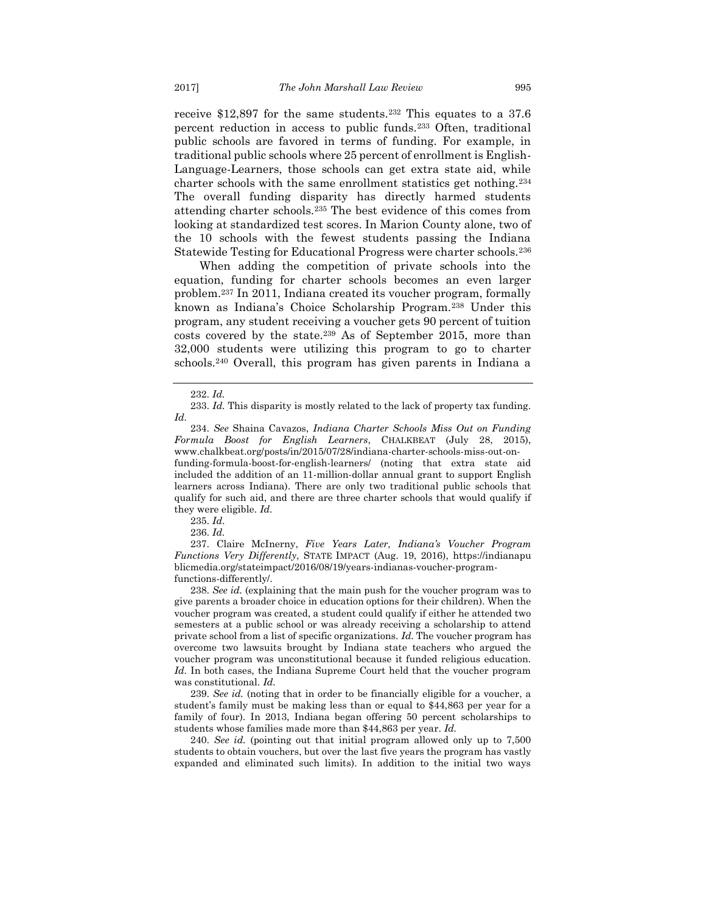receive $12,897 for the same students.[232] This equates to a 37.6 percent reduction in access to public funds.[233] Often, traditional public schools are favored in terms of funding. For example, in traditional public schools where 25 percent of enrollment is English-Language-Learners, those schools can get extra state aid, while charter schools with the same enrollment statistics get nothing.[234] The overall funding disparity has directly harmed students attending charter schools.[235] The best evidence of this comes from looking at standardized test scores. In Marion County alone, two of the 10 schools with the fewest students passing the Indiana Statewide Testing for Educational Progress were charter schools.[236]

When adding the competition of private schools into the equation, funding for charter schools becomes an even larger problem.[237] In 2011, Indiana created its voucher program, formally known as Indiana's Choice Scholarship Program.[238] Under this program, any student receiving a voucher gets 90 percent of tuition costs covered by the state.[239] As of September 2015, more than 32,000 students were utilizing this program to go to charter schools.[240] Overall, this program has given parents in Indiana a

---

232. *Id.*

233. *Id.* This disparity is mostly related to the lack of property tax funding. *Id.*

234. *See* Shaina Cavazos, *Indiana Charter Schools Miss Out on Funding Formula Boost for English Learners*, CHALKBEAT (July 28, 2015), www.chalkbeat.org/posts/in/2015/07/28/indiana-charter-schools-miss-out-on-funding-formula-boost-for-english-learners/ (noting that extra state aid included the addition of an 11-million-dollar annual grant to support English learners across Indiana). There are only two traditional public schools that qualify for such aid, and there are three charter schools that would qualify if they were eligible. *Id.*

235. *Id.*

236. *Id.*

237. Claire McInerny, *Five Years Later, Indiana's Voucher Program Functions Very Differently*, STATE IMPACT (Aug. 19, 2016), https://indianapublicmedia.org/stateimpact/2016/08/19/years-indianas-voucher-program-functions-differently/.

238. *See id.* (explaining that the main push for the voucher program was to give parents a broader choice in education options for their children). When the voucher program was created, a student could qualify if either he attended two semesters at a public school or was already receiving a scholarship to attend private school from a list of specific organizations. *Id.* The voucher program has overcome two lawsuits brought by Indiana state teachers who argued the voucher program was unconstitutional because it funded religious education. *Id.* In both cases, the Indiana Supreme Court held that the voucher program was constitutional. *Id.*

239. *See id.* (noting that in order to be financially eligible for a voucher, a student's family must be making less than or equal to $44,863 per year for a family of four). In 2013, Indiana began offering 50 percent scholarships to students whose families made more than $44,863 per year. *Id.*

240. *See id.* (pointing out that initial program allowed only up to 7,500 students to obtain vouchers, but over the last five years the program has vastly expanded and eliminated such limits). In addition to the initial two ways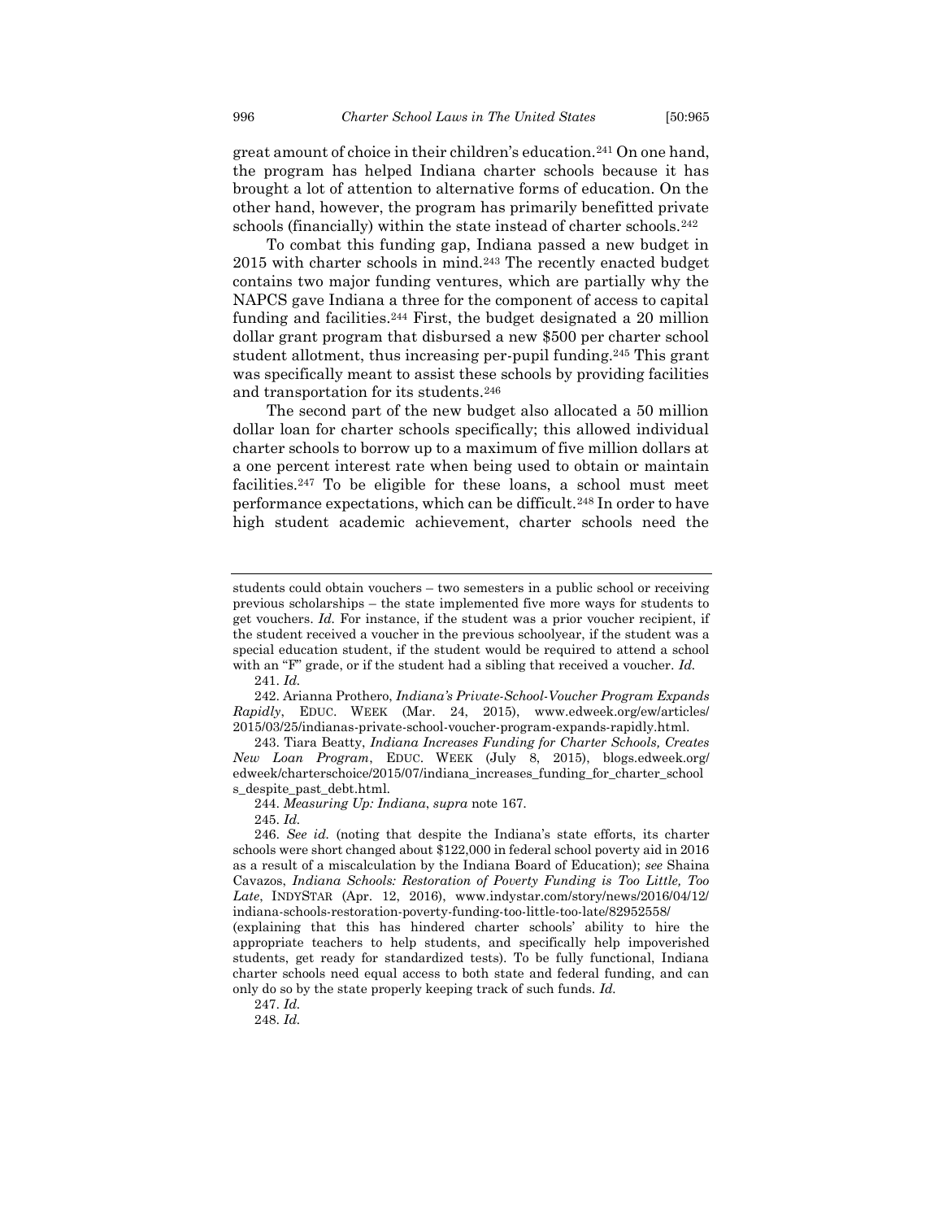great amount of choice in their children's education.[241] On one hand, the program has helped Indiana charter schools because it has brought a lot of attention to alternative forms of education. On the other hand, however, the program has primarily benefitted private schools (financially) within the state instead of charter schools.[242]

To combat this funding gap, Indiana passed a new budget in 2015 with charter schools in mind.[243] The recently enacted budget contains two major funding ventures, which are partially why the NAPCS gave Indiana a three for the component of access to capital funding and facilities.[244] First, the budget designated a 20 million dollar grant program that disbursed a new $500 per charter school student allotment, thus increasing per-pupil funding.[245] This grant was specifically meant to assist these schools by providing facilities and transportation for its students.[246]

The second part of the new budget also allocated a 50 million dollar loan for charter schools specifically; this allowed individual charter schools to borrow up to a maximum of five million dollars at a one percent interest rate when being used to obtain or maintain facilities.[247] To be eligible for these loans, a school must meet performance expectations, which can be difficult.[248] In order to have high student academic achievement, charter schools need the

---

students could obtain vouchers – two semesters in a public school or receiving previous scholarships – the state implemented five more ways for students to get vouchers. *Id.* For instance, if the student was a prior voucher recipient, if the student received a voucher in the previous schoolyear, if the student was a special education student, if the student would be required to attend a school with an "F" grade, or if the student had a sibling that received a voucher. *Id.*

241. *Id.*

242. Arianna Prothero, *Indiana's Private-School-Voucher Program Expands Rapidly*, EDUC. WEEK (Mar. 24, 2015), www.edweek.org/ew/articles/2015/03/25/indianas-private-school-voucher-program-expands-rapidly.html.

243. Tiara Beatty, *Indiana Increases Funding for Charter Schools, Creates New Loan Program*, EDUC. WEEK (July 8, 2015), blogs.edweek.org/edweek/charterschoice/2015/07/indiana_increases_funding_for_charter_schools_despite_past_debt.html.

244. *Measuring Up: Indiana*, *supra* note 167.

245. *Id.*

246. *See id.* (noting that despite the Indiana's state efforts, its charter schools were short changed about $122,000 in federal school poverty aid in 2016 as a result of a miscalculation by the Indiana Board of Education); *see* Shaina Cavazos, *Indiana Schools: Restoration of Poverty Funding is Too Little, Too Late*, INDYSTAR (Apr. 12, 2016), www.indystar.com/story/news/2016/04/12/indiana-schools-restoration-poverty-funding-too-little-too-late/82952558/ (explaining that this has hindered charter schools' ability to hire the appropriate teachers to help students, and specifically help impoverished students, get ready for standardized tests). To be fully functional, Indiana charter schools need equal access to both state and federal funding, and can only do so by the state properly keeping track of such funds. *Id.*

247. *Id.*

248. *Id.*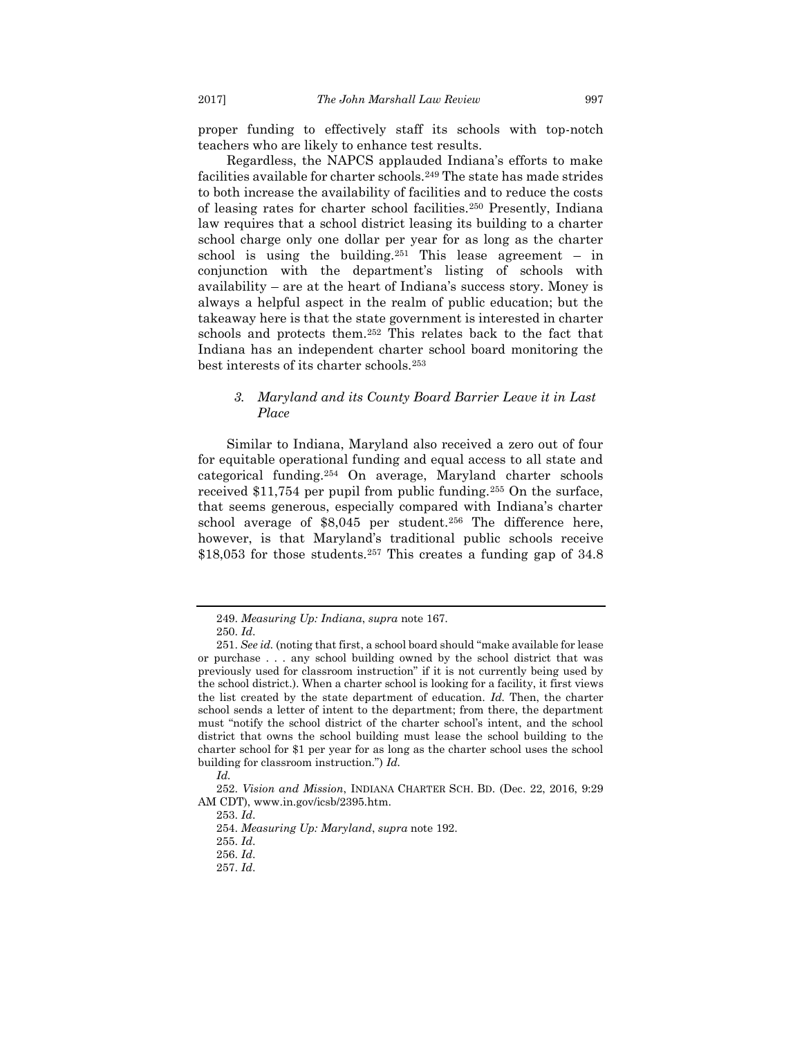proper funding to effectively staff its schools with top-notch teachers who are likely to enhance test results.

Regardless, the NAPCS applauded Indiana's efforts to make facilities available for charter schools.[249] The state has made strides to both increase the availability of facilities and to reduce the costs of leasing rates for charter school facilities.[250] Presently, Indiana law requires that a school district leasing its building to a charter school charge only one dollar per year for as long as the charter school is using the building.[251] This lease agreement – in conjunction with the department's listing of schools with availability – are at the heart of Indiana's success story. Money is always a helpful aspect in the realm of public education; but the takeaway here is that the state government is interested in charter schools and protects them.[252] This relates back to the fact that Indiana has an independent charter school board monitoring the best interests of its charter schools.[253]

### *3. Maryland and its County Board Barrier Leave it in Last Place*

Similar to Indiana, Maryland also received a zero out of four for equitable operational funding and equal access to all state and categorical funding.[254] On average, Maryland charter schools received $11,754 per pupil from public funding.[255] On the surface, that seems generous, especially compared with Indiana's charter school average of $8,045 per student.[256] The difference here, however, is that Maryland's traditional public schools receive $18,053 for those students.[257] This creates a funding gap of 34.8

---

249. *Measuring Up: Indiana*, *supra* note 167.

250. *Id*.

251. *See id.* (noting that first, a school board should "make available for lease or purchase . . . any school building owned by the school district that was previously used for classroom instruction" if it is not currently being used by the school district.). When a charter school is looking for a facility, it first views the list created by the state department of education. *Id.* Then, the charter school sends a letter of intent to the department; from there, the department must "notify the school district of the charter school's intent, and the school district that owns the school building must lease the school building to the charter school for $1 per year for as long as the charter school uses the school building for classroom instruction.") *Id.*

*Id.*

252. *Vision and Mission*, INDIANA CHARTER SCH. BD. (Dec. 22, 2016, 9:29 AM CDT), www.in.gov/icsb/2395.htm.

253. *Id*.

254. *Measuring Up: Maryland*, *supra* note 192.

255. *Id*.

256. *Id*.

257. *Id*.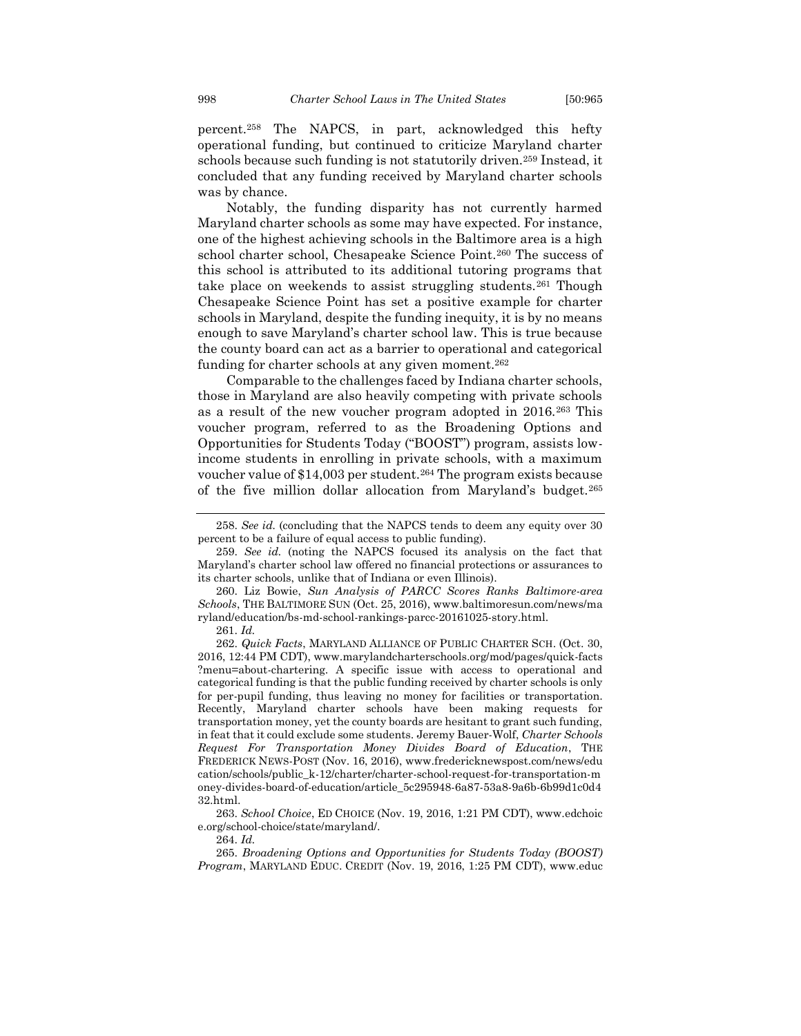percent.[258] The NAPCS, in part, acknowledged this hefty operational funding, but continued to criticize Maryland charter schools because such funding is not statutorily driven.[259] Instead, it concluded that any funding received by Maryland charter schools was by chance.

Notably, the funding disparity has not currently harmed Maryland charter schools as some may have expected. For instance, one of the highest achieving schools in the Baltimore area is a high school charter school, Chesapeake Science Point.[260] The success of this school is attributed to its additional tutoring programs that take place on weekends to assist struggling students.[261] Though Chesapeake Science Point has set a positive example for charter schools in Maryland, despite the funding inequity, it is by no means enough to save Maryland's charter school law. This is true because the county board can act as a barrier to operational and categorical funding for charter schools at any given moment.[262]

Comparable to the challenges faced by Indiana charter schools, those in Maryland are also heavily competing with private schools as a result of the new voucher program adopted in 2016.[263] This voucher program, referred to as the Broadening Options and Opportunities for Students Today ("BOOST") program, assists low-income students in enrolling in private schools, with a maximum voucher value of $14,003 per student.[264] The program exists because of the five million dollar allocation from Maryland's budget.[265]

---

258. *See id.* (concluding that the NAPCS tends to deem any equity over 30 percent to be a failure of equal access to public funding).

259. *See id.* (noting the NAPCS focused its analysis on the fact that Maryland's charter school law offered no financial protections or assurances to its charter schools, unlike that of Indiana or even Illinois).

260. Liz Bowie, *Sun Analysis of PARCC Scores Ranks Baltimore-area Schools*, THE BALTIMORE SUN (Oct. 25, 2016), www.baltimoresun.com/news/maryland/education/bs-md-school-rankings-parcc-20161025-story.html.

261. *Id.*

262. *Quick Facts*, MARYLAND ALLIANCE OF PUBLIC CHARTER SCH. (Oct. 30, 2016, 12:44 PM CDT), www.marylandcharterschools.org/mod/pages/quick-facts?menu=about-chartering. A specific issue with access to operational and categorical funding is that the public funding received by charter schools is only for per-pupil funding, thus leaving no money for facilities or transportation. Recently, Maryland charter schools have been making requests for transportation money, yet the county boards are hesitant to grant such funding, in feat that it could exclude some students. Jeremy Bauer-Wolf, *Charter Schools Request For Transportation Money Divides Board of Education*, THE FREDERICK NEWS-POST (Nov. 16, 2016), www.fredericknewspost.com/news/education/schools/public_k-12/charter/charter-school-request-for-transportation-money-divides-board-of-education/article_5c295948-6a87-53a8-9a6b-6b99d1c0d432.html.

263. *School Choice*, ED CHOICE (Nov. 19, 2016, 1:21 PM CDT), www.edchoice.org/school-choice/state/maryland/.

264. *Id.*

265. *Broadening Options and Opportunities for Students Today (BOOST) Program*, MARYLAND EDUC. CREDIT (Nov. 19, 2016, 1:25 PM CDT), www.educ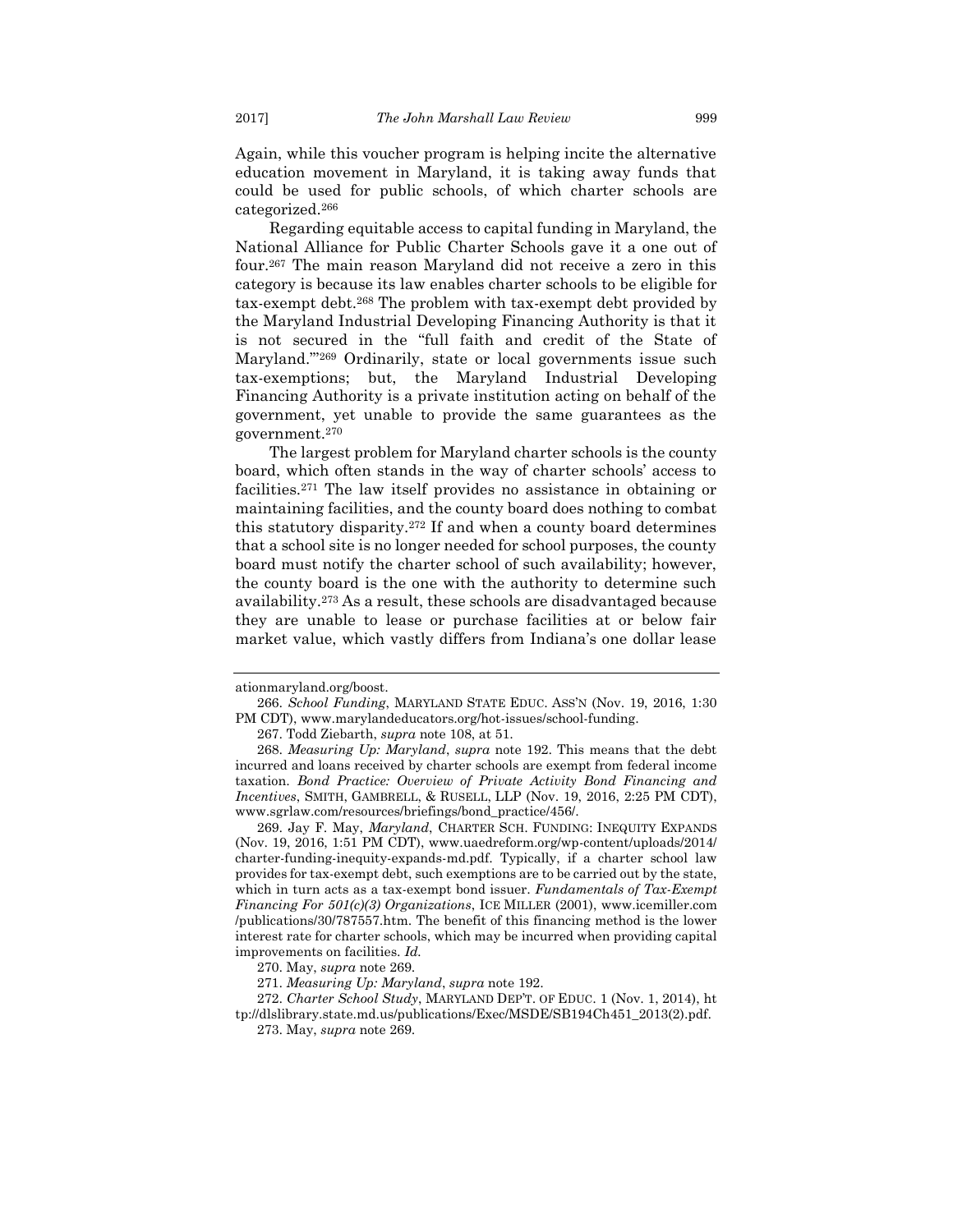Again, while this voucher program is helping incite the alternative education movement in Maryland, it is taking away funds that could be used for public schools, of which charter schools are categorized.[266]

Regarding equitable access to capital funding in Maryland, the National Alliance for Public Charter Schools gave it a one out of four.[267] The main reason Maryland did not receive a zero in this category is because its law enables charter schools to be eligible for tax-exempt debt.[268] The problem with tax-exempt debt provided by the Maryland Industrial Developing Financing Authority is that it is not secured in the "full faith and credit of the State of Maryland."'[269] Ordinarily, state or local governments issue such tax-exemptions; but, the Maryland Industrial Developing Financing Authority is a private institution acting on behalf of the government, yet unable to provide the same guarantees as the government.[270]

The largest problem for Maryland charter schools is the county board, which often stands in the way of charter schools' access to facilities.[271] The law itself provides no assistance in obtaining or maintaining facilities, and the county board does nothing to combat this statutory disparity.[272] If and when a county board determines that a school site is no longer needed for school purposes, the county board must notify the charter school of such availability; however, the county board is the one with the authority to determine such availability.[273] As a result, these schools are disadvantaged because they are unable to lease or purchase facilities at or below fair market value, which vastly differs from Indiana's one dollar lease

---

ationmaryland.org/boost.

266. *School Funding*, MARYLAND STATE EDUC. ASS'N (Nov. 19, 2016, 1:30 PM CDT), www.marylandeducators.org/hot-issues/school-funding.

267. Todd Ziebarth, *supra* note 108, at 51.

268. *Measuring Up: Maryland*, *supra* note 192. This means that the debt incurred and loans received by charter schools are exempt from federal income taxation. *Bond Practice: Overview of Private Activity Bond Financing and Incentives*, SMITH, GAMBRELL, & RUSELL, LLP (Nov. 19, 2016, 2:25 PM CDT), www.sgrlaw.com/resources/briefings/bond_practice/456/.

269. Jay F. May, *Maryland*, CHARTER SCH. FUNDING: INEQUITY EXPANDS (Nov. 19, 2016, 1:51 PM CDT), www.uaedreform.org/wp-content/uploads/2014/charter-funding-inequity-expands-md.pdf. Typically, if a charter school law provides for tax-exempt debt, such exemptions are to be carried out by the state, which in turn acts as a tax-exempt bond issuer. *Fundamentals of Tax-Exempt Financing For 501(c)(3) Organizations*, ICE MILLER (2001), www.icemiller.com/publications/30/787557.htm. The benefit of this financing method is the lower interest rate for charter schools, which may be incurred when providing capital improvements on facilities. *Id.*

270. May, *supra* note 269.

271. *Measuring Up: Maryland*, *supra* note 192.

272. *Charter School Study*, MARYLAND DEP'T. OF EDUC. 1 (Nov. 1, 2014), http://dlslibrary.state.md.us/publications/Exec/MSDE/SB194Ch451_2013(2).pdf.

273. May, *supra* note 269.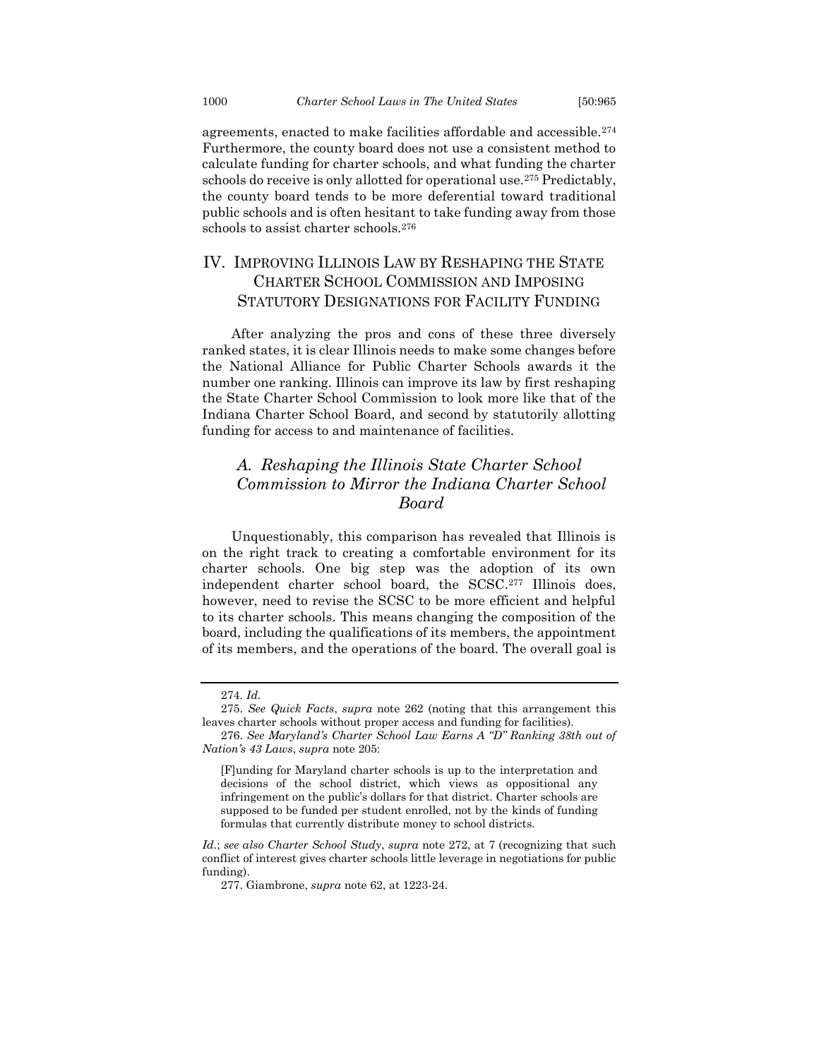agreements, enacted to make facilities affordable and accessible.[274] Furthermore, the county board does not use a consistent method to calculate funding for charter schools, and what funding the charter schools do receive is only allotted for operational use.[275] Predictably, the county board tends to be more deferential toward traditional public schools and is often hesitant to take funding away from those schools to assist charter schools.[276]

## IV. IMPROVING ILLINOIS LAW BY RESHAPING THE STATE CHARTER SCHOOL COMMISSION AND IMPOSING STATUTORY DESIGNATIONS FOR FACILITY FUNDING

After analyzing the pros and cons of these three diversely ranked states, it is clear Illinois needs to make some changes before the National Alliance for Public Charter Schools awards it the number one ranking. Illinois can improve its law by first reshaping the State Charter School Commission to look more like that of the Indiana Charter School Board, and second by statutorily allotting funding for access to and maintenance of facilities.

### *A. Reshaping the Illinois State Charter School Commission to Mirror the Indiana Charter School Board*

Unquestionably, this comparison has revealed that Illinois is on the right track to creating a comfortable environment for its charter schools. One big step was the adoption of its own independent charter school board, the SCSC.[277] Illinois does, however, need to revise the SCSC to be more efficient and helpful to its charter schools. This means changing the composition of the board, including the qualifications of its members, the appointment of its members, and the operations of the board. The overall goal is

---

274. *Id.*

275. *See Quick Facts*, *supra* note 262 (noting that this arrangement this leaves charter schools without proper access and funding for facilities).

276. *See Maryland's Charter School Law Earns A "D" Ranking 38th out of Nation's 43 Laws*, *supra* note 205:

> [F]unding for Maryland charter schools is up to the interpretation and decisions of the school district, which views as oppositional any infringement on the public's dollars for that district. Charter schools are supposed to be funded per student enrolled, not by the kinds of funding formulas that currently distribute money to school districts.

*Id.*; *see also Charter School Study*, *supra* note 272, at 7 (recognizing that such conflict of interest gives charter schools little leverage in negotiations for public funding).

277. Giambrone, *supra* note 62, at 1223-24.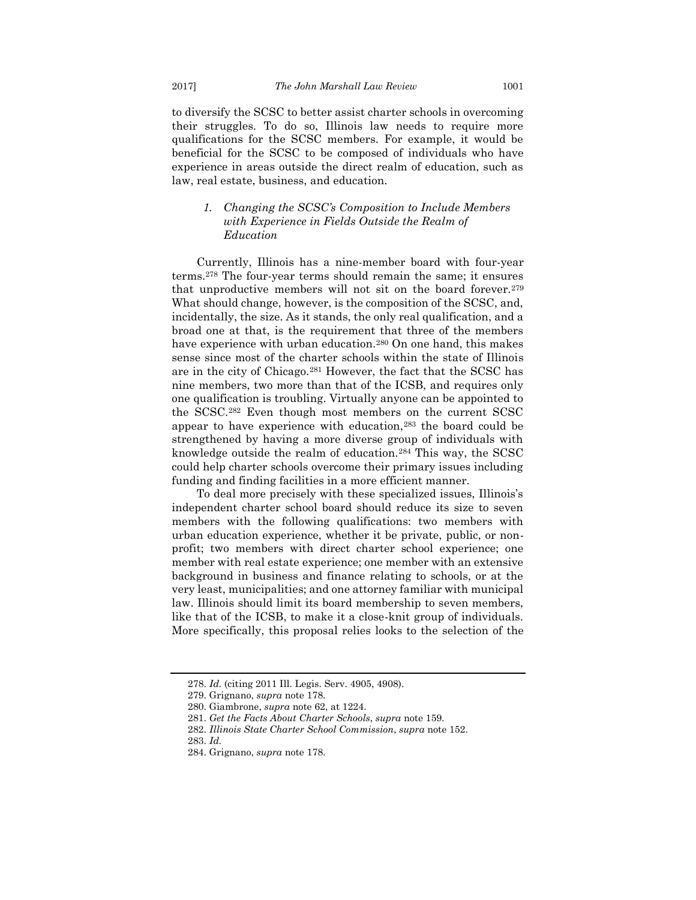to diversify the SCSC to better assist charter schools in overcoming their struggles. To do so, Illinois law needs to require more qualifications for the SCSC members. For example, it would be beneficial for the SCSC to be composed of individuals who have experience in areas outside the direct realm of education, such as law, real estate, business, and education.

### *1. Changing the SCSC's Composition to Include Members with Experience in Fields Outside the Realm of Education*

Currently, Illinois has a nine-member board with four-year terms.[278] The four-year terms should remain the same; it ensures that unproductive members will not sit on the board forever.[279] What should change, however, is the composition of the SCSC, and, incidentally, the size. As it stands, the only real qualification, and a broad one at that, is the requirement that three of the members have experience with urban education.[280] On one hand, this makes sense since most of the charter schools within the state of Illinois are in the city of Chicago.[281] However, the fact that the SCSC has nine members, two more than that of the ICSB, and requires only one qualification is troubling. Virtually anyone can be appointed to the SCSC.[282] Even though most members on the current SCSC appear to have experience with education,[283] the board could be strengthened by having a more diverse group of individuals with knowledge outside the realm of education.[284] This way, the SCSC could help charter schools overcome their primary issues including funding and finding facilities in a more efficient manner.

To deal more precisely with these specialized issues, Illinois's independent charter school board should reduce its size to seven members with the following qualifications: two members with urban education experience, whether it be private, public, or non-profit; two members with direct charter school experience; one member with real estate experience; one member with an extensive background in business and finance relating to schools, or at the very least, municipalities; and one attorney familiar with municipal law. Illinois should limit its board membership to seven members, like that of the ICSB, to make it a close-knit group of individuals. More specifically, this proposal relies looks to the selection of the

---

278. *Id.* (citing 2011 Ill. Legis. Serv. 4905, 4908).

279. Grignano, *supra* note 178.

280. Giambrone, *supra* note 62, at 1224.

281. *Get the Facts About Charter Schools*, *supra* note 159.

282. *Illinois State Charter School Commission*, *supra* note 152.

283. *Id.*

284. Grignano, *supra* note 178.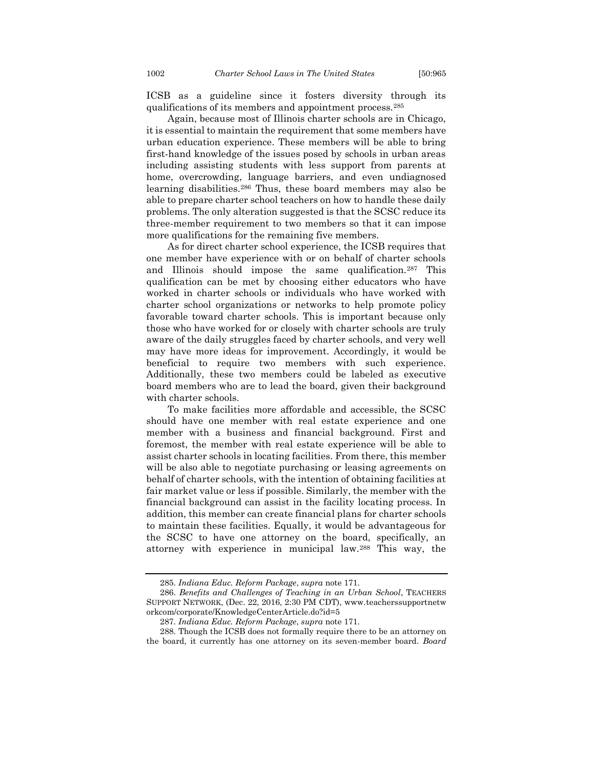ICSB as a guideline since it fosters diversity through its qualifications of its members and appointment process.[285]

Again, because most of Illinois charter schools are in Chicago, it is essential to maintain the requirement that some members have urban education experience. These members will be able to bring first-hand knowledge of the issues posed by schools in urban areas including assisting students with less support from parents at home, overcrowding, language barriers, and even undiagnosed learning disabilities.[286] Thus, these board members may also be able to prepare charter school teachers on how to handle these daily problems. The only alteration suggested is that the SCSC reduce its three-member requirement to two members so that it can impose more qualifications for the remaining five members.

As for direct charter school experience, the ICSB requires that one member have experience with or on behalf of charter schools and Illinois should impose the same qualification.[287] This qualification can be met by choosing either educators who have worked in charter schools or individuals who have worked with charter school organizations or networks to help promote policy favorable toward charter schools. This is important because only those who have worked for or closely with charter schools are truly aware of the daily struggles faced by charter schools, and very well may have more ideas for improvement. Accordingly, it would be beneficial to require two members with such experience. Additionally, these two members could be labeled as executive board members who are to lead the board, given their background with charter schools.

To make facilities more affordable and accessible, the SCSC should have one member with real estate experience and one member with a business and financial background. First and foremost, the member with real estate experience will be able to assist charter schools in locating facilities. From there, this member will be also able to negotiate purchasing or leasing agreements on behalf of charter schools, with the intention of obtaining facilities at fair market value or less if possible. Similarly, the member with the financial background can assist in the facility locating process. In addition, this member can create financial plans for charter schools to maintain these facilities. Equally, it would be advantageous for the SCSC to have one attorney on the board, specifically, an attorney with experience in municipal law.[288] This way, the

---

285. *Indiana Educ. Reform Package*, *supra* note 171.

286. *Benefits and Challenges of Teaching in an Urban School*, TEACHERS SUPPORT NETWORK, (Dec. 22, 2016, 2:30 PM CDT), www.teacherssupportnetworkcom/corporate/KnowledgeCenterArticle.do?id=5

287. *Indiana Educ. Reform Package*, *supra* note 171.

288. Though the ICSB does not formally require there to be an attorney on the board, it currently has one attorney on its seven-member board. *Board*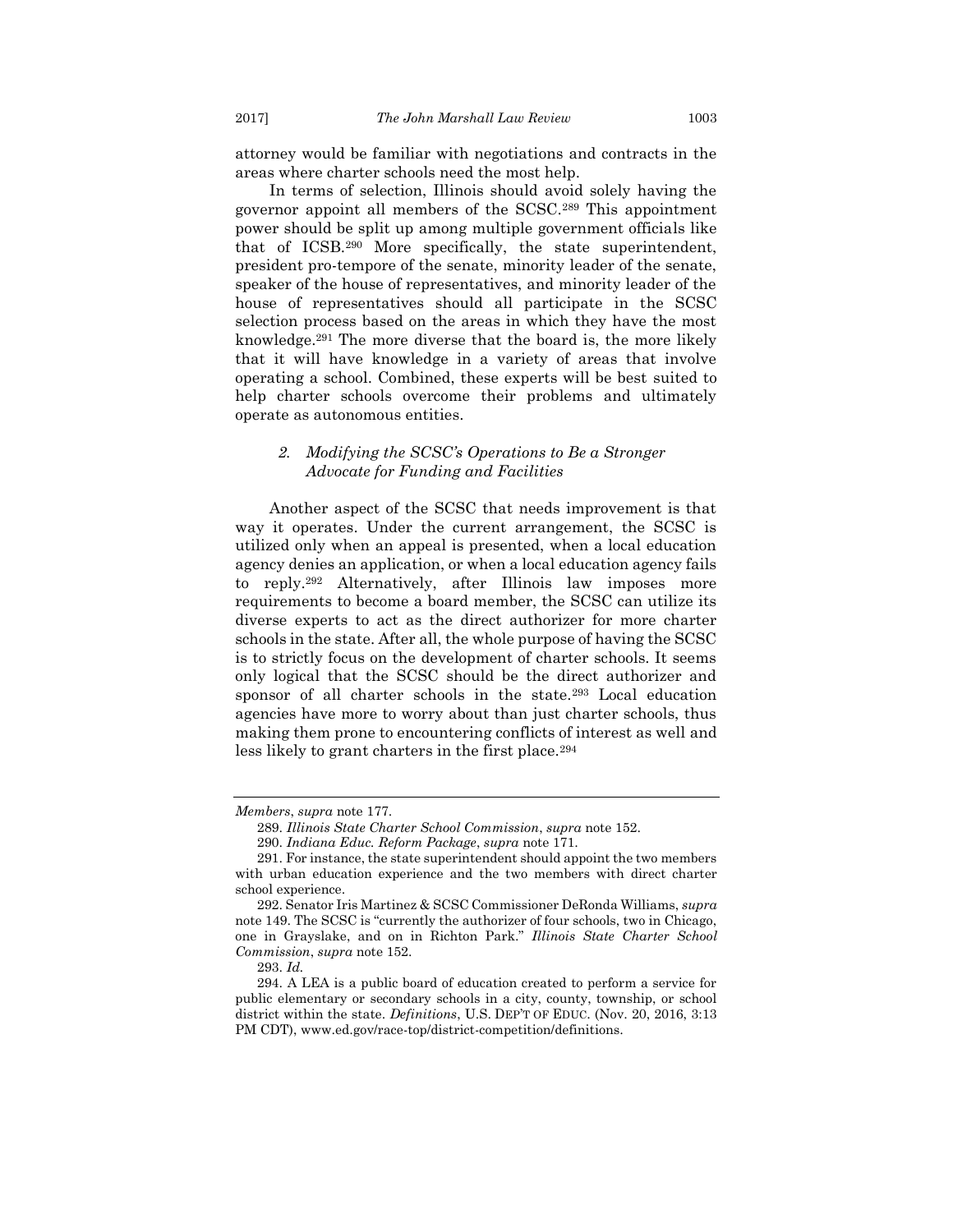attorney would be familiar with negotiations and contracts in the areas where charter schools need the most help.

In terms of selection, Illinois should avoid solely having the governor appoint all members of the SCSC.[289] This appointment power should be split up among multiple government officials like that of ICSB.[290] More specifically, the state superintendent, president pro-tempore of the senate, minority leader of the senate, speaker of the house of representatives, and minority leader of the house of representatives should all participate in the SCSC selection process based on the areas in which they have the most knowledge.[291] The more diverse that the board is, the more likely that it will have knowledge in a variety of areas that involve operating a school. Combined, these experts will be best suited to help charter schools overcome their problems and ultimately operate as autonomous entities.

### *2. Modifying the SCSC's Operations to Be a Stronger Advocate for Funding and Facilities*

Another aspect of the SCSC that needs improvement is that way it operates. Under the current arrangement, the SCSC is utilized only when an appeal is presented, when a local education agency denies an application, or when a local education agency fails to reply.[292] Alternatively, after Illinois law imposes more requirements to become a board member, the SCSC can utilize its diverse experts to act as the direct authorizer for more charter schools in the state. After all, the whole purpose of having the SCSC is to strictly focus on the development of charter schools. It seems only logical that the SCSC should be the direct authorizer and sponsor of all charter schools in the state.[293] Local education agencies have more to worry about than just charter schools, thus making them prone to encountering conflicts of interest as well and less likely to grant charters in the first place.[294]

---

*Members*, *supra* note 177.

289. *Illinois State Charter School Commission*, *supra* note 152.

290. *Indiana Educ. Reform Package*, *supra* note 171.

291. For instance, the state superintendent should appoint the two members with urban education experience and the two members with direct charter school experience.

292. Senator Iris Martinez & SCSC Commissioner DeRonda Williams, *supra* note 149. The SCSC is "currently the authorizer of four schools, two in Chicago, one in Grayslake, and on in Richton Park." *Illinois State Charter School Commission*, *supra* note 152.

293. *Id.*

294. A LEA is a public board of education created to perform a service for public elementary or secondary schools in a city, county, township, or school district within the state. *Definitions*, U.S. DEP'T OF EDUC. (Nov. 20, 2016, 3:13 PM CDT), www.ed.gov/race-top/district-competition/definitions.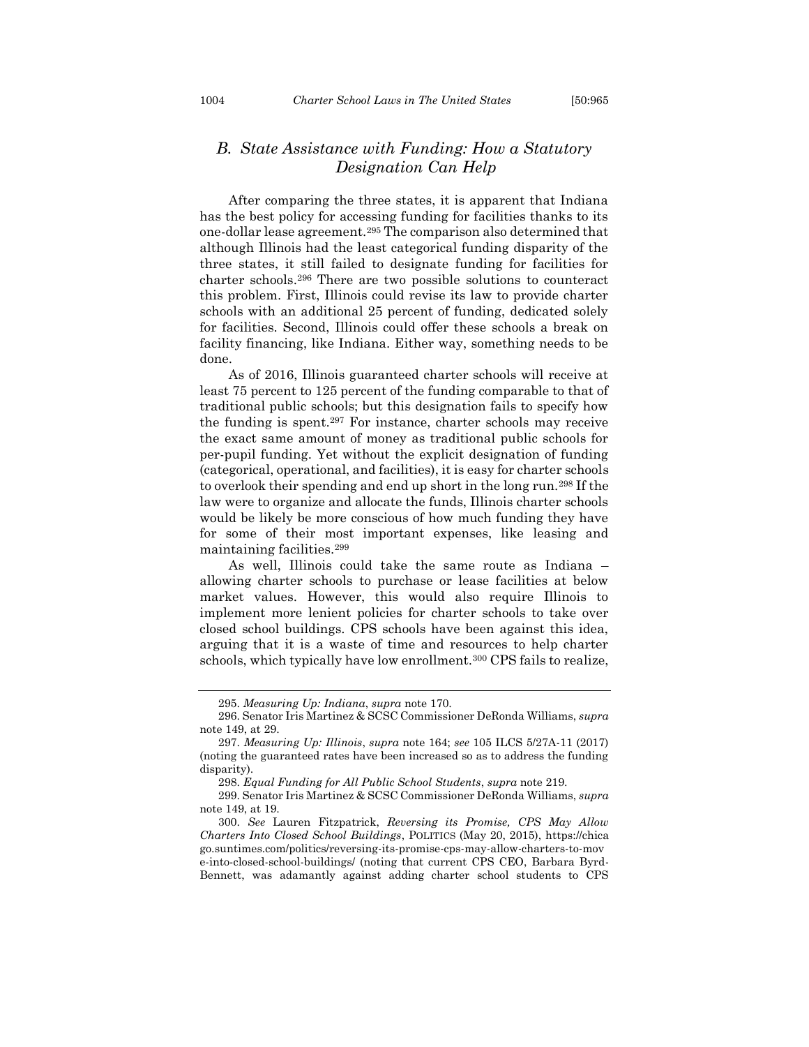## *B. State Assistance with Funding: How a Statutory Designation Can Help*

After comparing the three states, it is apparent that Indiana has the best policy for accessing funding for facilities thanks to its one-dollar lease agreement.[295] The comparison also determined that although Illinois had the least categorical funding disparity of the three states, it still failed to designate funding for facilities for charter schools.[296] There are two possible solutions to counteract this problem. First, Illinois could revise its law to provide charter schools with an additional 25 percent of funding, dedicated solely for facilities. Second, Illinois could offer these schools a break on facility financing, like Indiana. Either way, something needs to be done.

As of 2016, Illinois guaranteed charter schools will receive at least 75 percent to 125 percent of the funding comparable to that of traditional public schools; but this designation fails to specify how the funding is spent.[297] For instance, charter schools may receive the exact same amount of money as traditional public schools for per-pupil funding. Yet without the explicit designation of funding (categorical, operational, and facilities), it is easy for charter schools to overlook their spending and end up short in the long run.[298] If the law were to organize and allocate the funds, Illinois charter schools would be likely be more conscious of how much funding they have for some of their most important expenses, like leasing and maintaining facilities.[299]

As well, Illinois could take the same route as Indiana – allowing charter schools to purchase or lease facilities at below market values. However, this would also require Illinois to implement more lenient policies for charter schools to take over closed school buildings. CPS schools have been against this idea, arguing that it is a waste of time and resources to help charter schools, which typically have low enrollment.[300] CPS fails to realize,

---

295. *Measuring Up: Indiana*, *supra* note 170.

296. Senator Iris Martinez & SCSC Commissioner DeRonda Williams, *supra* note 149, at 29.

297. *Measuring Up: Illinois*, *supra* note 164; *see* 105 ILCS 5/27A-11 (2017) (noting the guaranteed rates have been increased so as to address the funding disparity).

298. *Equal Funding for All Public School Students*, *supra* note 219.

299. Senator Iris Martinez & SCSC Commissioner DeRonda Williams, *supra* note 149, at 19.

300. *See* Lauren Fitzpatrick, *Reversing its Promise, CPS May Allow Charters Into Closed School Buildings*, POLITICS (May 20, 2015), https://chicago.suntimes.com/politics/reversing-its-promise-cps-may-allow-charters-to-move-into-closed-school-buildings/ (noting that current CPS CEO, Barbara Byrd-Bennett, was adamantly against adding charter school students to CPS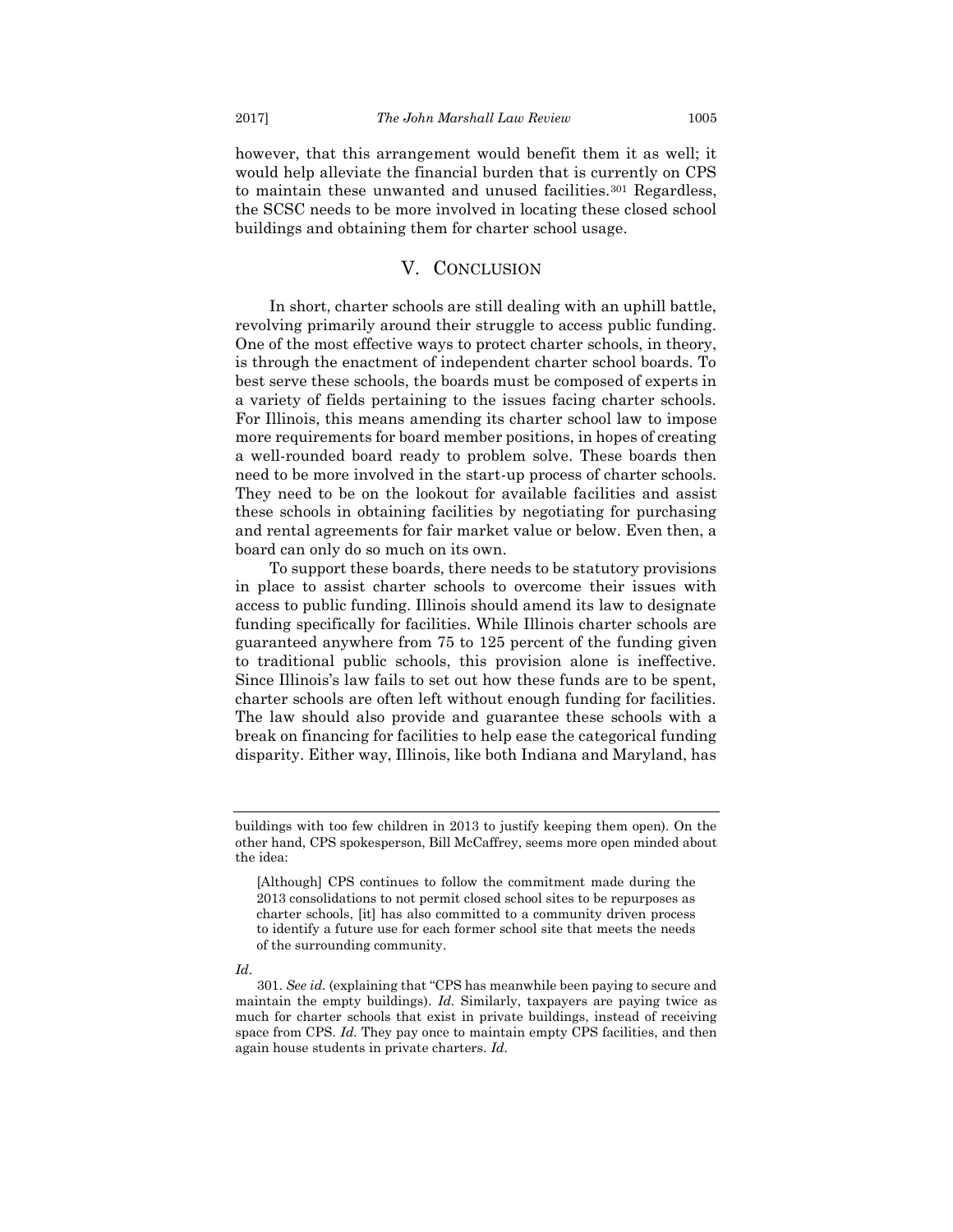however, that this arrangement would benefit them it as well; it would help alleviate the financial burden that is currently on CPS to maintain these unwanted and unused facilities.[301] Regardless, the SCSC needs to be more involved in locating these closed school buildings and obtaining them for charter school usage.

## V. CONCLUSION

In short, charter schools are still dealing with an uphill battle, revolving primarily around their struggle to access public funding. One of the most effective ways to protect charter schools, in theory, is through the enactment of independent charter school boards. To best serve these schools, the boards must be composed of experts in a variety of fields pertaining to the issues facing charter schools. For Illinois, this means amending its charter school law to impose more requirements for board member positions, in hopes of creating a well-rounded board ready to problem solve. These boards then need to be more involved in the start-up process of charter schools. They need to be on the lookout for available facilities and assist these schools in obtaining facilities by negotiating for purchasing and rental agreements for fair market value or below. Even then, a board can only do so much on its own.

To support these boards, there needs to be statutory provisions in place to assist charter schools to overcome their issues with access to public funding. Illinois should amend its law to designate funding specifically for facilities. While Illinois charter schools are guaranteed anywhere from 75 to 125 percent of the funding given to traditional public schools, this provision alone is ineffective. Since Illinois's law fails to set out how these funds are to be spent, charter schools are often left without enough funding for facilities. The law should also provide and guarantee these schools with a break on financing for facilities to help ease the categorical funding disparity. Either way, Illinois, like both Indiana and Maryland, has

---

buildings with too few children in 2013 to justify keeping them open). On the other hand, CPS spokesperson, Bill McCaffrey, seems more open minded about the idea:

> [Although] CPS continues to follow the commitment made during the 2013 consolidations to not permit closed school sites to be repurposes as charter schools, [it] has also committed to a community driven process to identify a future use for each former school site that meets the needs of the surrounding community.

*Id*.

301. *See id.* (explaining that "CPS has meanwhile been paying to secure and maintain the empty buildings). *Id.* Similarly, taxpayers are paying twice as much for charter schools that exist in private buildings, instead of receiving space from CPS. *Id.* They pay once to maintain empty CPS facilities, and then again house students in private charters. *Id.*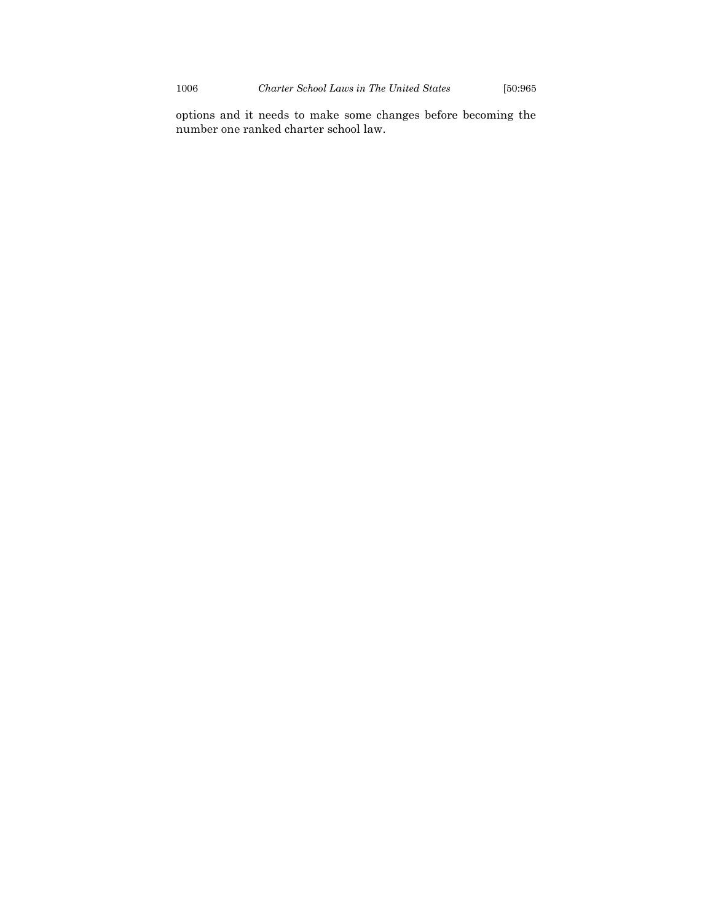options and it needs to make some changes before becoming the number one ranked charter school law.